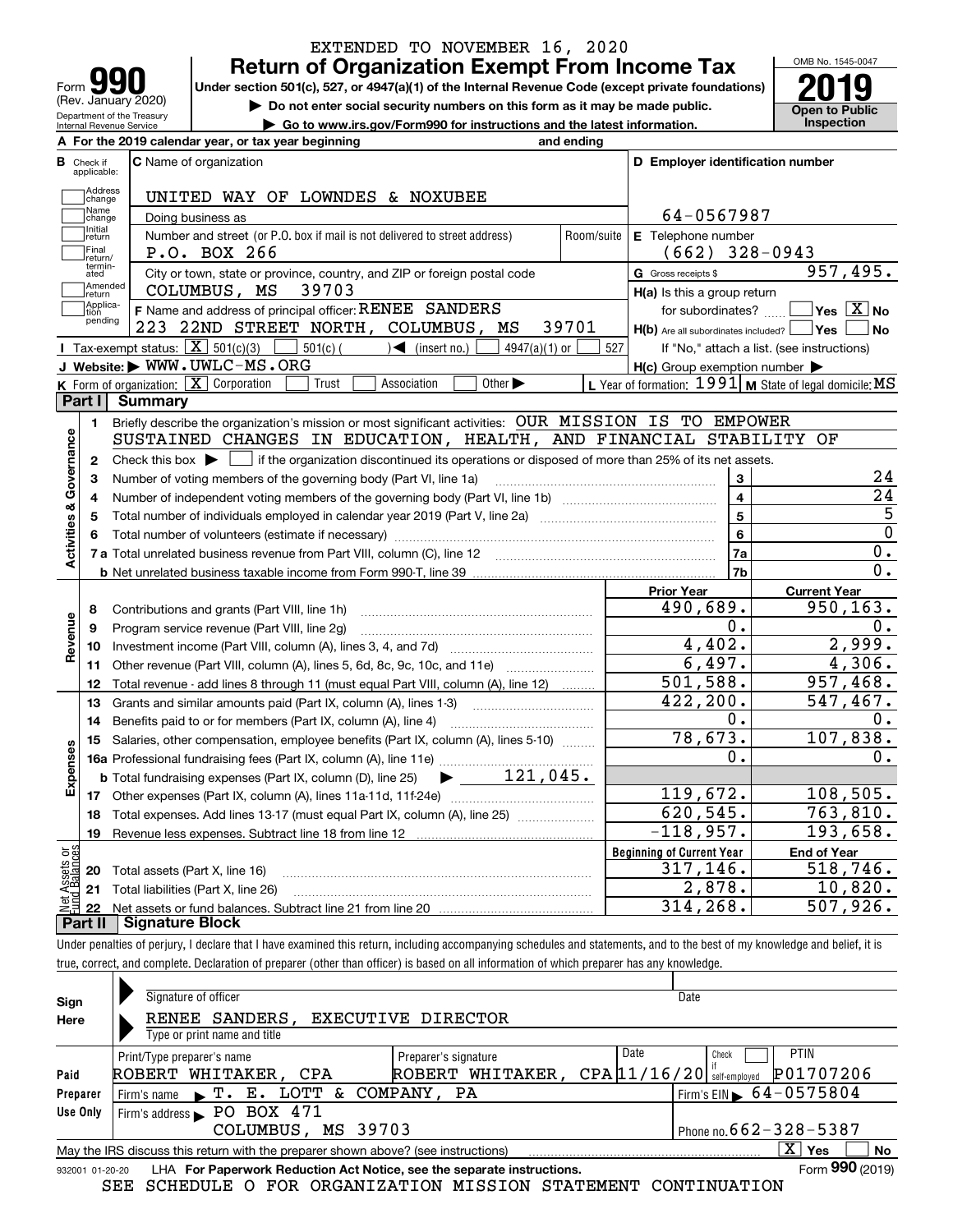EXTENDED TO NOVEMBER 16, 2020

# Form 990 — Return of Organization Exempt From Income Tax

(Rev. January 2020)

Department of the Treasury
Internal Revenue Service

**Under section 501(c), 527, or 4947(a)(1) of the Internal Revenue Code (except private foundations)**

▶ **Do not enter social security numbers on this form as it may be made public.**

▶ **Go to www.irs.gov/Form990 for instructions and the latest information.**

OMB No. 1545-0047

**2019**

**Open to Public Inspection**

**A** For the 2019 calendar year, or tax year beginning and ending

**B** Check if applicable: Address change, Name change, Initial return, Final return/terminated, Amended return, Application pending

**C** Name of organization: UNITED WAY OF LOWNDES & NOXUBEE

Doing business as

Number and street (or P.O. box if mail is not delivered to street address): P.O. BOX 266 — Room/suite

City or town, state or province, country, and ZIP or foreign postal code: COLUMBUS, MS 39703

**D** Employer identification number: 64-0567987

**E** Telephone number: (662) 328-0943

**G** Gross receipts $ 957,495.

**F** Name and address of principal officer: RENEE SANDERS, 223 22ND STREET NORTH, COLUMBUS, MS 39701

**H(a)** Is this a group return for subordinates? Yes [ ] No [X]

**H(b)** Are all subordinates included? Yes [ ] No [ ]
If "No," attach a list. (see instructions)

**H(c)** Group exemption number ▶

**I** Tax-exempt status: [X] 501(c)(3) [ ] 501(c) ( ) ◀ (insert no.) [ ] 4947(a)(1) or [ ] 527

**J** Website: ▶ WWW.UWLC-MS.ORG

**K** Form of organization: [X] Corporation [ ] Trust [ ] Association [ ] Other ▶

**L** Year of formation: 1991 **M** State of legal domicile: MS

## Part I Summary

**Activities & Governance**

1. Briefly describe the organization's mission or most significant activities: OUR MISSION IS TO EMPOWER SUSTAINED CHANGES IN EDUCATION, HEALTH, AND FINANCIAL STABILITY OF
2. Check this box ▶ [ ] if the organization discontinued its operations or disposed of more than 25% of its net assets.

| Line | Description | No. | Value |
|---|---|---|---|
| 3 | Number of voting members of the governing body (Part VI, line 1a) | 3 | 24 |
| 4 | Number of independent voting members of the governing body (Part VI, line 1b) | 4 | 24 |
| 5 | Total number of individuals employed in calendar year 2019 (Part V, line 2a) | 5 | 5 |
| 6 | Total number of volunteers (estimate if necessary) | 6 | 0 |
| 7a | Total unrelated business revenue from Part VIII, column (C), line 12 | 7a | 0. |
| 7b | Net unrelated business taxable income from Form 990-T, line 39 | 7b | 0. |

| Line | Description | Prior Year | Current Year |
|---|---|---|---|
| **Revenue** | | | |
| 8 | Contributions and grants (Part VIII, line 1h) | 490,689. | 950,163. |
| 9 | Program service revenue (Part VIII, line 2g) | 0. | 0. |
| 10 | Investment income (Part VIII, column (A), lines 3, 4, and 7d) | 4,402. | 2,999. |
| 11 | Other revenue (Part VIII, column (A), lines 5, 6d, 8c, 9c, 10c, and 11e) | 6,497. | 4,306. |
| 12 | Total revenue - add lines 8 through 11 (must equal Part VIII, column (A), line 12) | 501,588. | 957,468. |
| **Expenses** | | | |
| 13 | Grants and similar amounts paid (Part IX, column (A), lines 1-3) | 422,200. | 547,467. |
| 14 | Benefits paid to or for members (Part IX, column (A), line 4) | 0. | 0. |
| 15 | Salaries, other compensation, employee benefits (Part IX, column (A), lines 5-10) | 78,673. | 107,838. |
| 16a | Professional fundraising fees (Part IX, column (A), line 11e) | 0. | 0. |
| b | Total fundraising expenses (Part IX, column (D), line 25) ▶ 121,045. | | |
| 17 | Other expenses (Part IX, column (A), lines 11a-11d, 11f-24e) | 119,672. | 108,505. |
| 18 | Total expenses. Add lines 13-17 (must equal Part IX, column (A), line 25) | 620,545. | 763,810. |
| 19 | Revenue less expenses. Subtract line 18 from line 12 | -118,957. | 193,658. |

| Line | Net Assets or Fund Balances | Beginning of Current Year | End of Year |
|---|---|---|---|
| 20 | Total assets (Part X, line 16) | 317,146. | 518,746. |
| 21 | Total liabilities (Part X, line 26) | 2,878. | 10,820. |
| 22 | Net assets or fund balances. Subtract line 21 from line 20 | 314,268. | 507,926. |

## Part II Signature Block

Under penalties of perjury, I declare that I have examined this return, including accompanying schedules and statements, and to the best of my knowledge and belief, it is true, correct, and complete. Declaration of preparer (other than officer) is based on all information of which preparer has any knowledge.

**Sign Here**

Signature of officer — Date

RENEE SANDERS, EXECUTIVE DIRECTOR
Type or print name and title

**Paid Preparer Use Only**

| Print/Type preparer's name | Preparer's signature | Date | Check if self-employed | PTIN |
|---|---|---|---|---|
| ROBERT WHITAKER, CPA | ROBERT WHITAKER, CPA | 11/16/20 | [ ] | P01707206 |

Firm's name ▶ T. E. LOTT & COMPANY, PA — Firm's EIN ▶ 64-0575804

Firm's address ▶ PO BOX 471, COLUMBUS, MS 39703 — Phone no. 662-328-5387

May the IRS discuss this return with the preparer shown above? (see instructions) [X] Yes [ ] No

932001 01-20-20 LHA For Paperwork Reduction Act Notice, see the separate instructions. Form 990 (2019)

SEE SCHEDULE O FOR ORGANIZATION MISSION STATEMENT CONTINUATION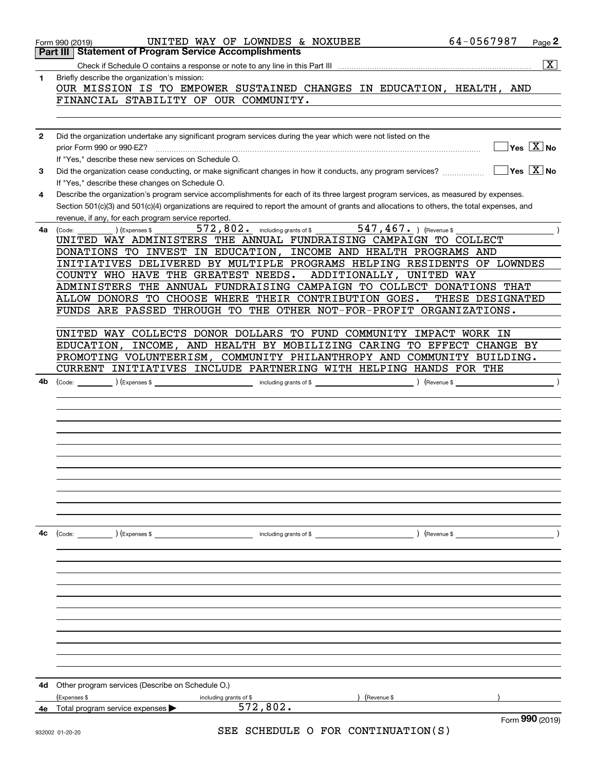Form 990 (2019) UNITED WAY OF LOWNDES & NOXUBEE 64-0567987 Page **2**

## Part III | Statement of Program Service Accomplishments

Check if Schedule O contains a response or note to any line in this Part III .................... [X]

**1** Briefly describe the organization's mission:

OUR MISSION IS TO EMPOWER SUSTAINED CHANGES IN EDUCATION, HEALTH, AND FINANCIAL STABILITY OF OUR COMMUNITY.

**2** Did the organization undertake any significant program services during the year which were not listed on the prior Form 990 or 990-EZ? .................... [ ] Yes [X] No

If "Yes," describe these new services on Schedule O.

**3** Did the organization cease conducting, or make significant changes in how it conducts, any program services? .................... [ ] Yes [X] No

If "Yes," describe these changes on Schedule O.

**4** Describe the organization's program service accomplishments for each of its three largest program services, as measured by expenses. Section 501(c)(3) and 501(c)(4) organizations are required to report the amount of grants and allocations to others, the total expenses, and revenue, if any, for each program service reported.

**4a** (Code: ) (Expenses $ 572,802. including grants of $ 547,467. ) (Revenue $ )

UNITED WAY ADMINISTERS THE ANNUAL FUNDRAISING CAMPAIGN TO COLLECT DONATIONS TO INVEST IN EDUCATION, INCOME AND HEALTH PROGRAMS AND INITIATIVES DELIVERED BY MULTIPLE PROGRAMS HELPING RESIDENTS OF LOWNDES COUNTY WHO HAVE THE GREATEST NEEDS. ADDITIONALLY, UNITED WAY ADMINISTERS THE ANNUAL FUNDRAISING CAMPAIGN TO COLLECT DONATIONS THAT ALLOW DONORS TO CHOOSE WHERE THEIR CONTRIBUTION GOES. THESE DESIGNATED FUNDS ARE PASSED THROUGH TO THE OTHER NOT-FOR-PROFIT ORGANIZATIONS.

UNITED WAY COLLECTS DONOR DOLLARS TO FUND COMMUNITY IMPACT WORK IN EDUCATION, INCOME, AND HEALTH BY MOBILIZING CARING TO EFFECT CHANGE BY PROMOTING VOLUNTEERISM, COMMUNITY PHILANTHROPY AND COMMUNITY BUILDING. CURRENT INITIATIVES INCLUDE PARTNERING WITH HELPING HANDS FOR THE

**4b** (Code: ) (Expenses $ including grants of $ ) (Revenue $ )

**4c** (Code: ) (Expenses $ including grants of $ ) (Revenue $ )

**4d** Other program services (Describe on Schedule O.)

(Expenses $ including grants of $ ) (Revenue $ )

**4e** Total program service expenses ▶ 572,802.

SEE SCHEDULE O FOR CONTINUATION(S)

Form **990** (2019)

932002 01-20-20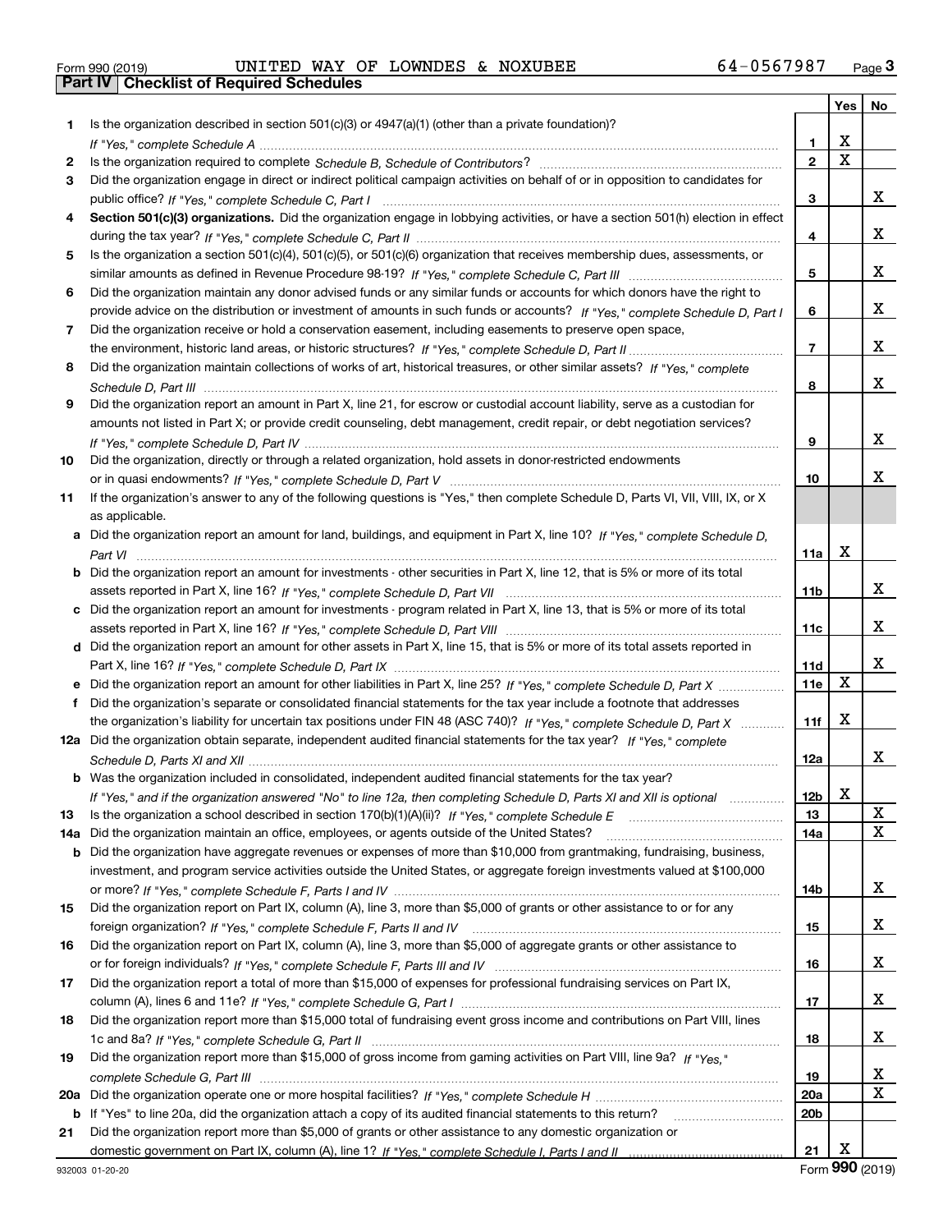Form 990 (2019) UNITED WAY OF LOWNDES & NOXUBEE 64-0567987

## Part IV Checklist of Required Schedules

| | | | Yes | No |
|---|---|---|---|---|
| 1 | Is the organization described in section 501(c)(3) or 4947(a)(1) (other than a private foundation)? *If "Yes," complete Schedule A* | 1 | X | |
| 2 | Is the organization required to complete *Schedule B, Schedule of Contributors*? | 2 | X | |
| 3 | Did the organization engage in direct or indirect political campaign activities on behalf of or in opposition to candidates for public office? *If "Yes," complete Schedule C, Part I* | 3 | | X |
| 4 | **Section 501(c)(3) organizations.** Did the organization engage in lobbying activities, or have a section 501(h) election in effect during the tax year? *If "Yes," complete Schedule C, Part II* | 4 | | X |
| 5 | Is the organization a section 501(c)(4), 501(c)(5), or 501(c)(6) organization that receives membership dues, assessments, or similar amounts as defined in Revenue Procedure 98-19? *If "Yes," complete Schedule C, Part III* | 5 | | X |
| 6 | Did the organization maintain any donor advised funds or any similar funds or accounts for which donors have the right to provide advice on the distribution or investment of amounts in such funds or accounts? *If "Yes," complete Schedule D, Part I* | 6 | | X |
| 7 | Did the organization receive or hold a conservation easement, including easements to preserve open space, the environment, historic land areas, or historic structures? *If "Yes," complete Schedule D, Part II* | 7 | | X |
| 8 | Did the organization maintain collections of works of art, historical treasures, or other similar assets? *If "Yes," complete Schedule D, Part III* | 8 | | X |
| 9 | Did the organization report an amount in Part X, line 21, for escrow or custodial account liability, serve as a custodian for amounts not listed in Part X; or provide credit counseling, debt management, credit repair, or debt negotiation services? *If "Yes," complete Schedule D, Part IV* | 9 | | X |
| 10 | Did the organization, directly or through a related organization, hold assets in donor-restricted endowments or in quasi endowments? *If "Yes," complete Schedule D, Part V* | 10 | | X |
| 11 | If the organization's answer to any of the following questions is "Yes," then complete Schedule D, Parts VI, VII, VIII, IX, or X as applicable. | | | |
| a | Did the organization report an amount for land, buildings, and equipment in Part X, line 10? *If "Yes," complete Schedule D, Part VI* | 11a | X | |
| b | Did the organization report an amount for investments - other securities in Part X, line 12, that is 5% or more of its total assets reported in Part X, line 16? *If "Yes," complete Schedule D, Part VII* | 11b | | X |
| c | Did the organization report an amount for investments - program related in Part X, line 13, that is 5% or more of its total assets reported in Part X, line 16? *If "Yes," complete Schedule D, Part VIII* | 11c | | X |
| d | Did the organization report an amount for other assets in Part X, line 15, that is 5% or more of its total assets reported in Part X, line 16? *If "Yes," complete Schedule D, Part IX* | 11d | | X |
| e | Did the organization report an amount for other liabilities in Part X, line 25? *If "Yes," complete Schedule D, Part X* | 11e | X | |
| f | Did the organization's separate or consolidated financial statements for the tax year include a footnote that addresses the organization's liability for uncertain tax positions under FIN 48 (ASC 740)? *If "Yes," complete Schedule D, Part X* | 11f | X | |
| 12a | Did the organization obtain separate, independent audited financial statements for the tax year? *If "Yes," complete Schedule D, Parts XI and XII* | 12a | | X |
| b | Was the organization included in consolidated, independent audited financial statements for the tax year? *If "Yes," and if the organization answered "No" to line 12a, then completing Schedule D, Parts XI and XII is optional* | 12b | X | |
| 13 | Is the organization a school described in section 170(b)(1)(A)(ii)? *If "Yes," complete Schedule E* | 13 | | X |
| 14a | Did the organization maintain an office, employees, or agents outside of the United States? | 14a | | X |
| b | Did the organization have aggregate revenues or expenses of more than $10,000 from grantmaking, fundraising, business, investment, and program service activities outside the United States, or aggregate foreign investments valued at $100,000 or more? *If "Yes," complete Schedule F, Parts I and IV* | 14b | | X |
| 15 | Did the organization report on Part IX, column (A), line 3, more than $5,000 of grants or other assistance to or for any foreign organization? *If "Yes," complete Schedule F, Parts II and IV* | 15 | | X |
| 16 | Did the organization report on Part IX, column (A), line 3, more than $5,000 of aggregate grants or other assistance to or for foreign individuals? *If "Yes," complete Schedule F, Parts III and IV* | 16 | | X |
| 17 | Did the organization report a total of more than $15,000 of expenses for professional fundraising services on Part IX, column (A), lines 6 and 11e? *If "Yes," complete Schedule G, Part I* | 17 | | X |
| 18 | Did the organization report more than $15,000 total of fundraising event gross income and contributions on Part VIII, lines 1c and 8a? *If "Yes," complete Schedule G, Part II* | 18 | | X |
| 19 | Did the organization report more than $15,000 of gross income from gaming activities on Part VIII, line 9a? *If "Yes," complete Schedule G, Part III* | 19 | | X |
| 20a | Did the organization operate one or more hospital facilities? *If "Yes," complete Schedule H* | 20a | | X |
| b | If "Yes" to line 20a, did the organization attach a copy of its audited financial statements to this return? | 20b | | |
| 21 | Did the organization report more than $5,000 of grants or other assistance to any domestic organization or domestic government on Part IX, column (A), line 1? *If "Yes," complete Schedule I, Parts I and II* | 21 | X | |

932003 01-20-20 Form 990 (2019)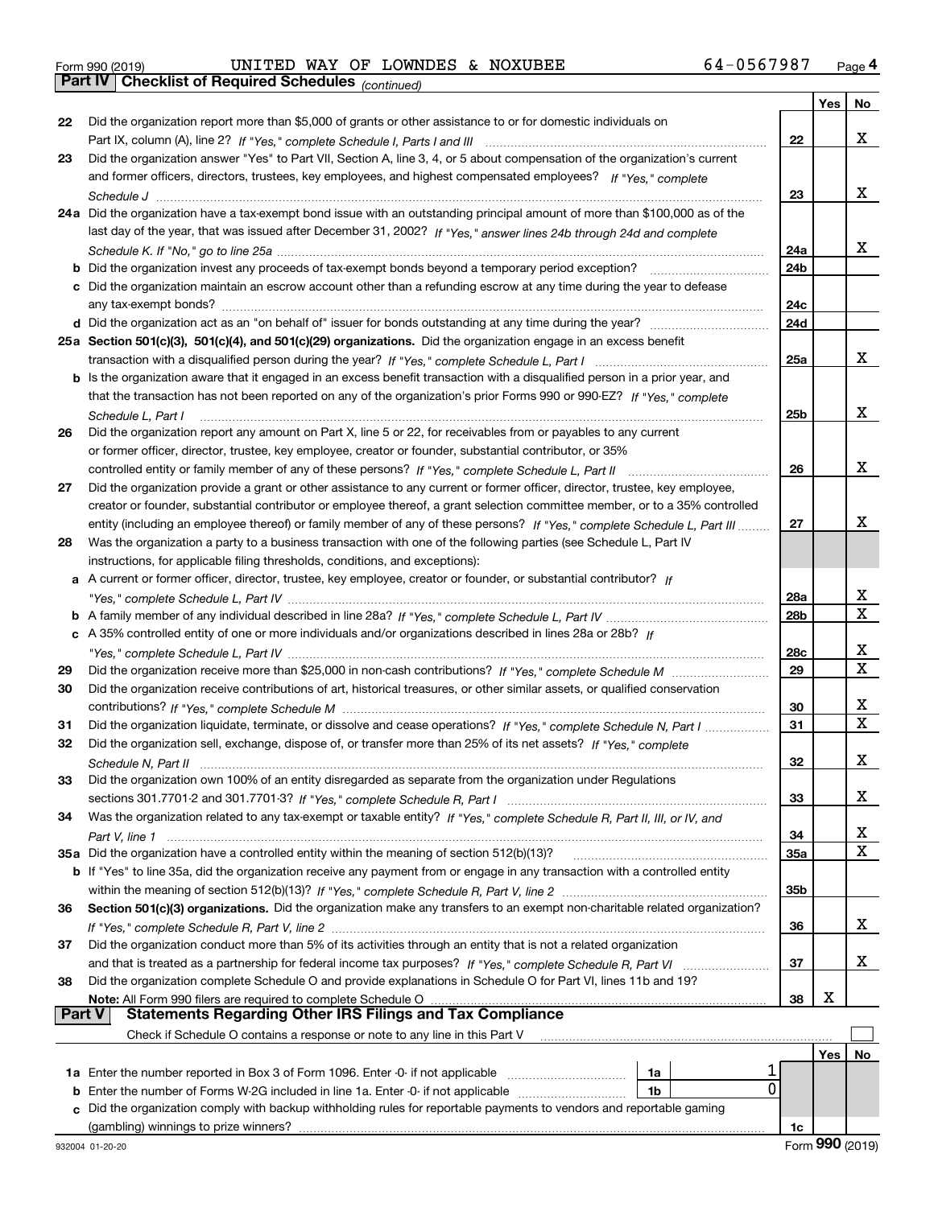Form 990 (2019) UNITED WAY OF LOWNDES & NOXUBEE 64-0567987

## Part IV Checklist of Required Schedules *(continued)*

| | | | Yes | No |
|---|---|---|---|---|
| 22 | Did the organization report more than $5,000 of grants or other assistance to or for domestic individuals on Part IX, column (A), line 2? *If "Yes," complete Schedule I, Parts I and III* | 22 | | X |
| 23 | Did the organization answer "Yes" to Part VII, Section A, line 3, 4, or 5 about compensation of the organization's current and former officers, directors, trustees, key employees, and highest compensated employees? *If "Yes," complete Schedule J* | 23 | | X |
| 24a | Did the organization have a tax-exempt bond issue with an outstanding principal amount of more than $100,000 as of the last day of the year, that was issued after December 31, 2002? *If "Yes," answer lines 24b through 24d and complete Schedule K. If "No," go to line 25a* | 24a | | X |
| b | Did the organization invest any proceeds of tax-exempt bonds beyond a temporary period exception? | 24b | | |
| c | Did the organization maintain an escrow account other than a refunding escrow at any time during the year to defease any tax-exempt bonds? | 24c | | |
| d | Did the organization act as an "on behalf of" issuer for bonds outstanding at any time during the year? | 24d | | |
| 25a | **Section 501(c)(3), 501(c)(4), and 501(c)(29) organizations.** Did the organization engage in an excess benefit transaction with a disqualified person during the year? *If "Yes," complete Schedule L, Part I* | 25a | | X |
| b | Is the organization aware that it engaged in an excess benefit transaction with a disqualified person in a prior year, and that the transaction has not been reported on any of the organization's prior Forms 990 or 990-EZ? *If "Yes," complete Schedule L, Part I* | 25b | | X |
| 26 | Did the organization report any amount on Part X, line 5 or 22, for receivables from or payables to any current or former officer, director, trustee, key employee, creator or founder, substantial contributor, or 35% controlled entity or family member of any of these persons? *If "Yes," complete Schedule L, Part II* | 26 | | X |
| 27 | Did the organization provide a grant or other assistance to any current or former officer, director, trustee, key employee, creator or founder, substantial contributor or employee thereof, a grant selection committee member, or to a 35% controlled entity (including an employee thereof) or family member of any of these persons? *If "Yes," complete Schedule L, Part III* | 27 | | X |
| 28 | Was the organization a party to a business transaction with one of the following parties (see Schedule L, Part IV instructions, for applicable filing thresholds, conditions, and exceptions): | | | |
| a | A current or former officer, director, trustee, key employee, creator or founder, or substantial contributor? *If "Yes," complete Schedule L, Part IV* | 28a | | X |
| b | A family member of any individual described in line 28a? *If "Yes," complete Schedule L, Part IV* | 28b | | X |
| c | A 35% controlled entity of one or more individuals and/or organizations described in lines 28a or 28b? *If "Yes," complete Schedule L, Part IV* | 28c | | X |
| 29 | Did the organization receive more than $25,000 in non-cash contributions? *If "Yes," complete Schedule M* | 29 | | X |
| 30 | Did the organization receive contributions of art, historical treasures, or other similar assets, or qualified conservation contributions? *If "Yes," complete Schedule M* | 30 | | X |
| 31 | Did the organization liquidate, terminate, or dissolve and cease operations? *If "Yes," complete Schedule N, Part I* | 31 | | X |
| 32 | Did the organization sell, exchange, dispose of, or transfer more than 25% of its net assets? *If "Yes," complete Schedule N, Part II* | 32 | | X |
| 33 | Did the organization own 100% of an entity disregarded as separate from the organization under Regulations sections 301.7701-2 and 301.7701-3? *If "Yes," complete Schedule R, Part I* | 33 | | X |
| 34 | Was the organization related to any tax-exempt or taxable entity? *If "Yes," complete Schedule R, Part II, III, or IV, and Part V, line 1* | 34 | | X |
| 35a | Did the organization have a controlled entity within the meaning of section 512(b)(13)? | 35a | | X |
| b | If "Yes" to line 35a, did the organization receive any payment from or engage in any transaction with a controlled entity within the meaning of section 512(b)(13)? *If "Yes," complete Schedule R, Part V, line 2* | 35b | | |
| 36 | **Section 501(c)(3) organizations.** Did the organization make any transfers to an exempt non-charitable related organization? *If "Yes," complete Schedule R, Part V, line 2* | 36 | | X |
| 37 | Did the organization conduct more than 5% of its activities through an entity that is not a related organization and that is treated as a partnership for federal income tax purposes? *If "Yes," complete Schedule R, Part VI* | 37 | | X |
| 38 | Did the organization complete Schedule O and provide explanations in Schedule O for Part VI, lines 11b and 19? **Note:** All Form 990 filers are required to complete Schedule O | 38 | X | |

## Part V Statements Regarding Other IRS Filings and Tax Compliance

Check if Schedule O contains a response or note to any line in this Part V

| | | | | | Yes | No |
|---|---|---|---|---|---|---|
| 1a | Enter the number reported in Box 3 of Form 1096. Enter -0- if not applicable | 1a | 1 | | | |
| b | Enter the number of Forms W-2G included in line 1a. Enter -0- if not applicable | 1b | 0 | | | |
| c | Did the organization comply with backup withholding rules for reportable payments to vendors and reportable gaming (gambling) winnings to prize winners? | | | 1c | | |

932004 01-20-20 Form **990** (2019)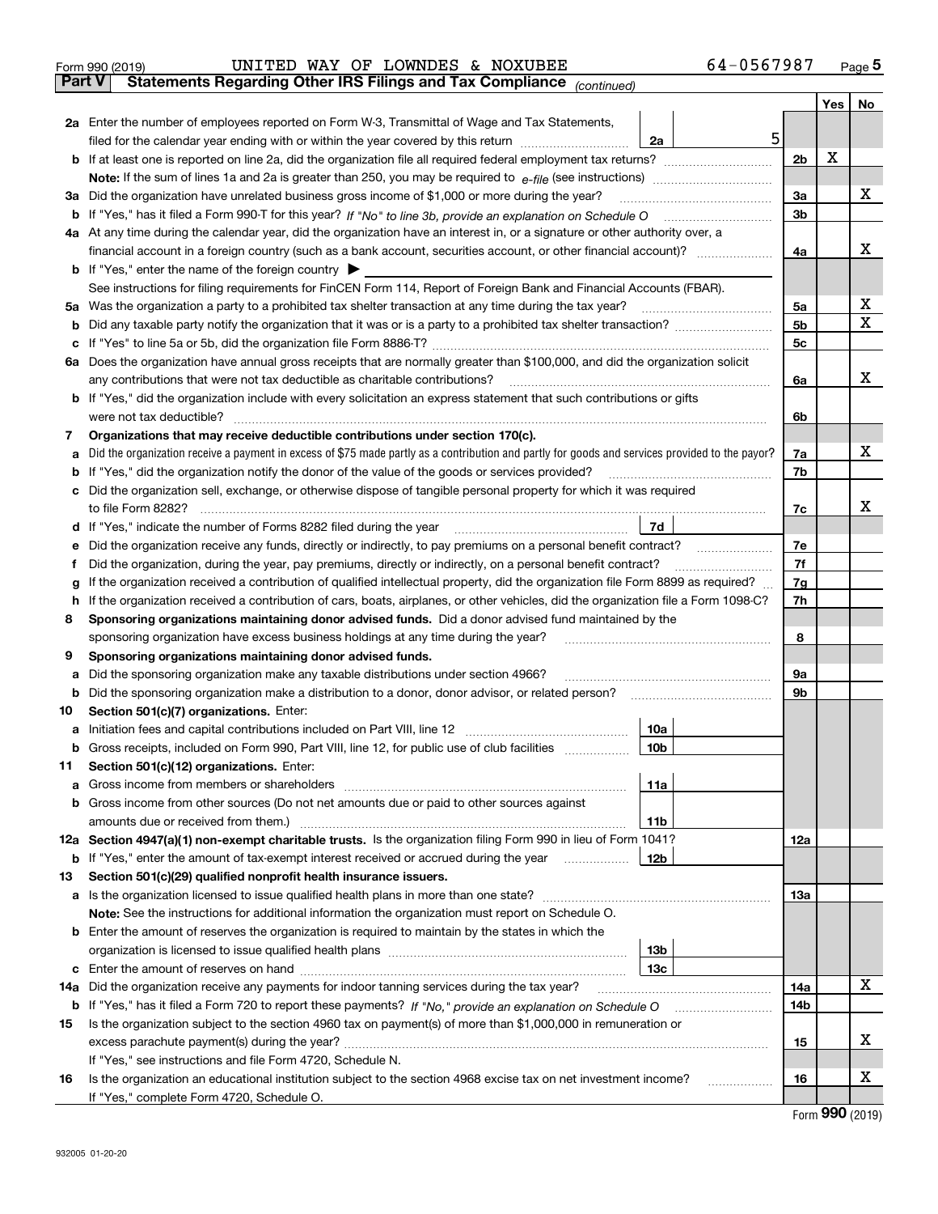Form 990 (2019) UNITED WAY OF LOWNDES & NOXUBEE 64-0567987 Page 5

**Part V Statements Regarding Other IRS Filings and Tax Compliance** *(continued)*

| | | | | | Yes | No |
|---|---|---|---|---|---|---|
| **2a** | Enter the number of employees reported on Form W-3, Transmittal of Wage and Tax Statements, filed for the calendar year ending with or within the year covered by this return | 2a | 5 | | | |
| **b** | If at least one is reported on line 2a, did the organization file all required federal employment tax returns? | | | 2b | X | |
| | **Note:** If the sum of lines 1a and 2a is greater than 250, you may be required to *e-file* (see instructions) | | | | | |
| **3a** | Did the organization have unrelated business gross income of $1,000 or more during the year? | | | 3a | | X |
| **b** | If "Yes," has it filed a Form 990-T for this year? *If "No" to line 3b, provide an explanation on Schedule O* | | | 3b | | |
| **4a** | At any time during the calendar year, did the organization have an interest in, or a signature or other authority over, a financial account in a foreign country (such as a bank account, securities account, or other financial account)? | | | 4a | | X |
| **b** | If "Yes," enter the name of the foreign country ▶ | | | | | |
| | See instructions for filing requirements for FinCEN Form 114, Report of Foreign Bank and Financial Accounts (FBAR). | | | | | |
| **5a** | Was the organization a party to a prohibited tax shelter transaction at any time during the tax year? | | | 5a | | X |
| **b** | Did any taxable party notify the organization that it was or is a party to a prohibited tax shelter transaction? | | | 5b | | X |
| **c** | If "Yes" to line 5a or 5b, did the organization file Form 8886-T? | | | 5c | | |
| **6a** | Does the organization have annual gross receipts that are normally greater than $100,000, and did the organization solicit any contributions that were not tax deductible as charitable contributions? | | | 6a | | X |
| **b** | If "Yes," did the organization include with every solicitation an express statement that such contributions or gifts were not tax deductible? | | | 6b | | |
| **7** | **Organizations that may receive deductible contributions under section 170(c).** | | | | | |
| **a** | Did the organization receive a payment in excess of $75 made partly as a contribution and partly for goods and services provided to the payor? | | | 7a | | X |
| **b** | If "Yes," did the organization notify the donor of the value of the goods or services provided? | | | 7b | | |
| **c** | Did the organization sell, exchange, or otherwise dispose of tangible personal property for which it was required to file Form 8282? | | | 7c | | X |
| **d** | If "Yes," indicate the number of Forms 8282 filed during the year | 7d | | | | |
| **e** | Did the organization receive any funds, directly or indirectly, to pay premiums on a personal benefit contract? | | | 7e | | |
| **f** | Did the organization, during the year, pay premiums, directly or indirectly, on a personal benefit contract? | | | 7f | | |
| **g** | If the organization received a contribution of qualified intellectual property, did the organization file Form 8899 as required? | | | 7g | | |
| **h** | If the organization received a contribution of cars, boats, airplanes, or other vehicles, did the organization file a Form 1098-C? | | | 7h | | |
| **8** | **Sponsoring organizations maintaining donor advised funds.** Did a donor advised fund maintained by the sponsoring organization have excess business holdings at any time during the year? | | | 8 | | |
| **9** | **Sponsoring organizations maintaining donor advised funds.** | | | | | |
| **a** | Did the sponsoring organization make any taxable distributions under section 4966? | | | 9a | | |
| **b** | Did the sponsoring organization make a distribution to a donor, donor advisor, or related person? | | | 9b | | |
| **10** | **Section 501(c)(7) organizations.** Enter: | | | | | |
| **a** | Initiation fees and capital contributions included on Part VIII, line 12 | 10a | | | | |
| **b** | Gross receipts, included on Form 990, Part VIII, line 12, for public use of club facilities | 10b | | | | |
| **11** | **Section 501(c)(12) organizations.** Enter: | | | | | |
| **a** | Gross income from members or shareholders | 11a | | | | |
| **b** | Gross income from other sources (Do not net amounts due or paid to other sources against amounts due or received from them.) | 11b | | | | |
| **12a** | **Section 4947(a)(1) non-exempt charitable trusts.** Is the organization filing Form 990 in lieu of Form 1041? | | | 12a | | |
| **b** | If "Yes," enter the amount of tax-exempt interest received or accrued during the year | 12b | | | | |
| **13** | **Section 501(c)(29) qualified nonprofit health insurance issuers.** | | | | | |
| **a** | Is the organization licensed to issue qualified health plans in more than one state? | | | 13a | | |
| | **Note:** See the instructions for additional information the organization must report on Schedule O. | | | | | |
| **b** | Enter the amount of reserves the organization is required to maintain by the states in which the organization is licensed to issue qualified health plans | 13b | | | | |
| **c** | Enter the amount of reserves on hand | 13c | | | | |
| **14a** | Did the organization receive any payments for indoor tanning services during the tax year? | | | 14a | | X |
| **b** | If "Yes," has it filed a Form 720 to report these payments? *If "No," provide an explanation on Schedule O* | | | 14b | | |
| **15** | Is the organization subject to the section 4960 tax on payment(s) of more than $1,000,000 in remuneration or excess parachute payment(s) during the year? | | | 15 | | X |
| | If "Yes," see instructions and file Form 4720, Schedule N. | | | | | |
| **16** | Is the organization an educational institution subject to the section 4968 excise tax on net investment income? | | | 16 | | X |
| | If "Yes," complete Form 4720, Schedule O. | | | | | |

Form **990** (2019)

932005 01-20-20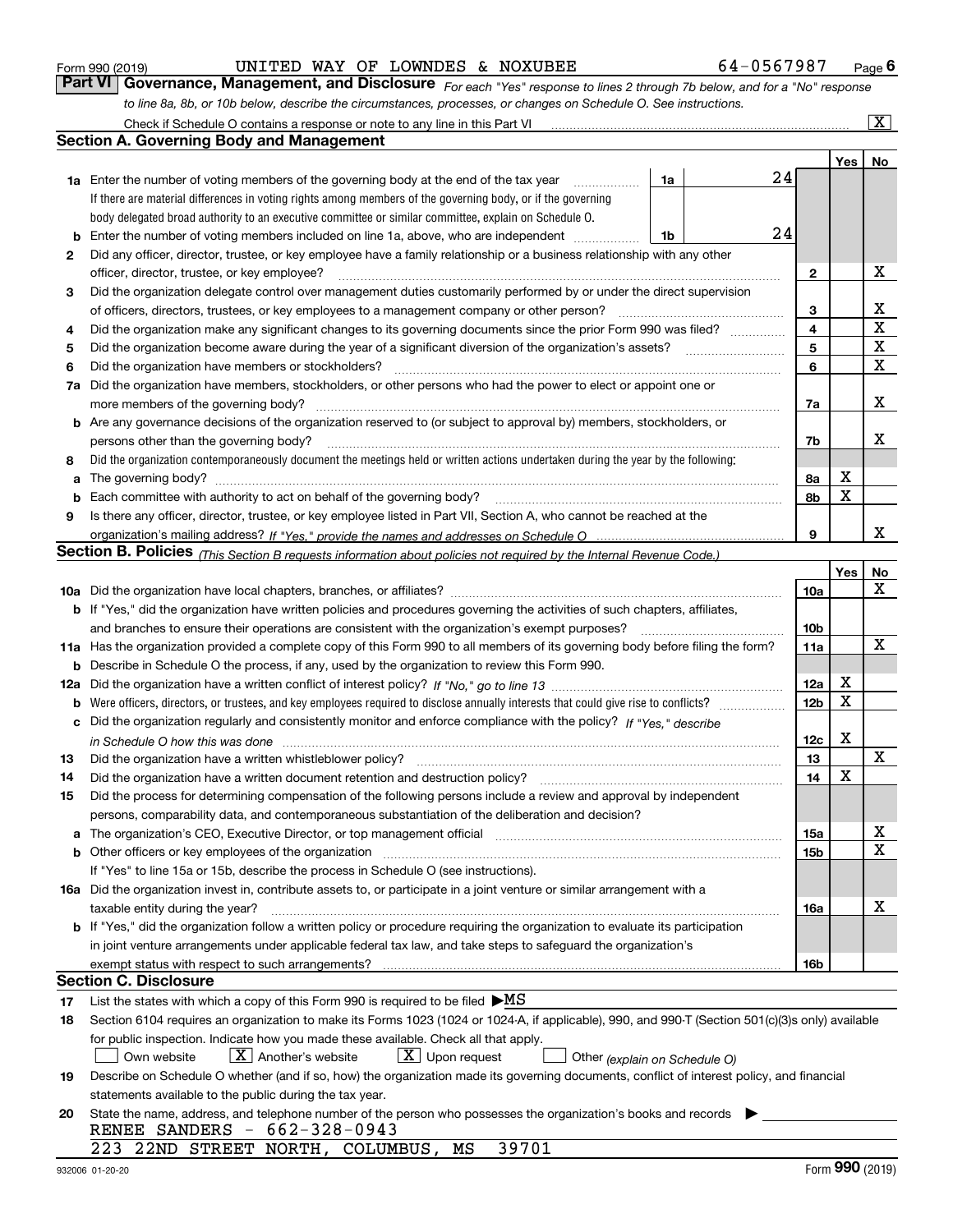Form 990 (2019) UNITED WAY OF LOWNDES & NOXUBEE 64-0567987

## Part VI Governance, Management, and Disclosure

*For each "Yes" response to lines 2 through 7b below, and for a "No" response to line 8a, 8b, or 10b below, describe the circumstances, processes, or changes on Schedule O. See instructions.*

Check if Schedule O contains a response or note to any line in this Part VI [X]

### Section A. Governing Body and Management

| | | | | Yes | No |
|---|---|---|---|---|---|
| 1a | Enter the number of voting members of the governing body at the end of the tax year | 1a | 24 | | |
| | If there are material differences in voting rights among members of the governing body, or if the governing body delegated broad authority to an executive committee or similar committee, explain on Schedule O. | | | | |
| b | Enter the number of voting members included on line 1a, above, who are independent | 1b | 24 | | |
| 2 | Did any officer, director, trustee, or key employee have a family relationship or a business relationship with any other officer, director, trustee, or key employee? | | 2 | | X |
| 3 | Did the organization delegate control over management duties customarily performed by or under the direct supervision of officers, directors, trustees, or key employees to a management company or other person? | | 3 | | X |
| 4 | Did the organization make any significant changes to its governing documents since the prior Form 990 was filed? | | 4 | | X |
| 5 | Did the organization become aware during the year of a significant diversion of the organization's assets? | | 5 | | X |
| 6 | Did the organization have members or stockholders? | | 6 | | X |
| 7a | Did the organization have members, stockholders, or other persons who had the power to elect or appoint one or more members of the governing body? | | 7a | | X |
| b | Are any governance decisions of the organization reserved to (or subject to approval by) members, stockholders, or persons other than the governing body? | | 7b | | X |
| 8 | Did the organization contemporaneously document the meetings held or written actions undertaken during the year by the following: | | | | |
| a | The governing body? | | 8a | X | |
| b | Each committee with authority to act on behalf of the governing body? | | 8b | X | |
| 9 | Is there any officer, director, trustee, or key employee listed in Part VII, Section A, who cannot be reached at the organization's mailing address? *If "Yes," provide the names and addresses on Schedule O* | | 9 | | X |

### Section B. Policies *(This Section B requests information about policies not required by the Internal Revenue Code.)*

| | | | Yes | No |
|---|---|---|---|---|
| 10a | Did the organization have local chapters, branches, or affiliates? | 10a | | X |
| b | If "Yes," did the organization have written policies and procedures governing the activities of such chapters, affiliates, and branches to ensure their operations are consistent with the organization's exempt purposes? | 10b | | |
| 11a | Has the organization provided a complete copy of this Form 990 to all members of its governing body before filing the form? | 11a | | X |
| b | Describe in Schedule O the process, if any, used by the organization to review this Form 990. | | | |
| 12a | Did the organization have a written conflict of interest policy? *If "No," go to line 13* | 12a | X | |
| b | Were officers, directors, or trustees, and key employees required to disclose annually interests that could give rise to conflicts? | 12b | X | |
| c | Did the organization regularly and consistently monitor and enforce compliance with the policy? *If "Yes," describe in Schedule O how this was done* | 12c | X | |
| 13 | Did the organization have a written whistleblower policy? | 13 | | X |
| 14 | Did the organization have a written document retention and destruction policy? | 14 | X | |
| 15 | Did the process for determining compensation of the following persons include a review and approval by independent persons, comparability data, and contemporaneous substantiation of the deliberation and decision? | | | |
| a | The organization's CEO, Executive Director, or top management official | 15a | | X |
| b | Other officers or key employees of the organization | 15b | | X |
| | If "Yes" to line 15a or 15b, describe the process in Schedule O (see instructions). | | | |
| 16a | Did the organization invest in, contribute assets to, or participate in a joint venture or similar arrangement with a taxable entity during the year? | 16a | | X |
| b | If "Yes," did the organization follow a written policy or procedure requiring the organization to evaluate its participation in joint venture arrangements under applicable federal tax law, and take steps to safeguard the organization's exempt status with respect to such arrangements? | 16b | | |

### Section C. Disclosure

17 List the states with which a copy of this Form 990 is required to be filed ▶MS

18 Section 6104 requires an organization to make its Forms 1023 (1024 or 1024-A, if applicable), 990, and 990-T (Section 501(c)(3)s only) available for public inspection. Indicate how you made these available. Check all that apply.

[ ] Own website [X] Another's website [X] Upon request [ ] Other *(explain on Schedule O)*

19 Describe on Schedule O whether (and if so, how) the organization made its governing documents, conflict of interest policy, and financial statements available to the public during the tax year.

20 State the name, address, and telephone number of the person who possesses the organization's books and records ▶

RENEE SANDERS - 662-328-0943

223 22ND STREET NORTH, COLUMBUS, MS 39701

Form **990** (2019)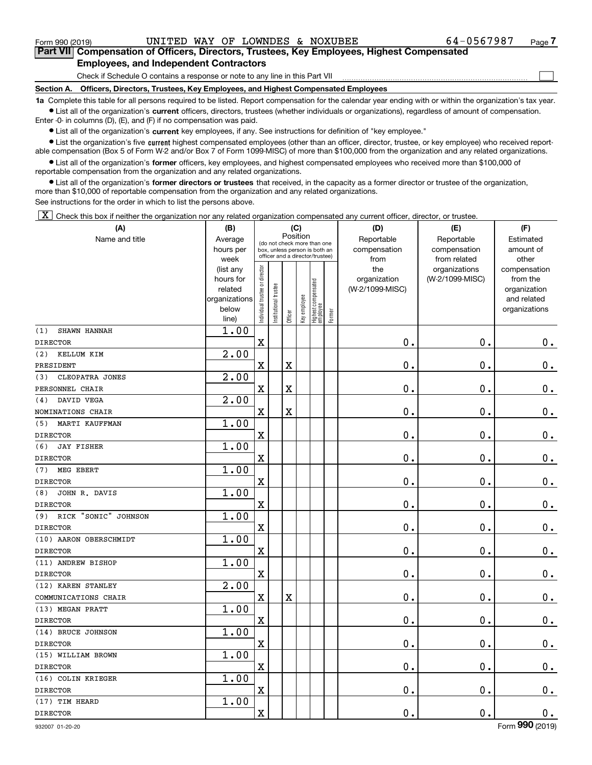Form 990 (2019) UNITED WAY OF LOWNDES & NOXUBEE 64-0567987

## Part VII Compensation of Officers, Directors, Trustees, Key Employees, Highest Compensated Employees, and Independent Contractors

Check if Schedule O contains a response or note to any line in this Part VII ☐

### Section A. Officers, Directors, Trustees, Key Employees, and Highest Compensated Employees

**1a** Complete this table for all persons required to be listed. Report compensation for the calendar year ending with or within the organization's tax year.

- List all of the organization's **current** officers, directors, trustees (whether individuals or organizations), regardless of amount of compensation. Enter -0- in columns (D), (E), and (F) if no compensation was paid.
- List all of the organization's **current** key employees, if any. See instructions for definition of "key employee."
- List the organization's five **current** highest compensated employees (other than an officer, director, trustee, or key employee) who received reportable compensation (Box 5 of Form W-2 and/or Box 7 of Form 1099-MISC) of more than $100,000 from the organization and any related organizations.
- List all of the organization's **former** officers, key employees, and highest compensated employees who received more than $100,000 of reportable compensation from the organization and any related organizations.
- List all of the organization's **former directors or trustees** that received, in the capacity as a former director or trustee of the organization, more than $10,000 of reportable compensation from the organization and any related organizations.

See instructions for the order in which to list the persons above.

☒ Check this box if neither the organization nor any related organization compensated any current officer, director, or trustee.

| (A) Name and title | (B) Average hours per week (list any hours for related organizations below line) | (C) Position: Individual trustee or director | Institutional trustee | Officer | Key employee | Highest compensated employee | Former | (D) Reportable compensation from the organization (W-2/1099-MISC) | (E) Reportable compensation from related organizations (W-2/1099-MISC) | (F) Estimated amount of other compensation from the organization and related organizations |
|---|---|---|---|---|---|---|---|---|---|---|
| (1) SHAWN HANNAH<br>DIRECTOR | 1.00 | X | | | | | | 0. | 0. | 0. |
| (2) KELLUM KIM<br>PRESIDENT | 2.00 | X | | X | | | | 0. | 0. | 0. |
| (3) CLEOPATRA JONES<br>PERSONNEL CHAIR | 2.00 | X | | X | | | | 0. | 0. | 0. |
| (4) DAVID VEGA<br>NOMINATIONS CHAIR | 2.00 | X | | X | | | | 0. | 0. | 0. |
| (5) MARTI KAUFFMAN<br>DIRECTOR | 1.00 | X | | | | | | 0. | 0. | 0. |
| (6) JAY FISHER<br>DIRECTOR | 1.00 | X | | | | | | 0. | 0. | 0. |
| (7) MEG EBERT<br>DIRECTOR | 1.00 | X | | | | | | 0. | 0. | 0. |
| (8) JOHN R. DAVIS<br>DIRECTOR | 1.00 | X | | | | | | 0. | 0. | 0. |
| (9) RICK "SONIC" JOHNSON<br>DIRECTOR | 1.00 | X | | | | | | 0. | 0. | 0. |
| (10) AARON OBERSCHMIDT<br>DIRECTOR | 1.00 | X | | | | | | 0. | 0. | 0. |
| (11) ANDREW BISHOP<br>DIRECTOR | 1.00 | X | | | | | | 0. | 0. | 0. |
| (12) KAREN STANLEY<br>COMMUNICATIONS CHAIR | 2.00 | X | | X | | | | 0. | 0. | 0. |
| (13) MEGAN PRATT<br>DIRECTOR | 1.00 | X | | | | | | 0. | 0. | 0. |
| (14) BRUCE JOHNSON<br>DIRECTOR | 1.00 | X | | | | | | 0. | 0. | 0. |
| (15) WILLIAM BROWN<br>DIRECTOR | 1.00 | X | | | | | | 0. | 0. | 0. |
| (16) COLIN KRIEGER<br>DIRECTOR | 1.00 | X | | | | | | 0. | 0. | 0. |
| (17) TIM HEARD<br>DIRECTOR | 1.00 | X | | | | | | 0. | 0. | 0. |

932007 01-20-20 Form 990 (2019)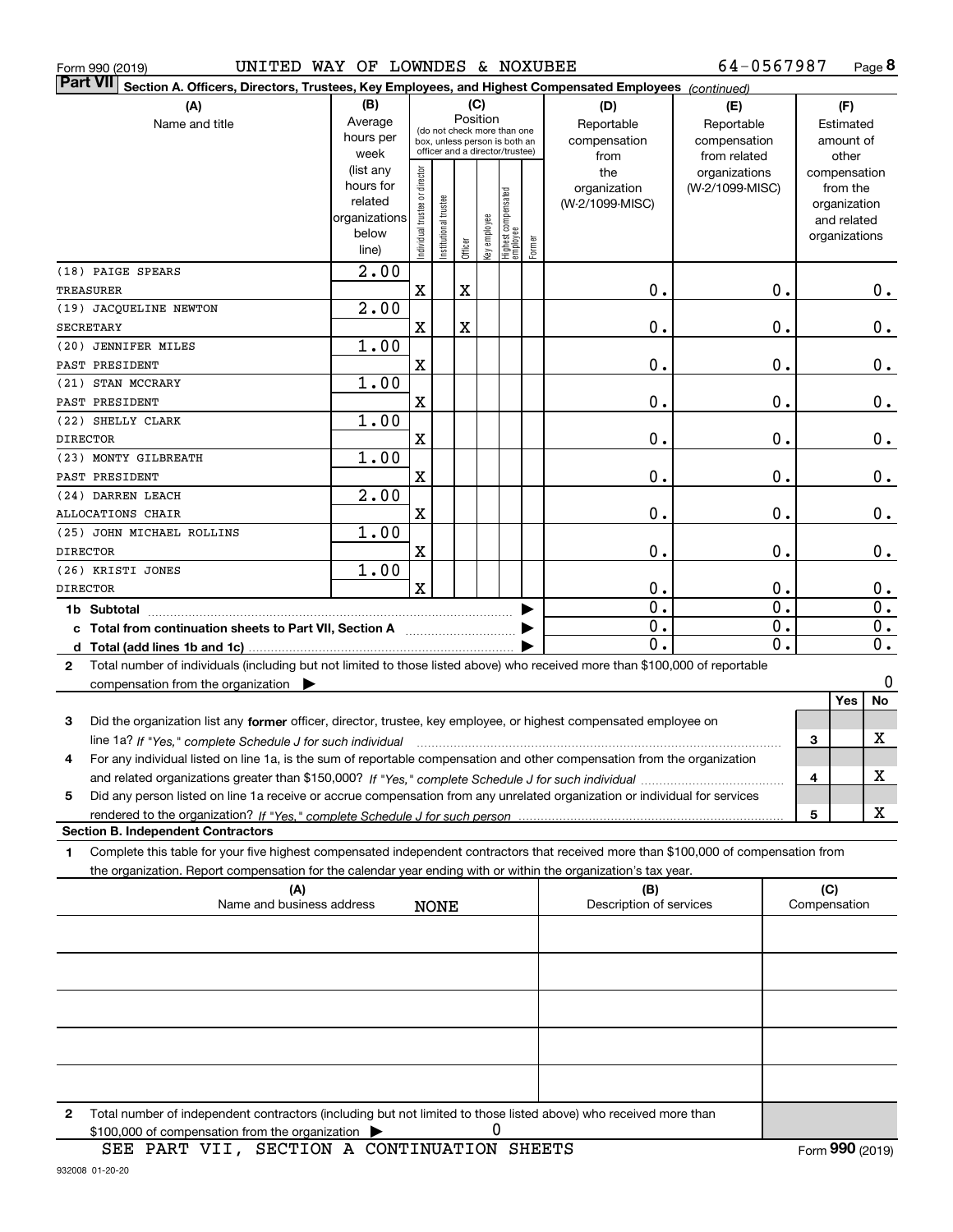Form 990 (2019) UNITED WAY OF LOWNDES & NOXUBEE 64-0567987 Page **8**

**Part VII** Section A. Officers, Directors, Trustees, Key Employees, and Highest Compensated Employees *(continued)*

| (A) Name and title | (B) Average hours per week (list any hours for related organizations below line) | (C) Position: Individual trustee or director | Institutional trustee | Officer | Key employee | Highest compensated employee | Former | (D) Reportable compensation from the organization (W-2/1099-MISC) | (E) Reportable compensation from related organizations (W-2/1099-MISC) | (F) Estimated amount of other compensation from the organization and related organizations |
|---|---|---|---|---|---|---|---|---|---|---|
| (18) PAIGE SPEARS<br>TREASURER | 2.00 | X | | X | | | | 0. | 0. | 0. |
| (19) JACQUELINE NEWTON<br>SECRETARY | 2.00 | X | | X | | | | 0. | 0. | 0. |
| (20) JENNIFER MILES<br>PAST PRESIDENT | 1.00 | X | | | | | | 0. | 0. | 0. |
| (21) STAN MCCRARY<br>PAST PRESIDENT | 1.00 | X | | | | | | 0. | 0. | 0. |
| (22) SHELLY CLARK<br>DIRECTOR | 1.00 | X | | | | | | 0. | 0. | 0. |
| (23) MONTY GILBREATH<br>PAST PRESIDENT | 1.00 | X | | | | | | 0. | 0. | 0. |
| (24) DARREN LEACH<br>ALLOCATIONS CHAIR | 2.00 | X | | | | | | 0. | 0. | 0. |
| (25) JOHN MICHAEL ROLLINS<br>DIRECTOR | 1.00 | X | | | | | | 0. | 0. | 0. |
| (26) KRISTI JONES<br>DIRECTOR | 1.00 | X | | | | | | 0. | 0. | 0. |
| **1b Subtotal** | | | | | | | | 0. | 0. | 0. |
| **c Total from continuation sheets to Part VII, Section A** | | | | | | | | 0. | 0. | 0. |
| **d Total (add lines 1b and 1c)** | | | | | | | | 0. | 0. | 0. |

**2** Total number of individuals (including but not limited to those listed above) who received more than $100,000 of reportable compensation from the organization ▶ 0

| | | Yes | No |
|---|---|---|---|
| **3** Did the organization list any **former** officer, director, trustee, key employee, or highest compensated employee on line 1a? *If "Yes," complete Schedule J for such individual* | 3 | | X |
| **4** For any individual listed on line 1a, is the sum of reportable compensation and other compensation from the organization and related organizations greater than $150,000? *If "Yes," complete Schedule J for such individual* | 4 | | X |
| **5** Did any person listed on line 1a receive or accrue compensation from any unrelated organization or individual for services rendered to the organization? *If "Yes," complete Schedule J for such person* | 5 | | X |

**Section B. Independent Contractors**

**1** Complete this table for your five highest compensated independent contractors that received more than $100,000 of compensation from the organization. Report compensation for the calendar year ending with or within the organization's tax year.

| (A) Name and business address | (B) Description of services | (C) Compensation |
|---|---|---|
| NONE | | |
| | | |
| | | |
| | | |
| | | |

**2** Total number of independent contractors (including but not limited to those listed above) who received more than $100,000 of compensation from the organization ▶ 0

SEE PART VII, SECTION A CONTINUATION SHEETS

Form **990** (2019)

932008 01-20-20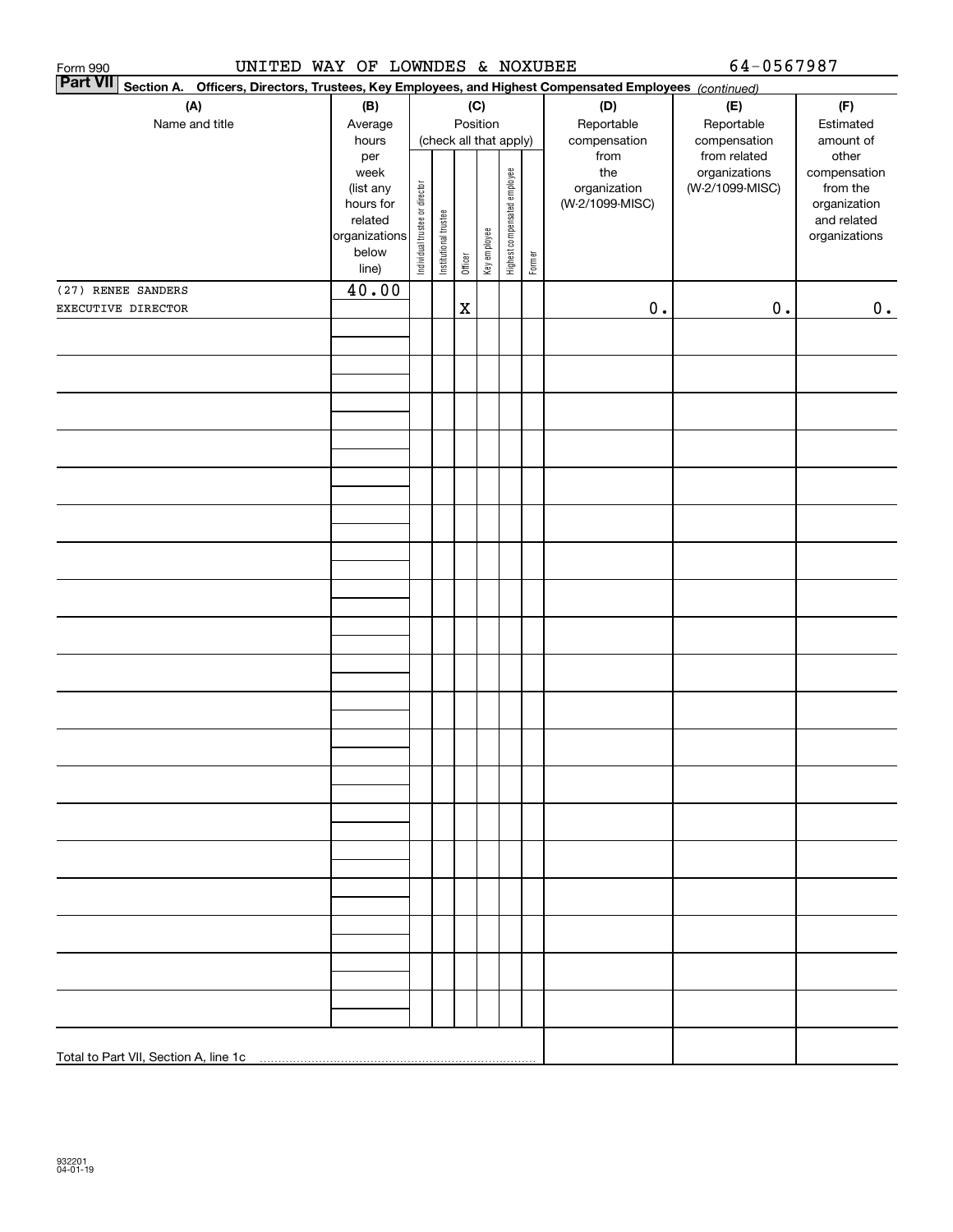Form 990 UNITED WAY OF LOWNDES & NOXUBEE 64-0567987

**Part VII** **Section A. Officers, Directors, Trustees, Key Employees, and Highest Compensated Employees** *(continued)*

| (A) Name and title | (B) Average hours per week (list any hours for related organizations below line) | (C) Position (check all that apply): Individual trustee or director | Institutional trustee | Officer | Key employee | Highest compensated employee | Former | (D) Reportable compensation from the organization (W-2/1099-MISC) | (E) Reportable compensation from related organizations (W-2/1099-MISC) | (F) Estimated amount of other compensation from the organization and related organizations |
|---|---|---|---|---|---|---|---|---|---|---|
| (27) RENEE SANDERS EXECUTIVE DIRECTOR | 40.00 | | | X | | | | 0. | 0. | 0. |
| | | | | | | | | | | |
| Total to Part VII, Section A, line 1c | | | | | | | | | | |

932201 04-01-19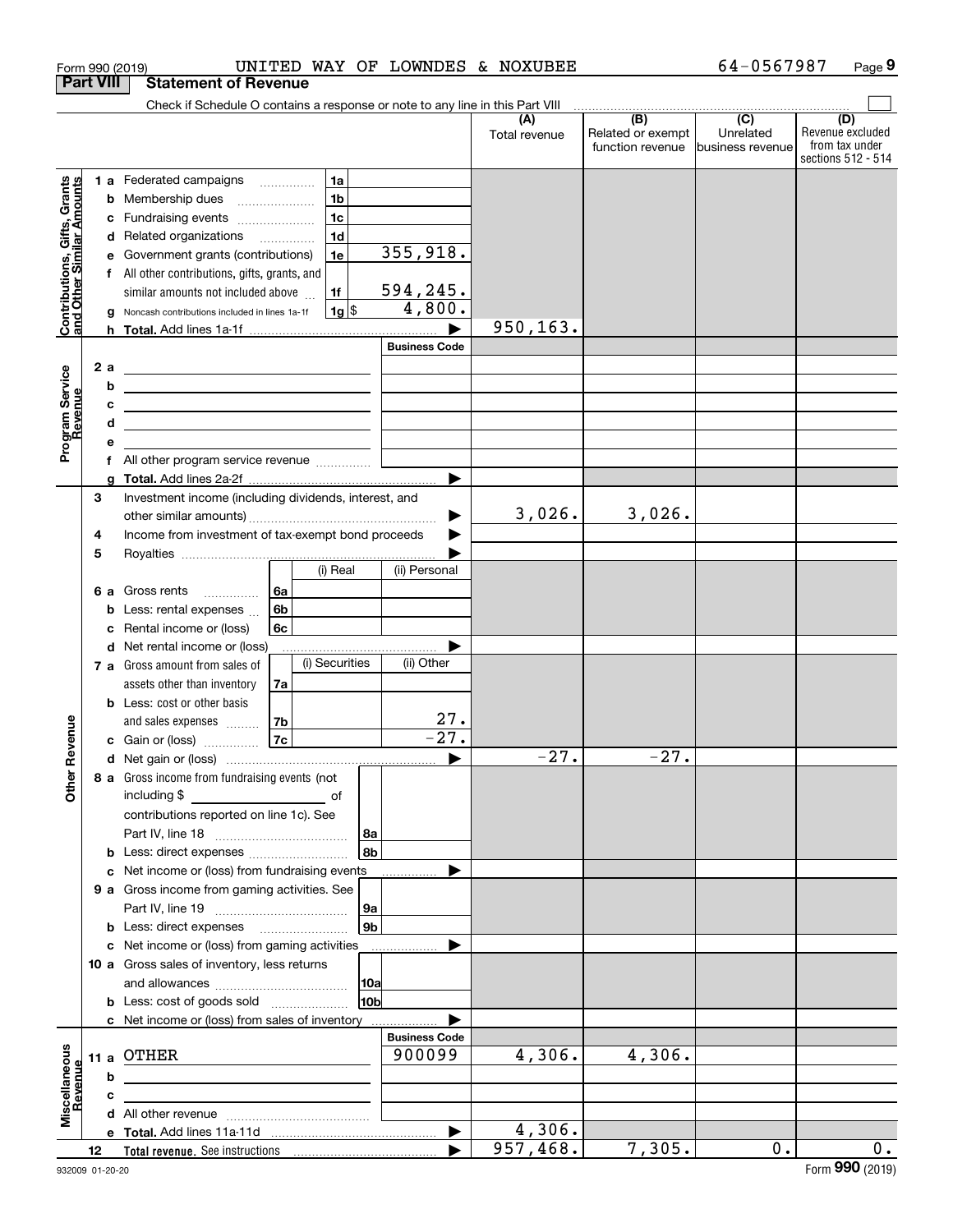Form 990 (2019) UNITED WAY OF LOWNDES & NOXUBEE 64-0567987 Page 9

## Part VIII Statement of Revenue

Check if Schedule O contains a response or note to any line in this Part VIII

| | | | | (A) Total revenue | (B) Related or exempt function revenue | (C) Unrelated business revenue | (D) Revenue excluded from tax under sections 512 - 514 |
|---|---|---|---|---|---|---|---|
| **Contributions, Gifts, Grants and Other Similar Amounts** | 1 a Federated campaigns | 1a | | | | | |
| | b Membership dues | 1b | | | | | |
| | c Fundraising events | 1c | | | | | |
| | d Related organizations | 1d | | | | | |
| | e Government grants (contributions) | 1e | 355,918. | | | | |
| | f All other contributions, gifts, grants, and similar amounts not included above | 1f | 594,245. | | | | |
| | g Noncash contributions included in lines 1a-1f | 1g $ | 4,800. | | | | |
| | h **Total.** Add lines 1a-1f | | | 950,163. | | | |
| | | | Business Code | | | | |
| **Program Service Revenue** | 2 a | | | | | | |
| | b | | | | | | |
| | c | | | | | | |
| | d | | | | | | |
| | e | | | | | | |
| | f All other program service revenue | | | | | | |
| | g **Total.** Add lines 2a-2f | | | | | | |
| **Other Revenue** | 3 Investment income (including dividends, interest, and other similar amounts) | | | 3,026. | 3,026. | | |
| | 4 Income from investment of tax-exempt bond proceeds | | | | | | |
| | 5 Royalties | | | | | | |
| | | (i) Real | (ii) Personal | | | | |
| | 6 a Gross rents (6a) | | | | | | |
| | b Less: rental expenses (6b) | | | | | | |
| | c Rental income or (loss) (6c) | | | | | | |
| | d Net rental income or (loss) | | | | | | |
| | | (i) Securities | (ii) Other | | | | |
| | 7 a Gross amount from sales of assets other than inventory (7a) | | | | | | |
| | b Less: cost or other basis and sales expenses (7b) | | 27. | | | | |
| | c Gain or (loss) (7c) | | -27. | | | | |
| | d Net gain or (loss) | | | -27. | -27. | | |
| | 8 a Gross income from fundraising events (not including $ ____ of contributions reported on line 1c). See Part IV, line 18 | 8a | | | | | |
| | b Less: direct expenses | 8b | | | | | |
| | c Net income or (loss) from fundraising events | | | | | | |
| | 9 a Gross income from gaming activities. See Part IV, line 19 | 9a | | | | | |
| | b Less: direct expenses | 9b | | | | | |
| | c Net income or (loss) from gaming activities | | | | | | |
| | 10 a Gross sales of inventory, less returns and allowances | 10a | | | | | |
| | b Less: cost of goods sold | 10b | | | | | |
| | c Net income or (loss) from sales of inventory | | | | | | |
| | | | Business Code | | | | |
| **Miscellaneous Revenue** | 11 a OTHER | | 900099 | 4,306. | 4,306. | | |
| | b | | | | | | |
| | c | | | | | | |
| | d All other revenue | | | | | | |
| | e **Total.** Add lines 11a-11d | | | 4,306. | | | |
| | 12 **Total revenue.** See instructions | | | 957,468. | 7,305. | 0. | 0. |

932009 01-20-20 Form **990** (2019)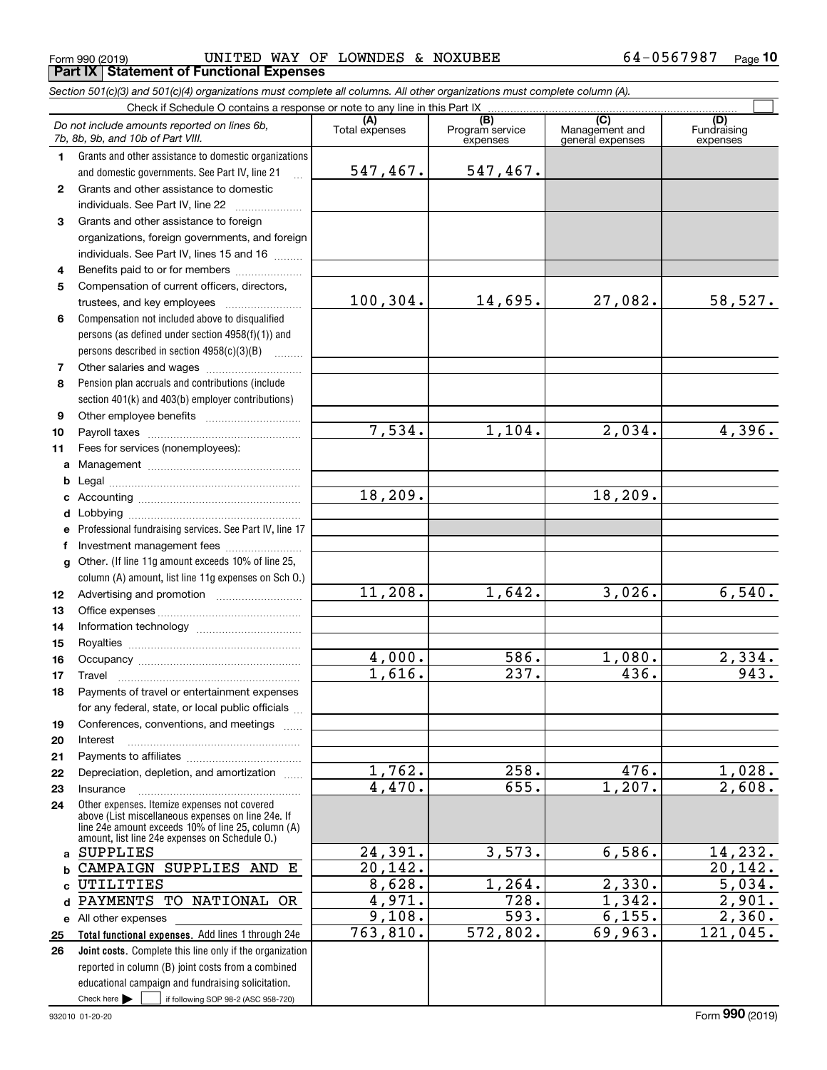Form 990 (2019) UNITED WAY OF LOWNDES & NOXUBEE 64-0567987 Page **10**

**Part IX Statement of Functional Expenses**

*Section 501(c)(3) and 501(c)(4) organizations must complete all columns. All other organizations must complete column (A).*

Check if Schedule O contains a response or note to any line in this Part IX ☐

| *Do not include amounts reported on lines 6b, 7b, 8b, 9b, and 10b of Part VIII.* | (A) Total expenses | (B) Program service expenses | (C) Management and general expenses | (D) Fundraising expenses |
|---|---|---|---|---|
| **1** Grants and other assistance to domestic organizations and domestic governments. See Part IV, line 21 | 547,467. | 547,467. | | |
| **2** Grants and other assistance to domestic individuals. See Part IV, line 22 | | | | |
| **3** Grants and other assistance to foreign organizations, foreign governments, and foreign individuals. See Part IV, lines 15 and 16 | | | | |
| **4** Benefits paid to or for members | | | | |
| **5** Compensation of current officers, directors, trustees, and key employees | 100,304. | 14,695. | 27,082. | 58,527. |
| **6** Compensation not included above to disqualified persons (as defined under section 4958(f)(1)) and persons described in section 4958(c)(3)(B) | | | | |
| **7** Other salaries and wages | | | | |
| **8** Pension plan accruals and contributions (include section 401(k) and 403(b) employer contributions) | | | | |
| **9** Other employee benefits | | | | |
| **10** Payroll taxes | 7,534. | 1,104. | 2,034. | 4,396. |
| **11** Fees for services (nonemployees): | | | | |
| **a** Management | | | | |
| **b** Legal | | | | |
| **c** Accounting | 18,209. | | 18,209. | |
| **d** Lobbying | | | | |
| **e** Professional fundraising services. See Part IV, line 17 | | | | |
| **f** Investment management fees | | | | |
| **g** Other. (If line 11g amount exceeds 10% of line 25, column (A) amount, list line 11g expenses on Sch O.) | | | | |
| **12** Advertising and promotion | 11,208. | 1,642. | 3,026. | 6,540. |
| **13** Office expenses | | | | |
| **14** Information technology | | | | |
| **15** Royalties | | | | |
| **16** Occupancy | 4,000. | 586. | 1,080. | 2,334. |
| **17** Travel | 1,616. | 237. | 436. | 943. |
| **18** Payments of travel or entertainment expenses for any federal, state, or local public officials | | | | |
| **19** Conferences, conventions, and meetings | | | | |
| **20** Interest | | | | |
| **21** Payments to affiliates | | | | |
| **22** Depreciation, depletion, and amortization | 1,762. | 258. | 476. | 1,028. |
| **23** Insurance | 4,470. | 655. | 1,207. | 2,608. |
| **24** Other expenses. Itemize expenses not covered above (List miscellaneous expenses on line 24e. If line 24e amount exceeds 10% of line 25, column (A) amount, list line 24e expenses on Schedule O.) | | | | |
| **a** SUPPLIES | 24,391. | 3,573. | 6,586. | 14,232. |
| **b** CAMPAIGN SUPPLIES AND E | 20,142. | | | 20,142. |
| **c** UTILITIES | 8,628. | 1,264. | 2,330. | 5,034. |
| **d** PAYMENTS TO NATIONAL OR | 4,971. | 728. | 1,342. | 2,901. |
| **e** All other expenses | 9,108. | 593. | 6,155. | 2,360. |
| **25 Total functional expenses.** Add lines 1 through 24e | 763,810. | 572,802. | 69,963. | 121,045. |
| **26 Joint costs.** Complete this line only if the organization reported in column (B) joint costs from a combined educational campaign and fundraising solicitation. Check here ☐ if following SOP 98-2 (ASC 958-720) | | | | |

932010 01-20-20 Form **990** (2019)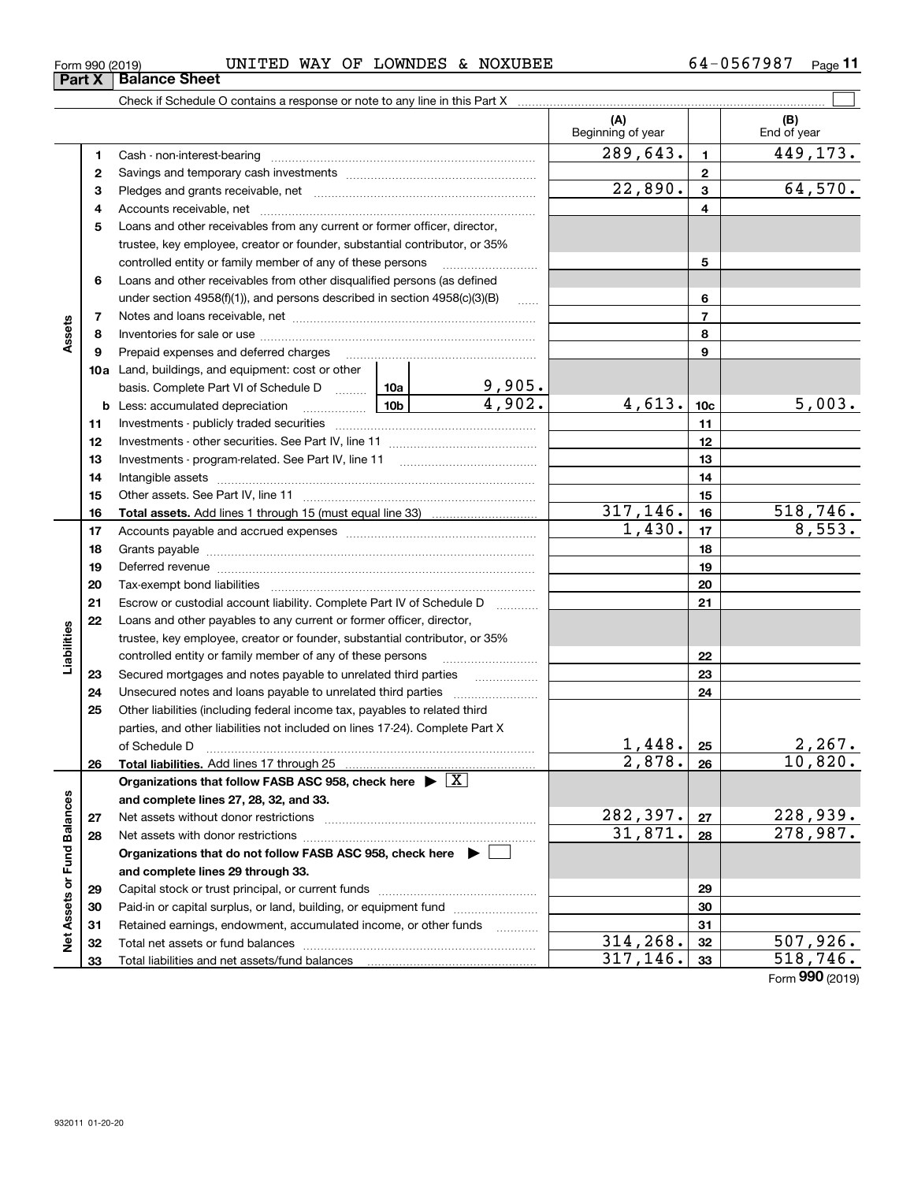Form 990 (2019) UNITED WAY OF LOWNDES & NOXUBEE 64-0567987

## Part X Balance Sheet

Check if Schedule O contains a response or note to any line in this Part X

| | | | | | (A) Beginning of year | | (B) End of year |
|---|---|---|---|---|---|---|---|
| **Assets** | 1 | Cash - non-interest-bearing | | | 289,643. | 1 | 449,173. |
| | 2 | Savings and temporary cash investments | | | | 2 | |
| | 3 | Pledges and grants receivable, net | | | 22,890. | 3 | 64,570. |
| | 4 | Accounts receivable, net | | | | 4 | |
| | 5 | Loans and other receivables from any current or former officer, director, trustee, key employee, creator or founder, substantial contributor, or 35% controlled entity or family member of any of these persons | | | | 5 | |
| | 6 | Loans and other receivables from other disqualified persons (as defined under section 4958(f)(1)), and persons described in section 4958(c)(3)(B) | | | | 6 | |
| | 7 | Notes and loans receivable, net | | | | 7 | |
| | 8 | Inventories for sale or use | | | | 8 | |
| | 9 | Prepaid expenses and deferred charges | | | | 9 | |
| | 10a | Land, buildings, and equipment: cost or other basis. Complete Part VI of Schedule D | 10a | 9,905. | | | |
| | b | Less: accumulated depreciation | 10b | 4,902. | 4,613. | 10c | 5,003. |
| | 11 | Investments - publicly traded securities | | | | 11 | |
| | 12 | Investments - other securities. See Part IV, line 11 | | | | 12 | |
| | 13 | Investments - program-related. See Part IV, line 11 | | | | 13 | |
| | 14 | Intangible assets | | | | 14 | |
| | 15 | Other assets. See Part IV, line 11 | | | | 15 | |
| | 16 | **Total assets.** Add lines 1 through 15 (must equal line 33) | | | 317,146. | 16 | 518,746. |
| **Liabilities** | 17 | Accounts payable and accrued expenses | | | 1,430. | 17 | 8,553. |
| | 18 | Grants payable | | | | 18 | |
| | 19 | Deferred revenue | | | | 19 | |
| | 20 | Tax-exempt bond liabilities | | | | 20 | |
| | 21 | Escrow or custodial account liability. Complete Part IV of Schedule D | | | | 21 | |
| | 22 | Loans and other payables to any current or former officer, director, trustee, key employee, creator or founder, substantial contributor, or 35% controlled entity or family member of any of these persons | | | | 22 | |
| | 23 | Secured mortgages and notes payable to unrelated third parties | | | | 23 | |
| | 24 | Unsecured notes and loans payable to unrelated third parties | | | | 24 | |
| | 25 | Other liabilities (including federal income tax, payables to related third parties, and other liabilities not included on lines 17-24). Complete Part X of Schedule D | | | 1,448. | 25 | 2,267. |
| | 26 | **Total liabilities.** Add lines 17 through 25 | | | 2,878. | 26 | 10,820. |
| **Net Assets or Fund Balances** | | **Organizations that follow FASB ASC 958, check here ▶ [X] and complete lines 27, 28, 32, and 33.** | | | | | |
| | 27 | Net assets without donor restrictions | | | 282,397. | 27 | 228,939. |
| | 28 | Net assets with donor restrictions | | | 31,871. | 28 | 278,987. |
| | | **Organizations that do not follow FASB ASC 958, check here ▶ [ ] and complete lines 29 through 33.** | | | | | |
| | 29 | Capital stock or trust principal, or current funds | | | | 29 | |
| | 30 | Paid-in or capital surplus, or land, building, or equipment fund | | | | 30 | |
| | 31 | Retained earnings, endowment, accumulated income, or other funds | | | | 31 | |
| | 32 | Total net assets or fund balances | | | 314,268. | 32 | 507,926. |
| | 33 | Total liabilities and net assets/fund balances | | | 317,146. | 33 | 518,746. |

Form **990** (2019)

932011 01-20-20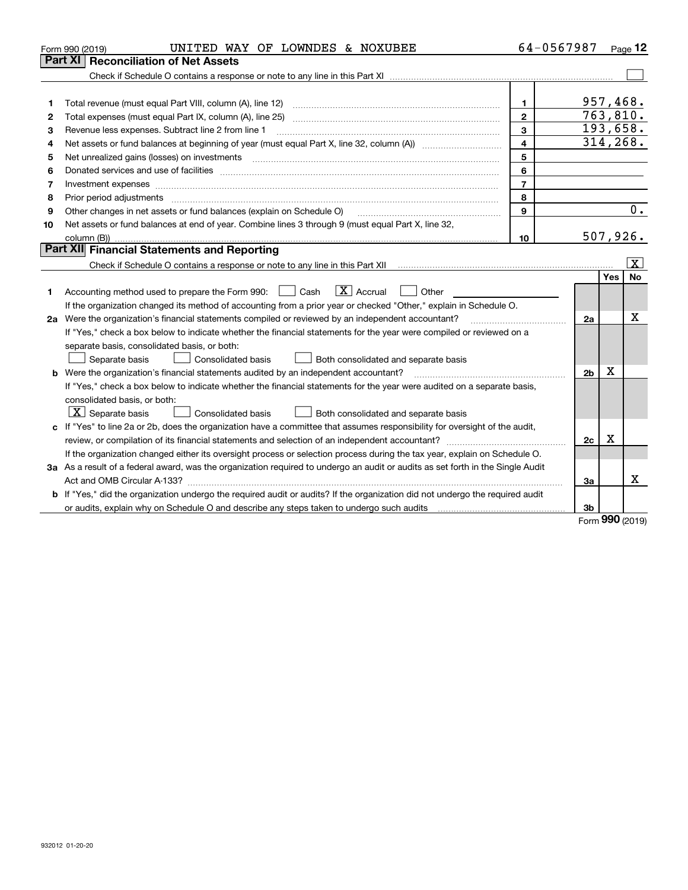Form 990 (2019) UNITED WAY OF LOWNDES & NOXUBEE 64-0567987 Page 12

## Part XI Reconciliation of Net Assets

Check if Schedule O contains a response or note to any line in this Part XI ☐

| | | | |
|---|---|---|---|
| 1 | Total revenue (must equal Part VIII, column (A), line 12) | 1 | 957,468. |
| 2 | Total expenses (must equal Part IX, column (A), line 25) | 2 | 763,810. |
| 3 | Revenue less expenses. Subtract line 2 from line 1 | 3 | 193,658. |
| 4 | Net assets or fund balances at beginning of year (must equal Part X, line 32, column (A)) | 4 | 314,268. |
| 5 | Net unrealized gains (losses) on investments | 5 | |
| 6 | Donated services and use of facilities | 6 | |
| 7 | Investment expenses | 7 | |
| 8 | Prior period adjustments | 8 | |
| 9 | Other changes in net assets or fund balances (explain on Schedule O) | 9 | 0. |
| 10 | Net assets or fund balances at end of year. Combine lines 3 through 9 (must equal Part X, line 32, column (B)) | 10 | 507,926. |

## Part XII Financial Statements and Reporting

Check if Schedule O contains a response or note to any line in this Part XII ☒

| | | | Yes | No |
|---|---|---|---|---|
| 1 | Accounting method used to prepare the Form 990: ☐ Cash ☒ Accrual ☐ Other | | | |
| | If the organization changed its method of accounting from a prior year or checked "Other," explain in Schedule O. | | | |
| 2a | Were the organization's financial statements compiled or reviewed by an independent accountant? | 2a | | X |
| | If "Yes," check a box below to indicate whether the financial statements for the year were compiled or reviewed on a separate basis, consolidated basis, or both: ☐ Separate basis ☐ Consolidated basis ☐ Both consolidated and separate basis | | | |
| b | Were the organization's financial statements audited by an independent accountant? | 2b | X | |
| | If "Yes," check a box below to indicate whether the financial statements for the year were audited on a separate basis, consolidated basis, or both: ☒ Separate basis ☐ Consolidated basis ☐ Both consolidated and separate basis | | | |
| c | If "Yes" to line 2a or 2b, does the organization have a committee that assumes responsibility for oversight of the audit, review, or compilation of its financial statements and selection of an independent accountant? | 2c | X | |
| | If the organization changed either its oversight process or selection process during the tax year, explain on Schedule O. | | | |
| 3a | As a result of a federal award, was the organization required to undergo an audit or audits as set forth in the Single Audit Act and OMB Circular A-133? | 3a | | X |
| b | If "Yes," did the organization undergo the required audit or audits? If the organization did not undergo the required audit or audits, explain why on Schedule O and describe any steps taken to undergo such audits | 3b | | |

Form 990 (2019)

932012 01-20-20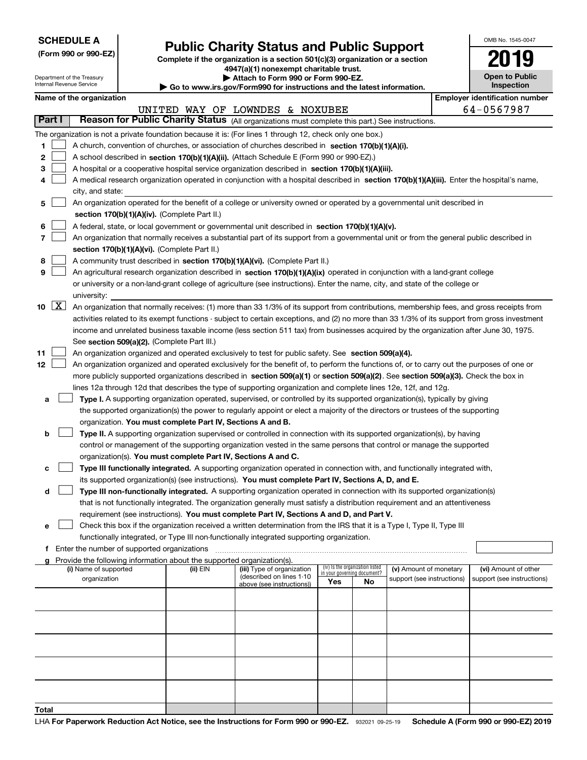**SCHEDULE A**
**(Form 990 or 990-EZ)**

Department of the Treasury
Internal Revenue Service

# Public Charity Status and Public Support

**Complete if the organization is a section 501(c)(3) organization or a section 4947(a)(1) nonexempt charitable trust.**
**▶ Attach to Form 990 or Form 990-EZ.**
**▶ Go to www.irs.gov/Form990 for instructions and the latest information.**

OMB No. 1545-0047

**2019**

**Open to Public Inspection**

**Name of the organization**: UNITED WAY OF LOWNDES & NOXUBEE

**Employer identification number**: 64-0567987

## Part I — Reason for Public Charity Status (All organizations must complete this part.) See instructions.

The organization is not a private foundation because it is: (For lines 1 through 12, check only one box.)

1. [ ] A church, convention of churches, or association of churches described in **section 170(b)(1)(A)(i).**
2. [ ] A school described in **section 170(b)(1)(A)(ii).** (Attach Schedule E (Form 990 or 990-EZ).)
3. [ ] A hospital or a cooperative hospital service organization described in **section 170(b)(1)(A)(iii).**
4. [ ] A medical research organization operated in conjunction with a hospital described in **section 170(b)(1)(A)(iii).** Enter the hospital's name, city, and state:
5. [ ] An organization operated for the benefit of a college or university owned or operated by a governmental unit described in **section 170(b)(1)(A)(iv).** (Complete Part II.)
6. [ ] A federal, state, or local government or governmental unit described in **section 170(b)(1)(A)(v).**
7. [ ] An organization that normally receives a substantial part of its support from a governmental unit or from the general public described in **section 170(b)(1)(A)(vi).** (Complete Part II.)
8. [ ] A community trust described in **section 170(b)(1)(A)(vi).** (Complete Part II.)
9. [ ] An agricultural research organization described in **section 170(b)(1)(A)(ix)** operated in conjunction with a land-grant college or university or a non-land-grant college of agriculture (see instructions). Enter the name, city, and state of the college or university:
10. [X] An organization that normally receives: (1) more than 33 1/3% of its support from contributions, membership fees, and gross receipts from activities related to its exempt functions - subject to certain exceptions, and (2) no more than 33 1/3% of its support from gross investment income and unrelated business taxable income (less section 511 tax) from businesses acquired by the organization after June 30, 1975. See **section 509(a)(2).** (Complete Part III.)
11. [ ] An organization organized and operated exclusively to test for public safety. See **section 509(a)(4).**
12. [ ] An organization organized and operated exclusively for the benefit of, to perform the functions of, or to carry out the purposes of one or more publicly supported organizations described in **section 509(a)(1)** or **section 509(a)(2)**. See **section 509(a)(3).** Check the box in lines 12a through 12d that describes the type of supporting organization and complete lines 12e, 12f, and 12g.
   - **a** [ ] **Type I.** A supporting organization operated, supervised, or controlled by its supported organization(s), typically by giving the supported organization(s) the power to regularly appoint or elect a majority of the directors or trustees of the supporting organization. **You must complete Part IV, Sections A and B.**
   - **b** [ ] **Type II.** A supporting organization supervised or controlled in connection with its supported organization(s), by having control or management of the supporting organization vested in the same persons that control or manage the supported organization(s). **You must complete Part IV, Sections A and C.**
   - **c** [ ] **Type III functionally integrated.** A supporting organization operated in connection with, and functionally integrated with, its supported organization(s) (see instructions). **You must complete Part IV, Sections A, D, and E.**
   - **d** [ ] **Type III non-functionally integrated.** A supporting organization operated in connection with its supported organization(s) that is not functionally integrated. The organization generally must satisfy a distribution requirement and an attentiveness requirement (see instructions). **You must complete Part IV, Sections A and D, and Part V.**
   - **e** [ ] Check this box if the organization received a written determination from the IRS that it is a Type I, Type II, Type III functionally integrated, or Type III non-functionally integrated supporting organization.
   - **f** Enter the number of supported organizations
   - **g** Provide the following information about the supported organization(s).

| (i) Name of supported organization | (ii) EIN | (iii) Type of organization (described on lines 1-10 above (see instructions)) | (iv) Is the organization listed in your governing document? Yes | No | (v) Amount of monetary support (see instructions) | (vi) Amount of other support (see instructions) |
|---|---|---|---|---|---|---|
| | | | | | | |
| | | | | | | |
| | | | | | | |
| | | | | | | |
| | | | | | | |
| **Total** | | | | | | |

LHA **For Paperwork Reduction Act Notice, see the Instructions for Form 990 or 990-EZ.** 932021 09-25-19 **Schedule A (Form 990 or 990-EZ) 2019**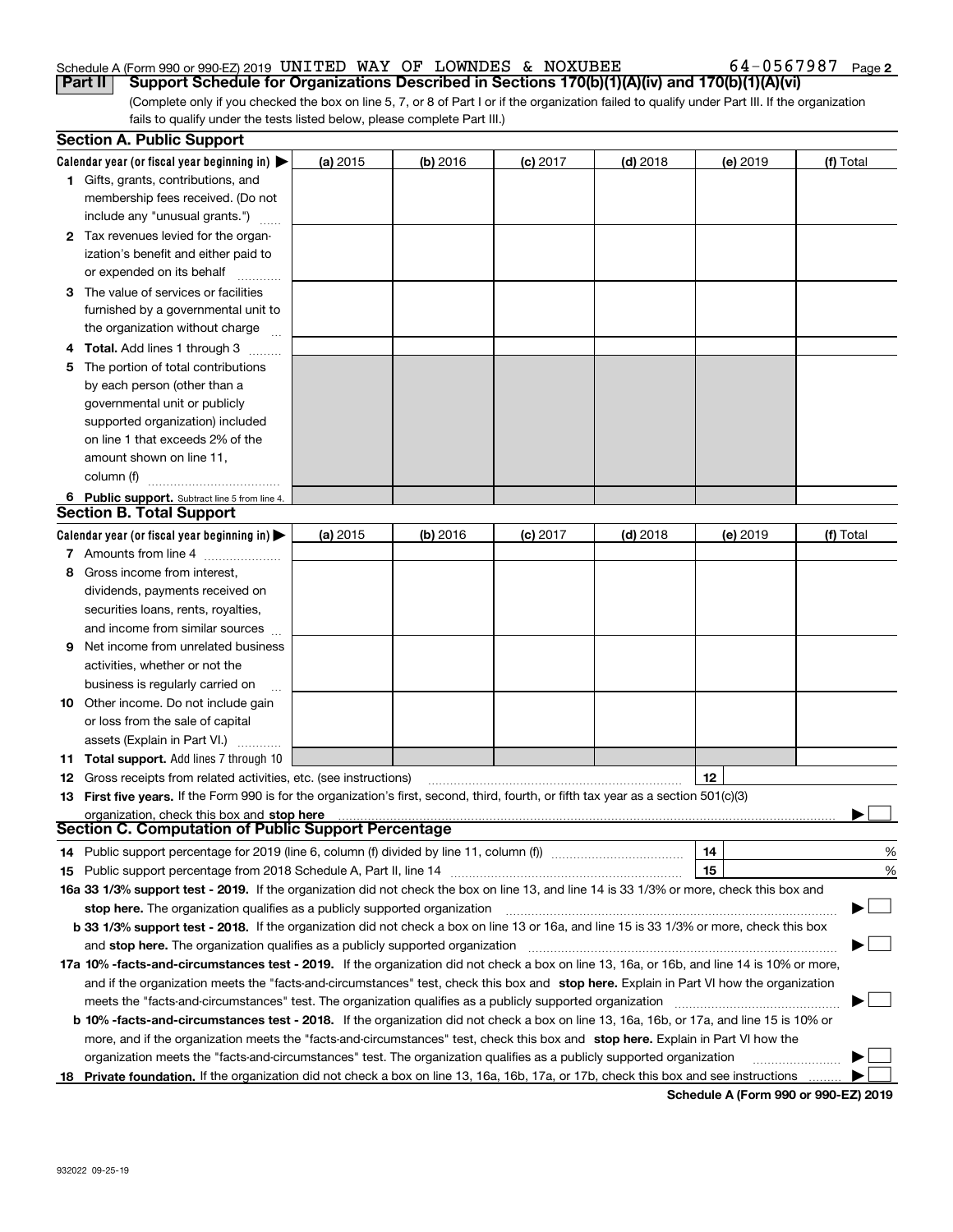Schedule A (Form 990 or 990-EZ) 2019 UNITED WAY OF LOWNDES & NOXUBEE 64-0567987 Page 2

**Part II Support Schedule for Organizations Described in Sections 170(b)(1)(A)(iv) and 170(b)(1)(A)(vi)**

(Complete only if you checked the box on line 5, 7, or 8 of Part I or if the organization failed to qualify under Part III. If the organization fails to qualify under the tests listed below, please complete Part III.)

## Section A. Public Support

| Calendar year (or fiscal year beginning in) ▶ | (a) 2015 | (b) 2016 | (c) 2017 | (d) 2018 | (e) 2019 | (f) Total |
|---|---|---|---|---|---|---|
| 1 Gifts, grants, contributions, and membership fees received. (Do not include any "unusual grants.") | | | | | | |
| 2 Tax revenues levied for the organization's benefit and either paid to or expended on its behalf | | | | | | |
| 3 The value of services or facilities furnished by a governmental unit to the organization without charge | | | | | | |
| 4 **Total.** Add lines 1 through 3 | | | | | | |
| 5 The portion of total contributions by each person (other than a governmental unit or publicly supported organization) included on line 1 that exceeds 2% of the amount shown on line 11, column (f) | | | | | | |
| 6 **Public support.** Subtract line 5 from line 4. | | | | | | |

## Section B. Total Support

| Calendar year (or fiscal year beginning in) ▶ | (a) 2015 | (b) 2016 | (c) 2017 | (d) 2018 | (e) 2019 | (f) Total |
|---|---|---|---|---|---|---|
| 7 Amounts from line 4 | | | | | | |
| 8 Gross income from interest, dividends, payments received on securities loans, rents, royalties, and income from similar sources | | | | | | |
| 9 Net income from unrelated business activities, whether or not the business is regularly carried on | | | | | | |
| 10 Other income. Do not include gain or loss from the sale of capital assets (Explain in Part VI.) | | | | | | |
| 11 **Total support.** Add lines 7 through 10 | | | | | | |

12 Gross receipts from related activities, etc. (see instructions) ..... 12

13 **First five years.** If the Form 990 is for the organization's first, second, third, fourth, or fifth tax year as a section 501(c)(3) organization, check this box and **stop here** ▶ ☐

## Section C. Computation of Public Support Percentage

14 Public support percentage for 2019 (line 6, column (f) divided by line 11, column (f)) ..... 14 %

15 Public support percentage from 2018 Schedule A, Part II, line 14 ..... 15 %

**16a 33 1/3% support test - 2019.** If the organization did not check the box on line 13, and line 14 is 33 1/3% or more, check this box and **stop here.** The organization qualifies as a publicly supported organization ▶ ☐

**b 33 1/3% support test - 2018.** If the organization did not check a box on line 13 or 16a, and line 15 is 33 1/3% or more, check this box and **stop here.** The organization qualifies as a publicly supported organization ▶ ☐

**17a 10% -facts-and-circumstances test - 2019.** If the organization did not check a box on line 13, 16a, or 16b, and line 14 is 10% or more, and if the organization meets the "facts-and-circumstances" test, check this box and **stop here.** Explain in Part VI how the organization meets the "facts-and-circumstances" test. The organization qualifies as a publicly supported organization ▶ ☐

**b 10% -facts-and-circumstances test - 2018.** If the organization did not check a box on line 13, 16a, 16b, or 17a, and line 15 is 10% or more, and if the organization meets the "facts-and-circumstances" test, check this box and **stop here.** Explain in Part VI how the organization meets the "facts-and-circumstances" test. The organization qualifies as a publicly supported organization ▶ ☐

**18 Private foundation.** If the organization did not check a box on line 13, 16a, 16b, 17a, or 17b, check this box and see instructions ▶ ☐

**Schedule A (Form 990 or 990-EZ) 2019**

932022 09-25-19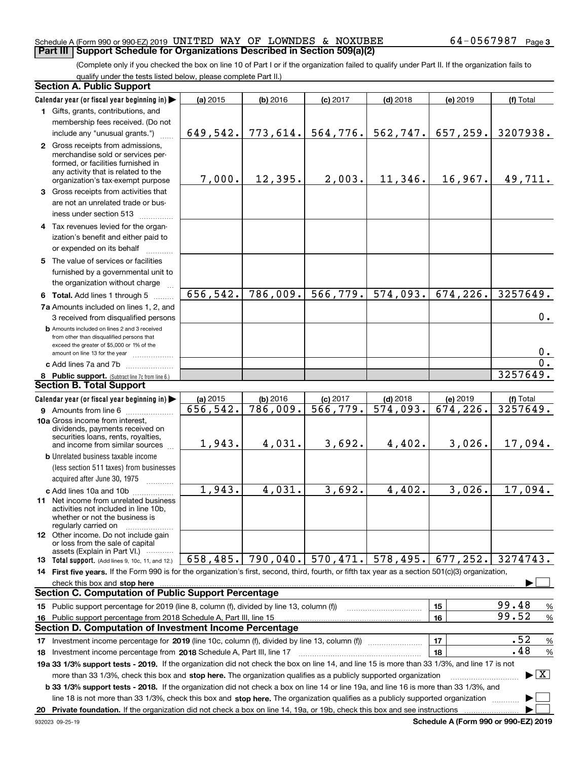Schedule A (Form 990 or 990-EZ) 2019 UNITED WAY OF LOWNDES & NOXUBEE 64-0567987 Page 3

## Part III Support Schedule for Organizations Described in Section 509(a)(2)

(Complete only if you checked the box on line 10 of Part I or if the organization failed to qualify under Part II. If the organization fails to qualify under the tests listed below, please complete Part II.)

### Section A. Public Support

| Calendar year (or fiscal year beginning in) ▶ | (a) 2015 | (b) 2016 | (c) 2017 | (d) 2018 | (e) 2019 | (f) Total |
|---|---|---|---|---|---|---|
| 1 Gifts, grants, contributions, and membership fees received. (Do not include any "unusual grants.") | 649,542. | 773,614. | 564,776. | 562,747. | 657,259. | 3207938. |
| 2 Gross receipts from admissions, merchandise sold or services performed, or facilities furnished in any activity that is related to the organization's tax-exempt purpose | 7,000. | 12,395. | 2,003. | 11,346. | 16,967. | 49,711. |
| 3 Gross receipts from activities that are not an unrelated trade or business under section 513 | | | | | | |
| 4 Tax revenues levied for the organization's benefit and either paid to or expended on its behalf | | | | | | |
| 5 The value of services or facilities furnished by a governmental unit to the organization without charge | | | | | | |
| 6 Total. Add lines 1 through 5 | 656,542. | 786,009. | 566,779. | 574,093. | 674,226. | 3257649. |
| 7a Amounts included on lines 1, 2, and 3 received from disqualified persons | | | | | | 0. |
| b Amounts included on lines 2 and 3 received from other than disqualified persons that exceed the greater of $5,000 or 1% of the amount on line 13 for the year | | | | | | 0. |
| c Add lines 7a and 7b | | | | | | 0. |
| 8 Public support. (Subtract line 7c from line 6.) | | | | | | 3257649. |

### Section B. Total Support

| Calendar year (or fiscal year beginning in) ▶ | (a) 2015 | (b) 2016 | (c) 2017 | (d) 2018 | (e) 2019 | (f) Total |
|---|---|---|---|---|---|---|
| 9 Amounts from line 6 | 656,542. | 786,009. | 566,779. | 574,093. | 674,226. | 3257649. |
| 10a Gross income from interest, dividends, payments received on securities loans, rents, royalties, and income from similar sources | 1,943. | 4,031. | 3,692. | 4,402. | 3,026. | 17,094. |
| b Unrelated business taxable income (less section 511 taxes) from businesses acquired after June 30, 1975 | | | | | | |
| c Add lines 10a and 10b | 1,943. | 4,031. | 3,692. | 4,402. | 3,026. | 17,094. |
| 11 Net income from unrelated business activities not included in line 10b, whether or not the business is regularly carried on | | | | | | |
| 12 Other income. Do not include gain or loss from the sale of capital assets (Explain in Part VI.) | | | | | | |
| 13 Total support. (Add lines 9, 10c, 11, and 12.) | 658,485. | 790,040. | 570,471. | 578,495. | 677,252. | 3274743. |

14 First five years. If the Form 990 is for the organization's first, second, third, fourth, or fifth tax year as a section 501(c)(3) organization, check this box and stop here ▶ ☐

### Section C. Computation of Public Support Percentage

| | | |
|---|---|---|
| 15 Public support percentage for 2019 (line 8, column (f), divided by line 13, column (f)) | 15 | 99.48 % |
| 16 Public support percentage from 2018 Schedule A, Part III, line 15 | 16 | 99.52 % |

### Section D. Computation of Investment Income Percentage

| | | |
|---|---|---|
| 17 Investment income percentage for 2019 (line 10c, column (f), divided by line 13, column (f)) | 17 | .52 % |
| 18 Investment income percentage from 2018 Schedule A, Part III, line 17 | 18 | .48 % |

19a 33 1/3% support tests - 2019. If the organization did not check the box on line 14, and line 15 is more than 33 1/3%, and line 17 is not more than 33 1/3%, check this box and stop here. The organization qualifies as a publicly supported organization ▶ ☒

b 33 1/3% support tests - 2018. If the organization did not check a box on line 14 or line 19a, and line 16 is more than 33 1/3%, and line 18 is not more than 33 1/3%, check this box and stop here. The organization qualifies as a publicly supported organization ▶ ☐

20 Private foundation. If the organization did not check a box on line 14, 19a, or 19b, check this box and see instructions ▶ ☐

932023 09-25-19 Schedule A (Form 990 or 990-EZ) 2019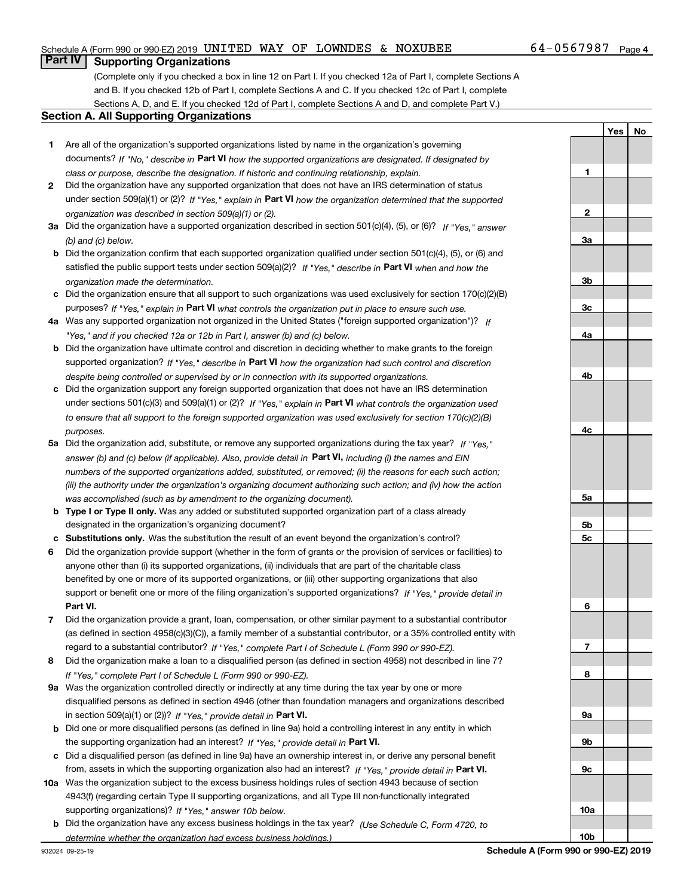Schedule A (Form 990 or 990-EZ) 2019 UNITED WAY OF LOWNDES & NOXUBEE 64-0567987 Page 4

## Part IV Supporting Organizations

(Complete only if you checked a box in line 12 on Part I. If you checked 12a of Part I, complete Sections A and B. If you checked 12b of Part I, complete Sections A and C. If you checked 12c of Part I, complete Sections A, D, and E. If you checked 12d of Part I, complete Sections A and D, and complete Part V.)

### Section A. All Supporting Organizations

| | | | Yes | No |
|---|---|---|---|---|
| 1 | Are all of the organization's supported organizations listed by name in the organization's governing documents? *If "No," describe in* **Part VI** *how the supported organizations are designated. If designated by class or purpose, describe the designation. If historic and continuing relationship, explain.* | 1 | | |
| 2 | Did the organization have any supported organization that does not have an IRS determination of status under section 509(a)(1) or (2)? *If "Yes," explain in* **Part VI** *how the organization determined that the supported organization was described in section 509(a)(1) or (2).* | 2 | | |
| 3a | Did the organization have a supported organization described in section 501(c)(4), (5), or (6)? *If "Yes," answer (b) and (c) below.* | 3a | | |
| b | Did the organization confirm that each supported organization qualified under section 501(c)(4), (5), or (6) and satisfied the public support tests under section 509(a)(2)? *If "Yes," describe in* **Part VI** *when and how the organization made the determination.* | 3b | | |
| c | Did the organization ensure that all support to such organizations was used exclusively for section 170(c)(2)(B) purposes? *If "Yes," explain in* **Part VI** *what controls the organization put in place to ensure such use.* | 3c | | |
| 4a | Was any supported organization not organized in the United States ("foreign supported organization")? *If "Yes," and if you checked 12a or 12b in Part I, answer (b) and (c) below.* | 4a | | |
| b | Did the organization have ultimate control and discretion in deciding whether to make grants to the foreign supported organization? *If "Yes," describe in* **Part VI** *how the organization had such control and discretion despite being controlled or supervised by or in connection with its supported organizations.* | 4b | | |
| c | Did the organization support any foreign supported organization that does not have an IRS determination under sections 501(c)(3) and 509(a)(1) or (2)? *If "Yes," explain in* **Part VI** *what controls the organization used to ensure that all support to the foreign supported organization was used exclusively for section 170(c)(2)(B) purposes.* | 4c | | |
| 5a | Did the organization add, substitute, or remove any supported organizations during the tax year? *If "Yes," answer (b) and (c) below (if applicable). Also, provide detail in* **Part VI,** *including (i) the names and EIN numbers of the supported organizations added, substituted, or removed; (ii) the reasons for each such action; (iii) the authority under the organization's organizing document authorizing such action; and (iv) how the action was accomplished (such as by amendment to the organizing document).* | 5a | | |
| b | **Type I or Type II only.** Was any added or substituted supported organization part of a class already designated in the organization's organizing document? | 5b | | |
| c | **Substitutions only.** Was the substitution the result of an event beyond the organization's control? | 5c | | |
| 6 | Did the organization provide support (whether in the form of grants or the provision of services or facilities) to anyone other than (i) its supported organizations, (ii) individuals that are part of the charitable class benefited by one or more of its supported organizations, or (iii) other supporting organizations that also support or benefit one or more of the filing organization's supported organizations? *If "Yes," provide detail in* **Part VI.** | 6 | | |
| 7 | Did the organization provide a grant, loan, compensation, or other similar payment to a substantial contributor (as defined in section 4958(c)(3)(C)), a family member of a substantial contributor, or a 35% controlled entity with regard to a substantial contributor? *If "Yes," complete Part I of Schedule L (Form 990 or 990-EZ).* | 7 | | |
| 8 | Did the organization make a loan to a disqualified person (as defined in section 4958) not described in line 7? *If "Yes," complete Part I of Schedule L (Form 990 or 990-EZ).* | 8 | | |
| 9a | Was the organization controlled directly or indirectly at any time during the tax year by one or more disqualified persons as defined in section 4946 (other than foundation managers and organizations described in section 509(a)(1) or (2))? *If "Yes," provide detail in* **Part VI.** | 9a | | |
| b | Did one or more disqualified persons (as defined in line 9a) hold a controlling interest in any entity in which the supporting organization had an interest? *If "Yes," provide detail in* **Part VI.** | 9b | | |
| c | Did a disqualified person (as defined in line 9a) have an ownership interest in, or derive any personal benefit from, assets in which the supporting organization also had an interest? *If "Yes," provide detail in* **Part VI.** | 9c | | |
| 10a | Was the organization subject to the excess business holdings rules of section 4943 because of section 4943(f) (regarding certain Type II supporting organizations, and all Type III non-functionally integrated supporting organizations)? *If "Yes," answer 10b below.* | 10a | | |
| b | Did the organization have any excess business holdings in the tax year? *(Use Schedule C, Form 4720, to determine whether the organization had excess business holdings.)* | 10b | | |

932024 09-25-19 **Schedule A (Form 990 or 990-EZ) 2019**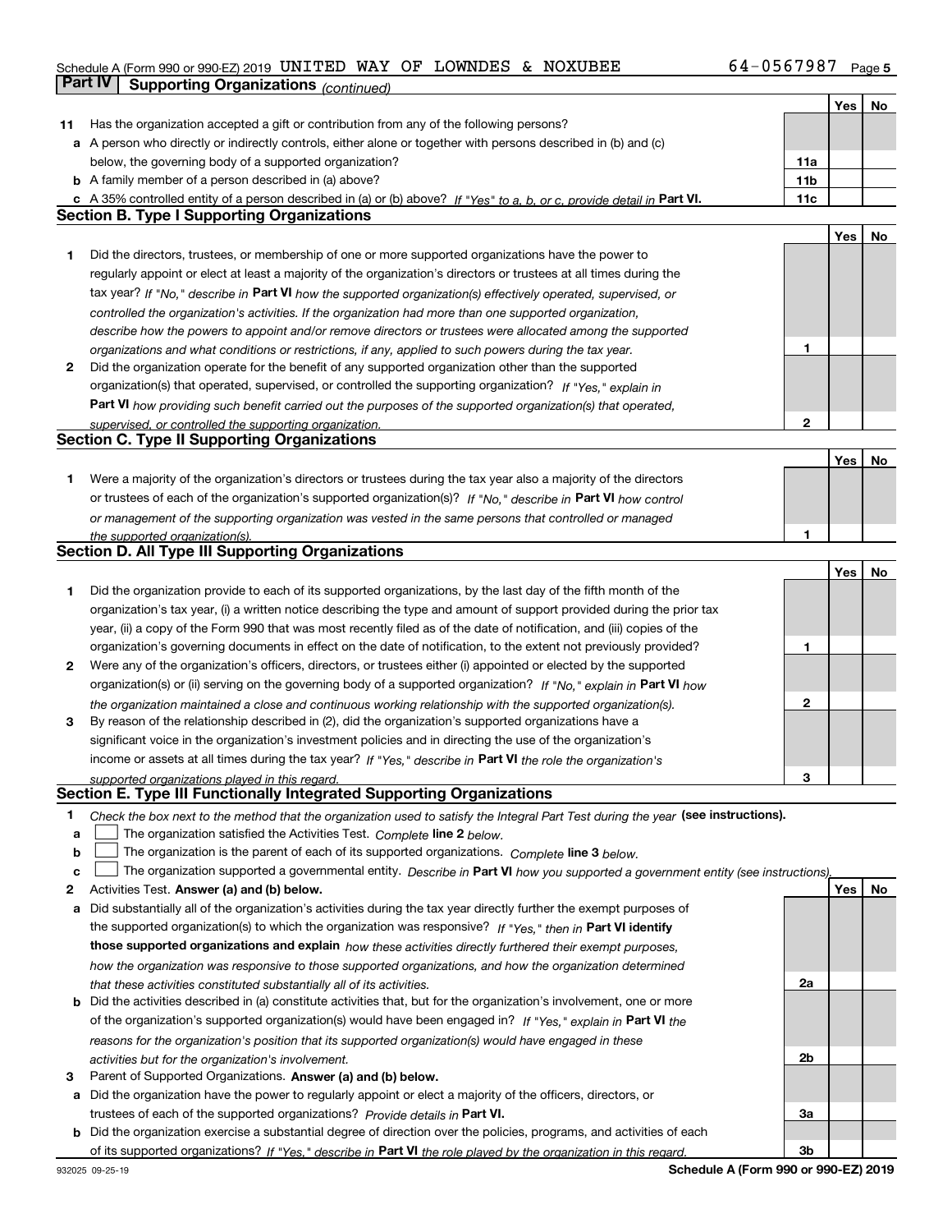Schedule A (Form 990 or 990-EZ) 2019 UNITED WAY OF LOWNDES & NOXUBEE 64-0567987 Page 5

## Part IV Supporting Organizations *(continued)*

| | | | Yes | No |
|---|---|---|---|---|
| 11 | Has the organization accepted a gift or contribution from any of the following persons? | | | |
| a | A person who directly or indirectly controls, either alone or together with persons described in (b) and (c) below, the governing body of a supported organization? | 11a | | |
| b | A family member of a person described in (a) above? | 11b | | |
| c | A 35% controlled entity of a person described in (a) or (b) above? *If "Yes" to a, b, or c, provide detail in* **Part VI.** | 11c | | |

### Section B. Type I Supporting Organizations

| | | | Yes | No |
|---|---|---|---|---|
| 1 | Did the directors, trustees, or membership of one or more supported organizations have the power to regularly appoint or elect at least a majority of the organization's directors or trustees at all times during the tax year? *If "No," describe in* **Part VI** *how the supported organization(s) effectively operated, supervised, or controlled the organization's activities. If the organization had more than one supported organization, describe how the powers to appoint and/or remove directors or trustees were allocated among the supported organizations and what conditions or restrictions, if any, applied to such powers during the tax year.* | 1 | | |
| 2 | Did the organization operate for the benefit of any supported organization other than the supported organization(s) that operated, supervised, or controlled the supporting organization? *If "Yes," explain in* **Part VI** *how providing such benefit carried out the purposes of the supported organization(s) that operated, supervised, or controlled the supporting organization.* | 2 | | |

### Section C. Type II Supporting Organizations

| | | | Yes | No |
|---|---|---|---|---|
| 1 | Were a majority of the organization's directors or trustees during the tax year also a majority of the directors or trustees of each of the organization's supported organization(s)? *If "No," describe in* **Part VI** *how control or management of the supporting organization was vested in the same persons that controlled or managed the supported organization(s).* | 1 | | |

### Section D. All Type III Supporting Organizations

| | | | Yes | No |
|---|---|---|---|---|
| 1 | Did the organization provide to each of its supported organizations, by the last day of the fifth month of the organization's tax year, (i) a written notice describing the type and amount of support provided during the prior tax year, (ii) a copy of the Form 990 that was most recently filed as of the date of notification, and (iii) copies of the organization's governing documents in effect on the date of notification, to the extent not previously provided? | 1 | | |
| 2 | Were any of the organization's officers, directors, or trustees either (i) appointed or elected by the supported organization(s) or (ii) serving on the governing body of a supported organization? *If "No," explain in* **Part VI** *how the organization maintained a close and continuous working relationship with the supported organization(s).* | 2 | | |
| 3 | By reason of the relationship described in (2), did the organization's supported organizations have a significant voice in the organization's investment policies and in directing the use of the organization's income or assets at all times during the tax year? *If "Yes," describe in* **Part VI** *the role the organization's supported organizations played in this regard.* | 3 | | |

### Section E. Type III Functionally Integrated Supporting Organizations

1 *Check the box next to the method that the organization used to satisfy the Integral Part Test during the year* **(see instructions).**

- a ☐ The organization satisfied the Activities Test. *Complete* **line 2** *below.*
- b ☐ The organization is the parent of each of its supported organizations. *Complete* **line 3** *below.*
- c ☐ The organization supported a governmental entity. *Describe in* **Part VI** *how you supported a government entity (see instructions).*

| | | | Yes | No |
|---|---|---|---|---|
| 2 | Activities Test. **Answer (a) and (b) below.** | | | |
| a | Did substantially all of the organization's activities during the tax year directly further the exempt purposes of the supported organization(s) to which the organization was responsive? *If "Yes," then in* **Part VI identify those supported organizations and explain** *how these activities directly furthered their exempt purposes, how the organization was responsive to those supported organizations, and how the organization determined that these activities constituted substantially all of its activities.* | 2a | | |
| b | Did the activities described in (a) constitute activities that, but for the organization's involvement, one or more of the organization's supported organization(s) would have been engaged in? *If "Yes," explain in* **Part VI** *the reasons for the organization's position that its supported organization(s) would have engaged in these activities but for the organization's involvement.* | 2b | | |
| 3 | Parent of Supported Organizations. **Answer (a) and (b) below.** | | | |
| a | Did the organization have the power to regularly appoint or elect a majority of the officers, directors, or trustees of each of the supported organizations? *Provide details in* **Part VI.** | 3a | | |
| b | Did the organization exercise a substantial degree of direction over the policies, programs, and activities of each of its supported organizations? *If "Yes," describe in* **Part VI** *the role played by the organization in this regard.* | 3b | | |

932025 09-25-19 **Schedule A (Form 990 or 990-EZ) 2019**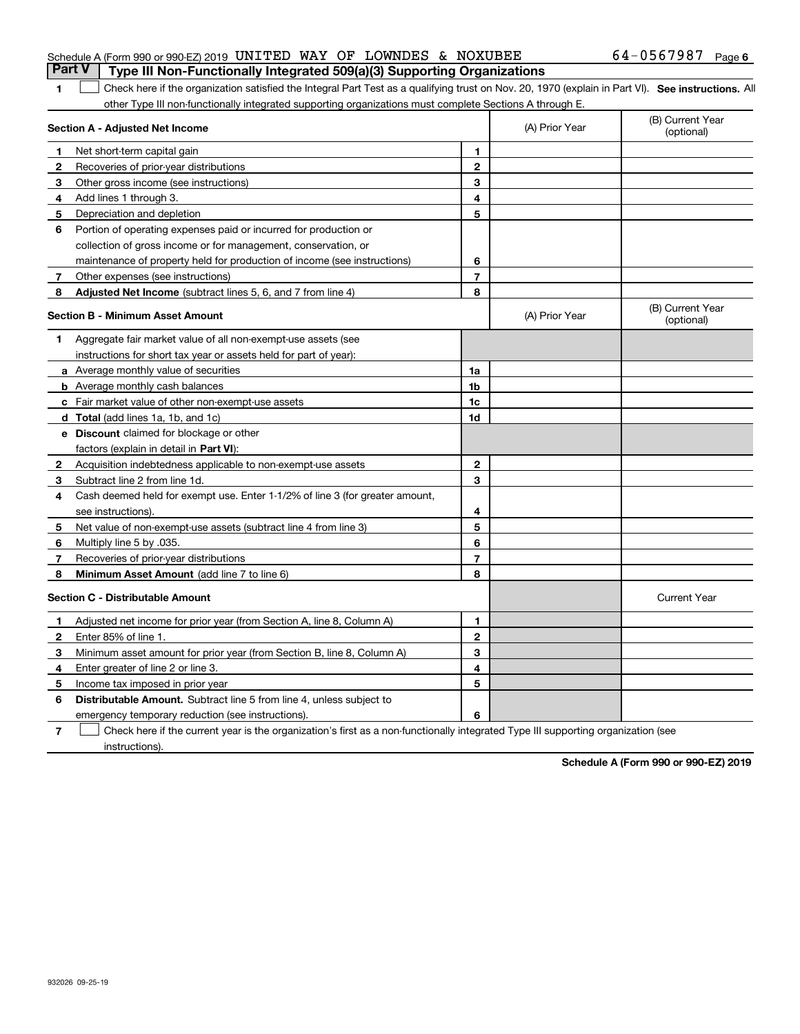Schedule A (Form 990 or 990-EZ) 2019 UNITED WAY OF LOWNDES & NOXUBEE 64-0567987 Page 6

## Part V Type III Non-Functionally Integrated 509(a)(3) Supporting Organizations

1 ☐ Check here if the organization satisfied the Integral Part Test as a qualifying trust on Nov. 20, 1970 (explain in Part VI). **See instructions.** All other Type III non-functionally integrated supporting organizations must complete Sections A through E.

| **Section A - Adjusted Net Income** | | | (A) Prior Year | (B) Current Year (optional) |
|---|---|---|---|---|
| 1 | Net short-term capital gain | 1 | | |
| 2 | Recoveries of prior-year distributions | 2 | | |
| 3 | Other gross income (see instructions) | 3 | | |
| 4 | Add lines 1 through 3. | 4 | | |
| 5 | Depreciation and depletion | 5 | | |
| 6 | Portion of operating expenses paid or incurred for production or collection of gross income or for management, conservation, or maintenance of property held for production of income (see instructions) | 6 | | |
| 7 | Other expenses (see instructions) | 7 | | |
| 8 | **Adjusted Net Income** (subtract lines 5, 6, and 7 from line 4) | 8 | | |

| **Section B - Minimum Asset Amount** | | | (A) Prior Year | (B) Current Year (optional) |
|---|---|---|---|---|
| 1 | Aggregate fair market value of all non-exempt-use assets (see instructions for short tax year or assets held for part of year): | | | |
| a | Average monthly value of securities | 1a | | |
| b | Average monthly cash balances | 1b | | |
| c | Fair market value of other non-exempt-use assets | 1c | | |
| d | **Total** (add lines 1a, 1b, and 1c) | 1d | | |
| e | **Discount** claimed for blockage or other factors (explain in detail in **Part VI**): | | | |
| 2 | Acquisition indebtedness applicable to non-exempt-use assets | 2 | | |
| 3 | Subtract line 2 from line 1d. | 3 | | |
| 4 | Cash deemed held for exempt use. Enter 1-1/2% of line 3 (for greater amount, see instructions). | 4 | | |
| 5 | Net value of non-exempt-use assets (subtract line 4 from line 3) | 5 | | |
| 6 | Multiply line 5 by .035. | 6 | | |
| 7 | Recoveries of prior-year distributions | 7 | | |
| 8 | **Minimum Asset Amount** (add line 7 to line 6) | 8 | | |

| **Section C - Distributable Amount** | | | | Current Year |
|---|---|---|---|---|
| 1 | Adjusted net income for prior year (from Section A, line 8, Column A) | 1 | | |
| 2 | Enter 85% of line 1. | 2 | | |
| 3 | Minimum asset amount for prior year (from Section B, line 8, Column A) | 3 | | |
| 4 | Enter greater of line 2 or line 3. | 4 | | |
| 5 | Income tax imposed in prior year | 5 | | |
| 6 | **Distributable Amount.** Subtract line 5 from line 4, unless subject to emergency temporary reduction (see instructions). | 6 | | |

7 ☐ Check here if the current year is the organization's first as a non-functionally integrated Type III supporting organization (see instructions).

**Schedule A (Form 990 or 990-EZ) 2019**

932026 09-25-19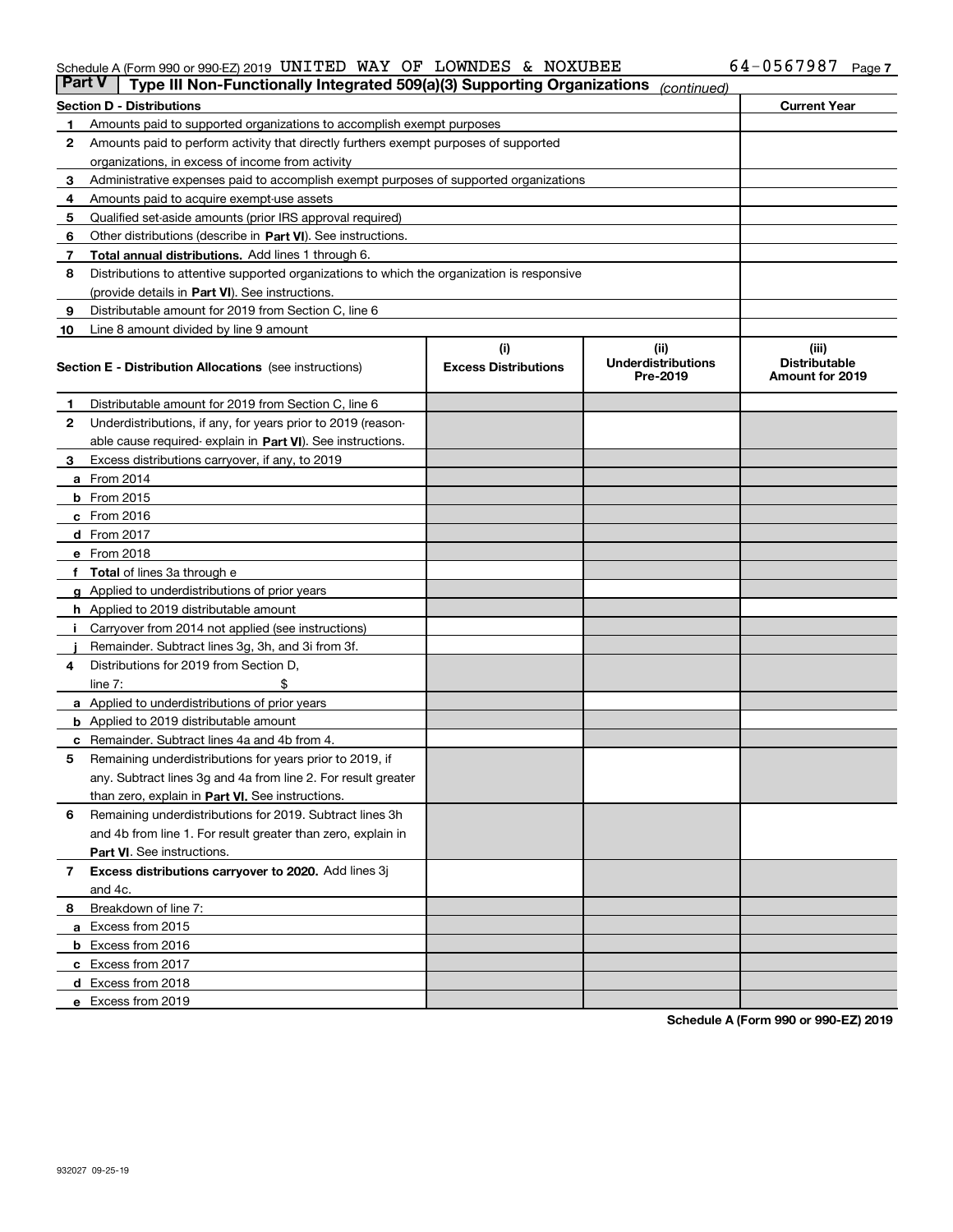Schedule A (Form 990 or 990-EZ) 2019 UNITED WAY OF LOWNDES & NOXUBEE 64-0567987 Page 7

## Part V Type III Non-Functionally Integrated 509(a)(3) Supporting Organizations *(continued)*

| Section D - Distributions | | Current Year |
|---|---|---|
| 1 | Amounts paid to supported organizations to accomplish exempt purposes | |
| 2 | Amounts paid to perform activity that directly furthers exempt purposes of supported organizations, in excess of income from activity | |
| 3 | Administrative expenses paid to accomplish exempt purposes of supported organizations | |
| 4 | Amounts paid to acquire exempt-use assets | |
| 5 | Qualified set-aside amounts (prior IRS approval required) | |
| 6 | Other distributions (describe in **Part VI**). See instructions. | |
| 7 | **Total annual distributions.** Add lines 1 through 6. | |
| 8 | Distributions to attentive supported organizations to which the organization is responsive (provide details in **Part VI**). See instructions. | |
| 9 | Distributable amount for 2019 from Section C, line 6 | |
| 10 | Line 8 amount divided by line 9 amount | |

| **Section E - Distribution Allocations** (see instructions) | | (i) Excess Distributions | (ii) Underdistributions Pre-2019 | (iii) Distributable Amount for 2019 |
|---|---|---|---|---|
| 1 | Distributable amount for 2019 from Section C, line 6 | | | |
| 2 | Underdistributions, if any, for years prior to 2019 (reasonable cause required- explain in **Part VI**). See instructions. | | | |
| 3 | Excess distributions carryover, if any, to 2019 | | | |
| a | From 2014 | | | |
| b | From 2015 | | | |
| c | From 2016 | | | |
| d | From 2017 | | | |
| e | From 2018 | | | |
| f | **Total** of lines 3a through e | | | |
| g | Applied to underdistributions of prior years | | | |
| h | Applied to 2019 distributable amount | | | |
| i | Carryover from 2014 not applied (see instructions) | | | |
| j | Remainder. Subtract lines 3g, 3h, and 3i from 3f. | | | |
| 4 | Distributions for 2019 from Section D, line 7: $ | | | |
| a | Applied to underdistributions of prior years | | | |
| b | Applied to 2019 distributable amount | | | |
| c | Remainder. Subtract lines 4a and 4b from 4. | | | |
| 5 | Remaining underdistributions for years prior to 2019, if any. Subtract lines 3g and 4a from line 2. For result greater than zero, explain in **Part VI.** See instructions. | | | |
| 6 | Remaining underdistributions for 2019. Subtract lines 3h and 4b from line 1. For result greater than zero, explain in **Part VI**. See instructions. | | | |
| 7 | **Excess distributions carryover to 2020.** Add lines 3j and 4c. | | | |
| 8 | Breakdown of line 7: | | | |
| a | Excess from 2015 | | | |
| b | Excess from 2016 | | | |
| c | Excess from 2017 | | | |
| d | Excess from 2018 | | | |
| e | Excess from 2019 | | | |

**Schedule A (Form 990 or 990-EZ) 2019**

932027 09-25-19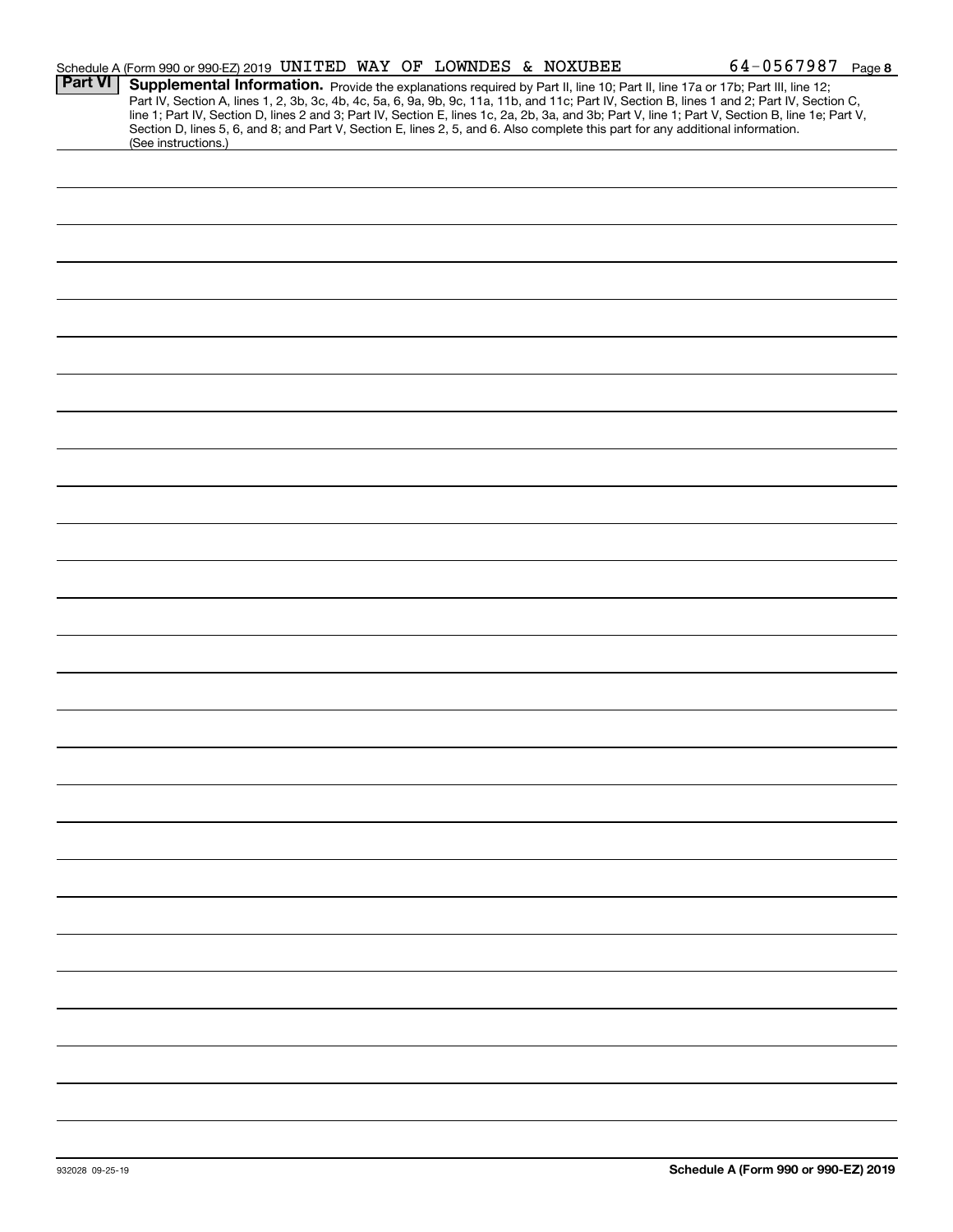Schedule A (Form 990 or 990-EZ) 2019 UNITED WAY OF LOWNDES & NOXUBEE 64-0567987 Page 8

**Part VI** **Supplemental Information.** Provide the explanations required by Part II, line 10; Part II, line 17a or 17b; Part III, line 12; Part IV, Section A, lines 1, 2, 3b, 3c, 4b, 4c, 5a, 6, 9a, 9b, 9c, 11a, 11b, and 11c; Part IV, Section B, lines 1 and 2; Part IV, Section C, line 1; Part IV, Section D, lines 2 and 3; Part IV, Section E, lines 1c, 2a, 2b, 3a, and 3b; Part V, line 1; Part V, Section B, line 1e; Part V, Section D, lines 5, 6, and 8; and Part V, Section E, lines 2, 5, and 6. Also complete this part for any additional information. (See instructions.)

932028 09-25-19 **Schedule A (Form 990 or 990-EZ) 2019**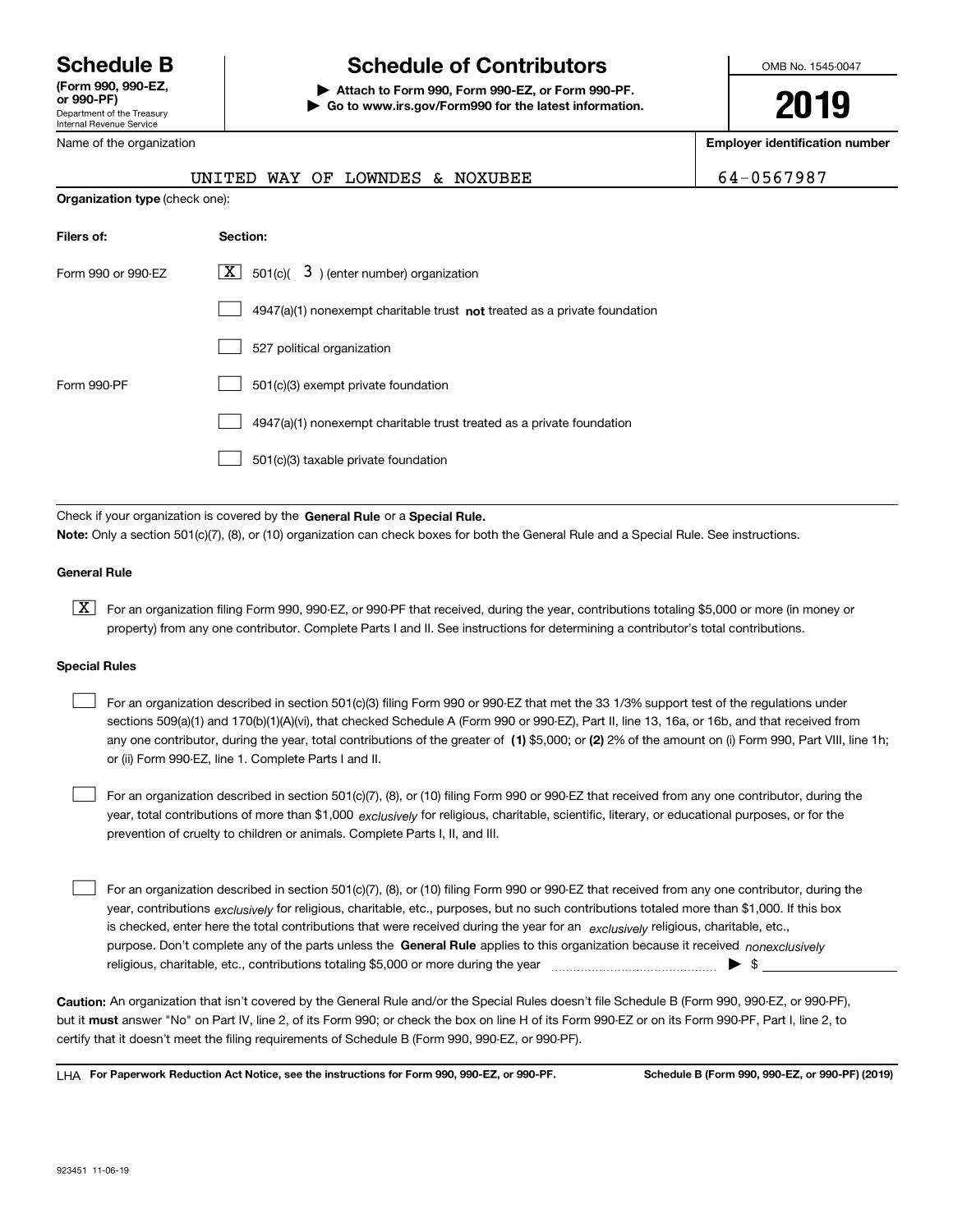# Schedule B

**(Form 990, 990-EZ, or 990-PF)**

Department of the Treasury
Internal Revenue Service

# Schedule of Contributors

▶ **Attach to Form 990, Form 990-EZ, or Form 990-PF.**

▶ **Go to www.irs.gov/Form990 for the latest information.**

OMB No. 1545-0047

**2019**

| Name of the organization | Employer identification number |
|---|---|
| UNITED WAY OF LOWNDES & NOXUBEE | 64-0567987 |

**Organization type** (check one):

| Filers of: | Section: |
|---|---|
| Form 990 or 990-EZ | [X] 501(c)( 3 ) (enter number) organization |
| | [ ] 4947(a)(1) nonexempt charitable trust **not** treated as a private foundation |
| | [ ] 527 political organization |
| Form 990-PF | [ ] 501(c)(3) exempt private foundation |
| | [ ] 4947(a)(1) nonexempt charitable trust treated as a private foundation |
| | [ ] 501(c)(3) taxable private foundation |

Check if your organization is covered by the **General Rule** or a **Special Rule.**

**Note:** Only a section 501(c)(7), (8), or (10) organization can check boxes for both the General Rule and a Special Rule. See instructions.

**General Rule**

[X] For an organization filing Form 990, 990-EZ, or 990-PF that received, during the year, contributions totaling $5,000 or more (in money or property) from any one contributor. Complete Parts I and II. See instructions for determining a contributor's total contributions.

**Special Rules**

[ ] For an organization described in section 501(c)(3) filing Form 990 or 990-EZ that met the 33 1/3% support test of the regulations under sections 509(a)(1) and 170(b)(1)(A)(vi), that checked Schedule A (Form 990 or 990-EZ), Part II, line 13, 16a, or 16b, and that received from any one contributor, during the year, total contributions of the greater of **(1)** $5,000; or **(2)** 2% of the amount on (i) Form 990, Part VIII, line 1h; or (ii) Form 990-EZ, line 1. Complete Parts I and II.

[ ] For an organization described in section 501(c)(7), (8), or (10) filing Form 990 or 990-EZ that received from any one contributor, during the year, total contributions of more than $1,000 *exclusively* for religious, charitable, scientific, literary, or educational purposes, or for the prevention of cruelty to children or animals. Complete Parts I, II, and III.

[ ] For an organization described in section 501(c)(7), (8), or (10) filing Form 990 or 990-EZ that received from any one contributor, during the year, contributions *exclusively* for religious, charitable, etc., purposes, but no such contributions totaled more than $1,000. If this box is checked, enter here the total contributions that were received during the year for an *exclusively* religious, charitable, etc., purpose. Don't complete any of the parts unless the **General Rule** applies to this organization because it received *nonexclusively* religious, charitable, etc., contributions totaling $5,000 or more during the year ▶ $

**Caution:** An organization that isn't covered by the General Rule and/or the Special Rules doesn't file Schedule B (Form 990, 990-EZ, or 990-PF), but it **must** answer "No" on Part IV, line 2, of its Form 990; or check the box on line H of its Form 990-EZ or on its Form 990-PF, Part I, line 2, to certify that it doesn't meet the filing requirements of Schedule B (Form 990, 990-EZ, or 990-PF).

LHA **For Paperwork Reduction Act Notice, see the instructions for Form 990, 990-EZ, or 990-PF.** **Schedule B (Form 990, 990-EZ, or 990-PF) (2019)**

923451 11-06-19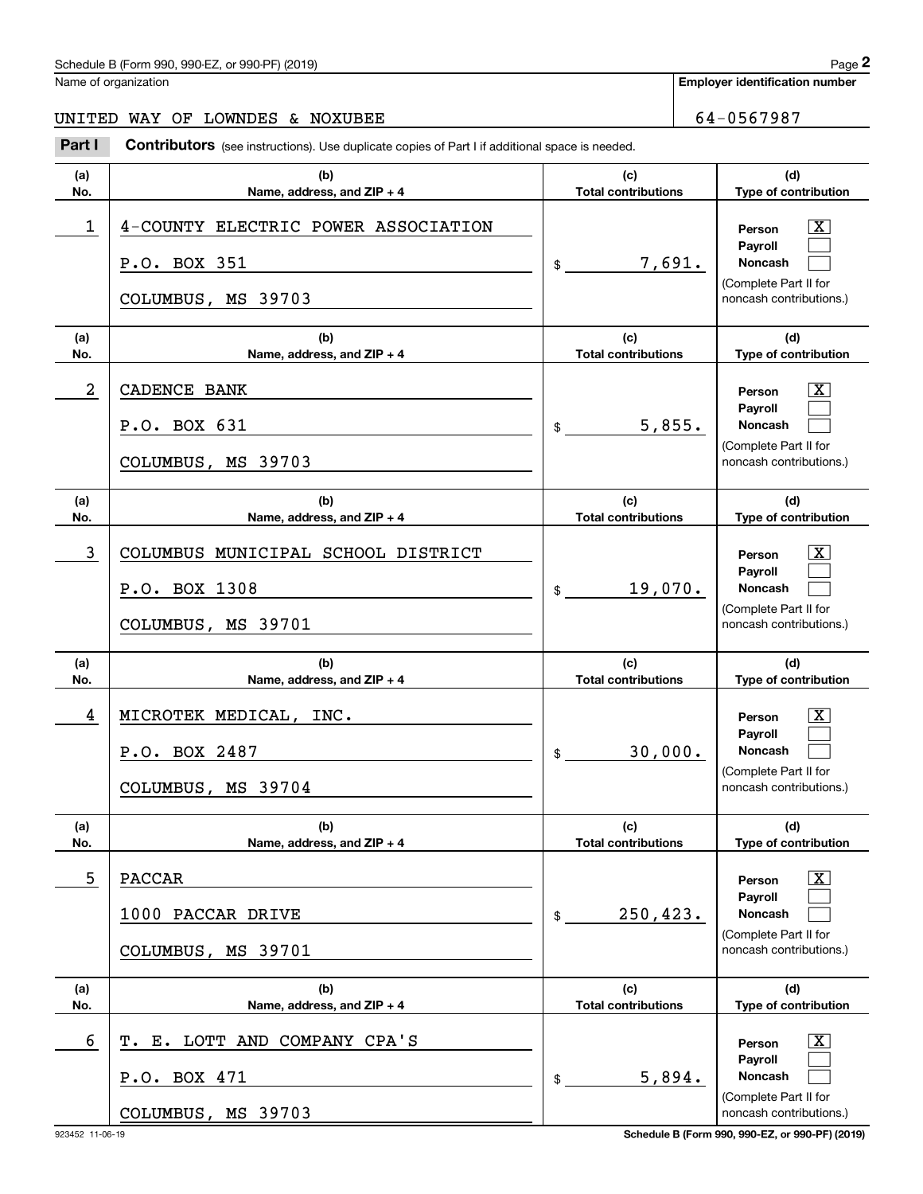Name of organization

**Employer identification number**

UNITED WAY OF LOWNDES & NOXUBEE | 64-0567987

**Part I** **Contributors** (see instructions). Use duplicate copies of Part I if additional space is needed.

| (a) No. | (b) Name, address, and ZIP + 4 | (c) Total contributions | (d) Type of contribution |
|---|---|---|---|
| 1 | 4-COUNTY ELECTRIC POWER ASSOCIATION<br>P.O. BOX 351<br>COLUMBUS, MS 39703 | $ 7,691. | Person [X]<br>Payroll [ ]<br>Noncash [ ]<br>(Complete Part II for noncash contributions.) |
| 2 | CADENCE BANK<br>P.O. BOX 631<br>COLUMBUS, MS 39703 | $ 5,855. | Person [X]<br>Payroll [ ]<br>Noncash [ ]<br>(Complete Part II for noncash contributions.) |
| 3 | COLUMBUS MUNICIPAL SCHOOL DISTRICT<br>P.O. BOX 1308<br>COLUMBUS, MS 39701 | $ 19,070. | Person [X]<br>Payroll [ ]<br>Noncash [ ]<br>(Complete Part II for noncash contributions.) |
| 4 | MICROTEK MEDICAL, INC.<br>P.O. BOX 2487<br>COLUMBUS, MS 39704 | $ 30,000. | Person [X]<br>Payroll [ ]<br>Noncash [ ]<br>(Complete Part II for noncash contributions.) |
| 5 | PACCAR<br>1000 PACCAR DRIVE<br>COLUMBUS, MS 39701 | $ 250,423. | Person [X]<br>Payroll [ ]<br>Noncash [ ]<br>(Complete Part II for noncash contributions.) |
| 6 | T. E. LOTT AND COMPANY CPA'S<br>P.O. BOX 471<br>COLUMBUS, MS 39703 | $ 5,894. | Person [X]<br>Payroll [ ]<br>Noncash [ ]<br>(Complete Part II for noncash contributions.) |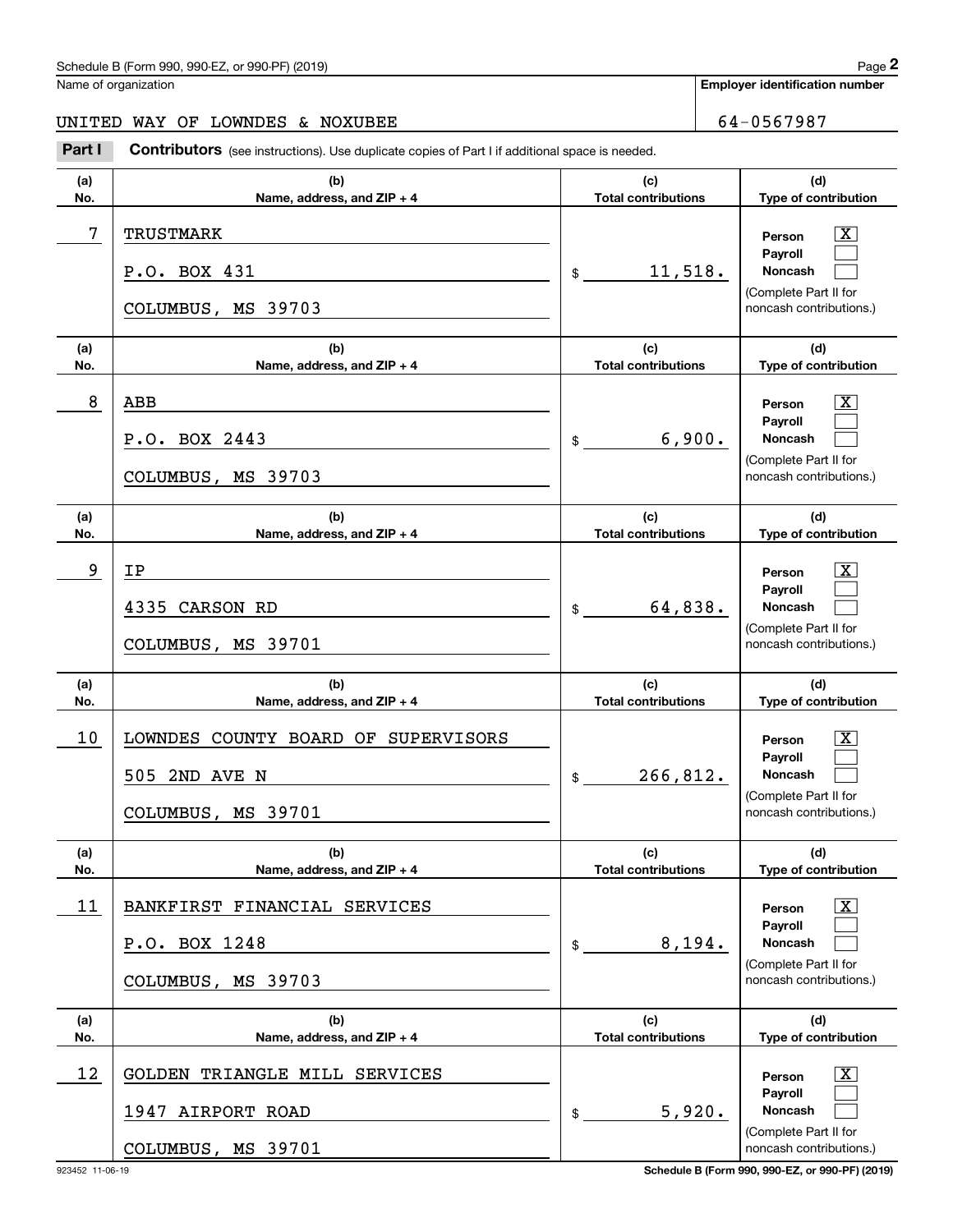Name of organization

**Employer identification number**

UNITED WAY OF LOWNDES & NOXUBEE

64-0567987

## Part I Contributors (see instructions). Use duplicate copies of Part I if additional space is needed.

| (a) No. | (b) Name, address, and ZIP + 4 | (c) Total contributions | (d) Type of contribution |
|---|---|---|---|
| 7 | TRUSTMARK<br>P.O. BOX 431<br>COLUMBUS, MS 39703 | $ 11,518. | Person [X]<br>Payroll [ ]<br>Noncash [ ]<br>(Complete Part II for noncash contributions.) |
| 8 | ABB<br>P.O. BOX 2443<br>COLUMBUS, MS 39703 | $ 6,900. | Person [X]<br>Payroll [ ]<br>Noncash [ ]<br>(Complete Part II for noncash contributions.) |
| 9 | IP<br>4335 CARSON RD<br>COLUMBUS, MS 39701 | $ 64,838. | Person [X]<br>Payroll [ ]<br>Noncash [ ]<br>(Complete Part II for noncash contributions.) |
| 10 | LOWNDES COUNTY BOARD OF SUPERVISORS<br>505 2ND AVE N<br>COLUMBUS, MS 39701 | $ 266,812. | Person [X]<br>Payroll [ ]<br>Noncash [ ]<br>(Complete Part II for noncash contributions.) |
| 11 | BANKFIRST FINANCIAL SERVICES<br>P.O. BOX 1248<br>COLUMBUS, MS 39703 | $ 8,194. | Person [X]<br>Payroll [ ]<br>Noncash [ ]<br>(Complete Part II for noncash contributions.) |
| 12 | GOLDEN TRIANGLE MILL SERVICES<br>1947 AIRPORT ROAD<br>COLUMBUS, MS 39701 | $ 5,920. | Person [X]<br>Payroll [ ]<br>Noncash [ ]<br>(Complete Part II for noncash contributions.) |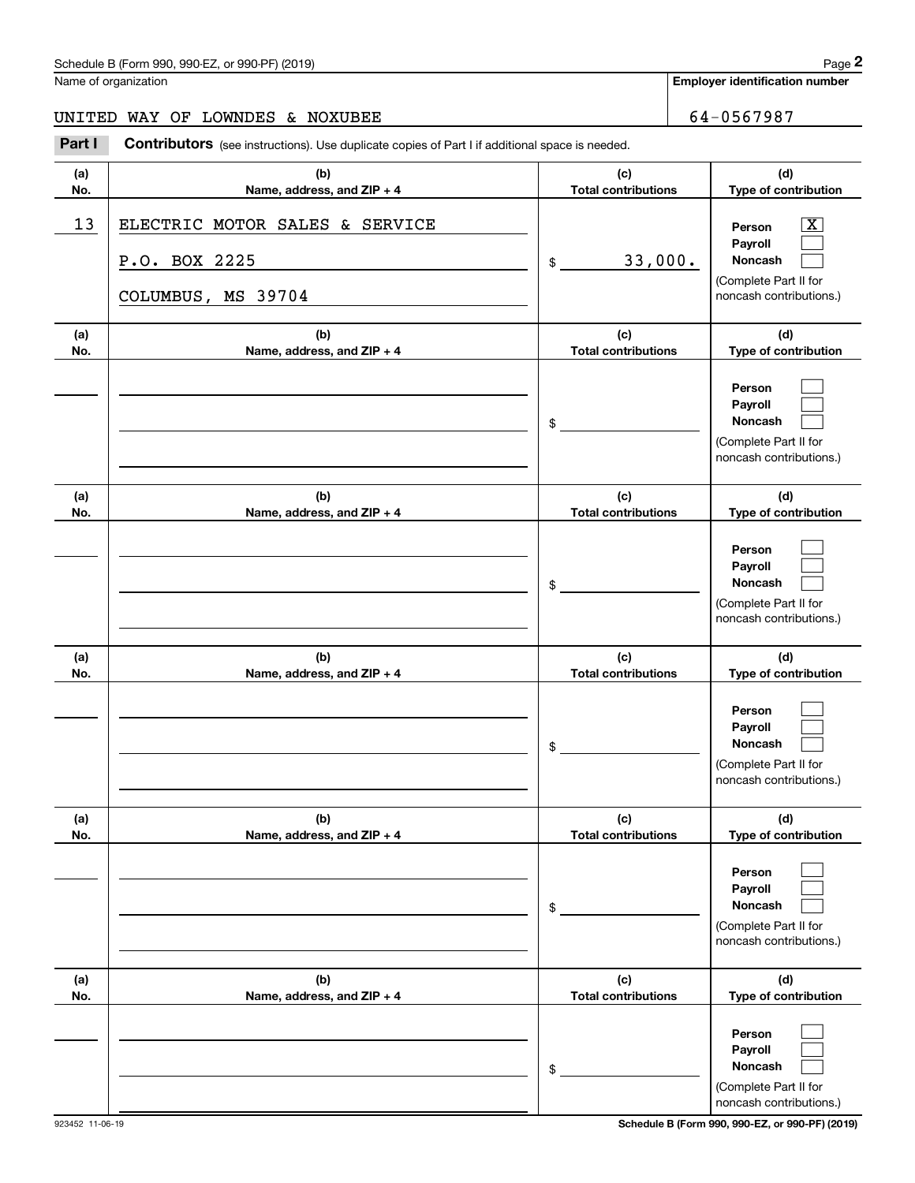Name of organization

**Employer identification number**

UNITED WAY OF LOWNDES & NOXUBEE

64-0567987

**Part I** **Contributors** (see instructions). Use duplicate copies of Part I if additional space is needed.

| (a) No. | (b) Name, address, and ZIP + 4 | (c) Total contributions | (d) Type of contribution |
|---|---|---|---|
| 13 | ELECTRIC MOTOR SALES & SERVICE<br>P.O. BOX 2225<br>COLUMBUS, MS 39704 | $ 33,000. | Person [X]<br>Payroll [ ]<br>Noncash [ ]<br>(Complete Part II for noncash contributions.) |
| | | $ | Person [ ]<br>Payroll [ ]<br>Noncash [ ]<br>(Complete Part II for noncash contributions.) |
| | | $ | Person [ ]<br>Payroll [ ]<br>Noncash [ ]<br>(Complete Part II for noncash contributions.) |
| | | $ | Person [ ]<br>Payroll [ ]<br>Noncash [ ]<br>(Complete Part II for noncash contributions.) |
| | | $ | Person [ ]<br>Payroll [ ]<br>Noncash [ ]<br>(Complete Part II for noncash contributions.) |
| | | $ | Person [ ]<br>Payroll [ ]<br>Noncash [ ]<br>(Complete Part II for noncash contributions.) |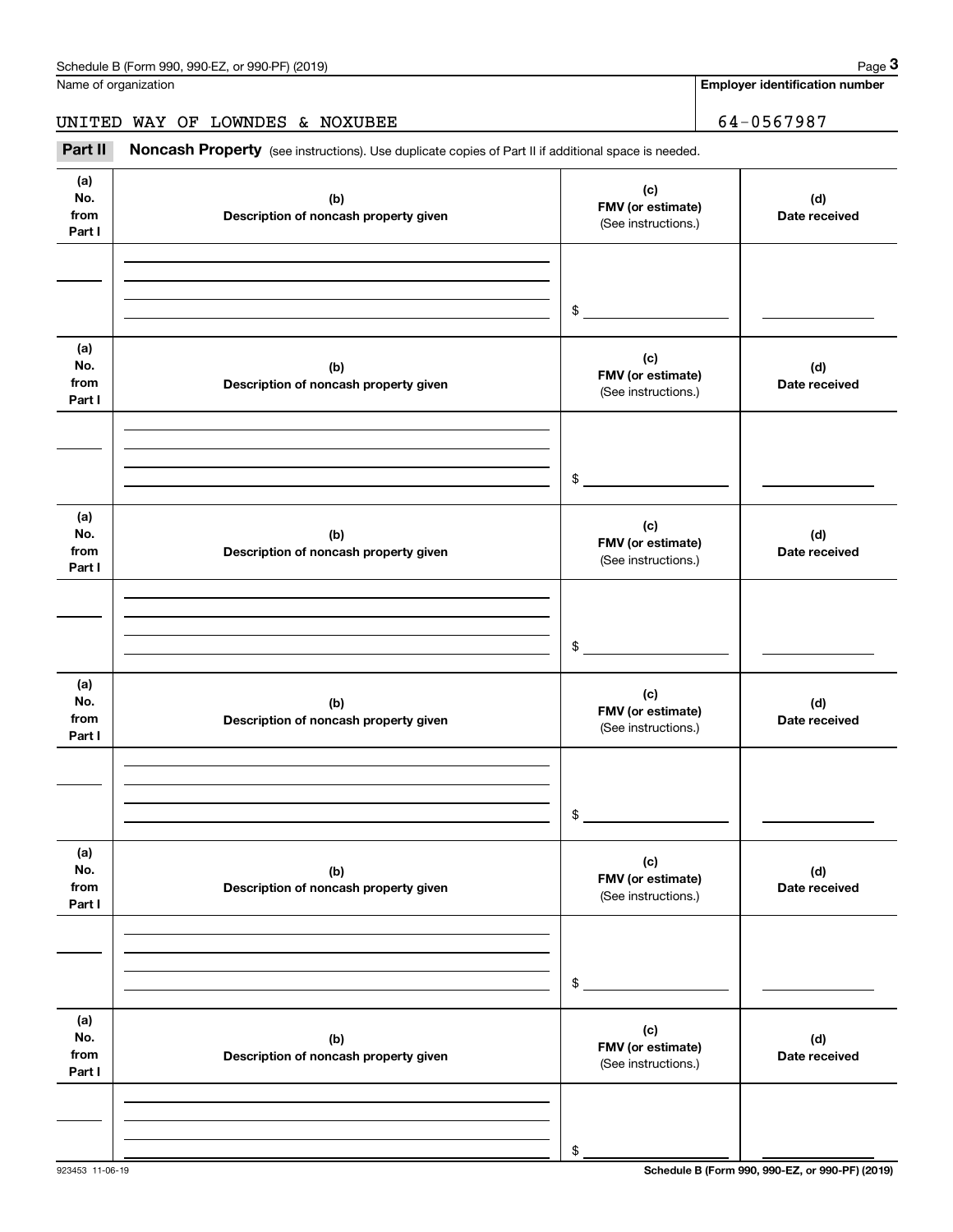Name of organization

UNITED WAY OF LOWNDES & NOXUBEE

**Employer identification number**

64-0567987

**Part II** **Noncash Property** (see instructions). Use duplicate copies of Part II if additional space is needed.

| (a) No. from Part I | (b) Description of noncash property given | (c) FMV (or estimate) (See instructions.) | (d) Date received |
|---|---|---|---|
| | | $ | |

| (a) No. from Part I | (b) Description of noncash property given | (c) FMV (or estimate) (See instructions.) | (d) Date received |
|---|---|---|---|
| | | $ | |

| (a) No. from Part I | (b) Description of noncash property given | (c) FMV (or estimate) (See instructions.) | (d) Date received |
|---|---|---|---|
| | | $ | |

| (a) No. from Part I | (b) Description of noncash property given | (c) FMV (or estimate) (See instructions.) | (d) Date received |
|---|---|---|---|
| | | $ | |

| (a) No. from Part I | (b) Description of noncash property given | (c) FMV (or estimate) (See instructions.) | (d) Date received |
|---|---|---|---|
| | | $ | |

| (a) No. from Part I | (b) Description of noncash property given | (c) FMV (or estimate) (See instructions.) | (d) Date received |
|---|---|---|---|
| | | $ | |

923453 11-06-19

**Schedule B (Form 990, 990-EZ, or 990-PF) (2019)**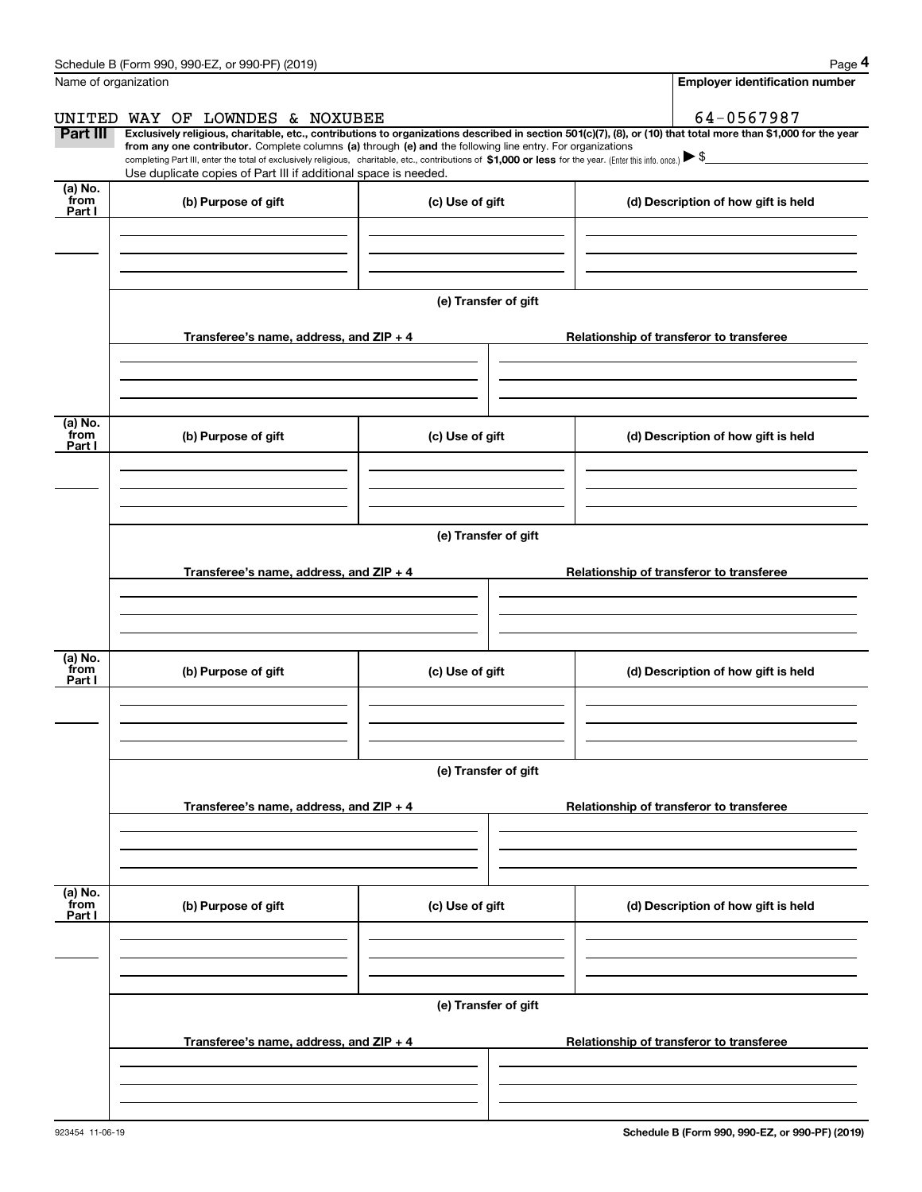Name of organization

UNITED WAY OF LOWNDES & NOXUBEE

**Employer identification number**

64-0567987

**Part III** **Exclusively religious, charitable, etc., contributions to organizations described in section 501(c)(7), (8), or (10) that total more than $1,000 for the year from any one contributor.** Complete columns **(a)** through **(e) and** the following line entry. For organizations completing Part III, enter the total of exclusively religious, charitable, etc., contributions of **$1,000 or less** for the year. (Enter this info. once.) ▶ $

Use duplicate copies of Part III if additional space is needed.

| (a) No. from Part I | (b) Purpose of gift | (c) Use of gift | (d) Description of how gift is held |
|---|---|---|---|
| | | | |

**(e) Transfer of gift**

| Transferee's name, address, and ZIP + 4 | Relationship of transferor to transferee |
|---|---|
| | |

| (a) No. from Part I | (b) Purpose of gift | (c) Use of gift | (d) Description of how gift is held |
|---|---|---|---|
| | | | |

**(e) Transfer of gift**

| Transferee's name, address, and ZIP + 4 | Relationship of transferor to transferee |
|---|---|
| | |

| (a) No. from Part I | (b) Purpose of gift | (c) Use of gift | (d) Description of how gift is held |
|---|---|---|---|
| | | | |

**(e) Transfer of gift**

| Transferee's name, address, and ZIP + 4 | Relationship of transferor to transferee |
|---|---|
| | |

| (a) No. from Part I | (b) Purpose of gift | (c) Use of gift | (d) Description of how gift is held |
|---|---|---|---|
| | | | |

**(e) Transfer of gift**

| Transferee's name, address, and ZIP + 4 | Relationship of transferor to transferee |
|---|---|
| | |

923454 11-06-19

**Schedule B (Form 990, 990-EZ, or 990-PF) (2019)**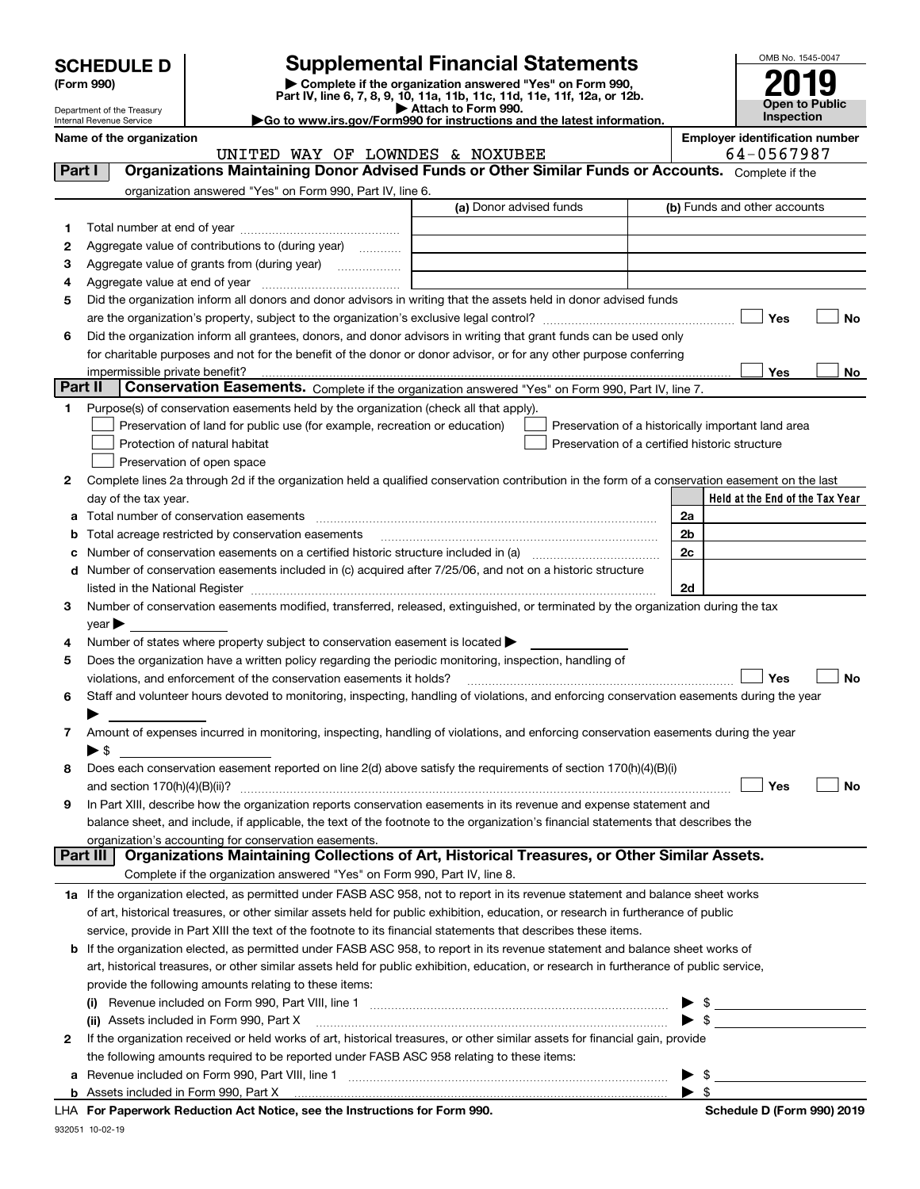# SCHEDULE D (Form 990)

Department of the Treasury
Internal Revenue Service

# Supplemental Financial Statements

▶ Complete if the organization answered "Yes" on Form 990, Part IV, line 6, 7, 8, 9, 10, 11a, 11b, 11c, 11d, 11e, 11f, 12a, or 12b.
▶ Attach to Form 990.
▶Go to www.irs.gov/Form990 for instructions and the latest information.

OMB No. 1545-0047
**2019**
**Open to Public Inspection**

**Name of the organization:** UNITED WAY OF LOWNDES & NOXUBEE
**Employer identification number:** 64-0567987

## Part I Organizations Maintaining Donor Advised Funds or Other Similar Funds or Accounts.

Complete if the organization answered "Yes" on Form 990, Part IV, line 6.

| | | (a) Donor advised funds | (b) Funds and other accounts |
|---|---|---|---|
| 1 | Total number at end of year | | |
| 2 | Aggregate value of contributions to (during year) | | |
| 3 | Aggregate value of grants from (during year) | | |
| 4 | Aggregate value at end of year | | |

5 Did the organization inform all donors and donor advisors in writing that the assets held in donor advised funds are the organization's property, subject to the organization's exclusive legal control? ☐ Yes ☐ No

6 Did the organization inform all grantees, donors, and donor advisors in writing that grant funds can be used only for charitable purposes and not for the benefit of the donor or donor advisor, or for any other purpose conferring impermissible private benefit? ☐ Yes ☐ No

## Part II Conservation Easements.

Complete if the organization answered "Yes" on Form 990, Part IV, line 7.

1 Purpose(s) of conservation easements held by the organization (check all that apply).

- ☐ Preservation of land for public use (for example, recreation or education)
- ☐ Protection of natural habitat
- ☐ Preservation of open space
- ☐ Preservation of a historically important land area
- ☐ Preservation of a certified historic structure

2 Complete lines 2a through 2d if the organization held a qualified conservation contribution in the form of a conservation easement on the last day of the tax year.

| | | | Held at the End of the Tax Year |
|---|---|---|---|
| a | Total number of conservation easements | 2a | |
| b | Total acreage restricted by conservation easements | 2b | |
| c | Number of conservation easements on a certified historic structure included in (a) | 2c | |
| d | Number of conservation easements included in (c) acquired after 7/25/06, and not on a historic structure listed in the National Register | 2d | |

3 Number of conservation easements modified, transferred, released, extinguished, or terminated by the organization during the tax year ▶

4 Number of states where property subject to conservation easement is located ▶

5 Does the organization have a written policy regarding the periodic monitoring, inspection, handling of violations, and enforcement of the conservation easements it holds? ☐ Yes ☐ No

6 Staff and volunteer hours devoted to monitoring, inspecting, handling of violations, and enforcing conservation easements during the year ▶

7 Amount of expenses incurred in monitoring, inspecting, handling of violations, and enforcing conservation easements during the year ▶ $

8 Does each conservation easement reported on line 2(d) above satisfy the requirements of section 170(h)(4)(B)(i) and section 170(h)(4)(B)(ii)? ☐ Yes ☐ No

9 In Part XIII, describe how the organization reports conservation easements in its revenue and expense statement and balance sheet, and include, if applicable, the text of the footnote to the organization's financial statements that describes the organization's accounting for conservation easements.

## Part III Organizations Maintaining Collections of Art, Historical Treasures, or Other Similar Assets.

Complete if the organization answered "Yes" on Form 990, Part IV, line 8.

1a If the organization elected, as permitted under FASB ASC 958, not to report in its revenue statement and balance sheet works of art, historical treasures, or other similar assets held for public exhibition, education, or research in furtherance of public service, provide in Part XIII the text of the footnote to its financial statements that describes these items.

b If the organization elected, as permitted under FASB ASC 958, to report in its revenue statement and balance sheet works of art, historical treasures, or other similar assets held for public exhibition, education, or research in furtherance of public service, provide the following amounts relating to these items:

(i) Revenue included on Form 990, Part VIII, line 1 ▶ $

(ii) Assets included in Form 990, Part X ▶ $

2 If the organization received or held works of art, historical treasures, or other similar assets for financial gain, provide the following amounts required to be reported under FASB ASC 958 relating to these items:

a Revenue included on Form 990, Part VIII, line 1 ▶ $

b Assets included in Form 990, Part X ▶ $

LHA For Paperwork Reduction Act Notice, see the Instructions for Form 990. Schedule D (Form 990) 2019

932051 10-02-19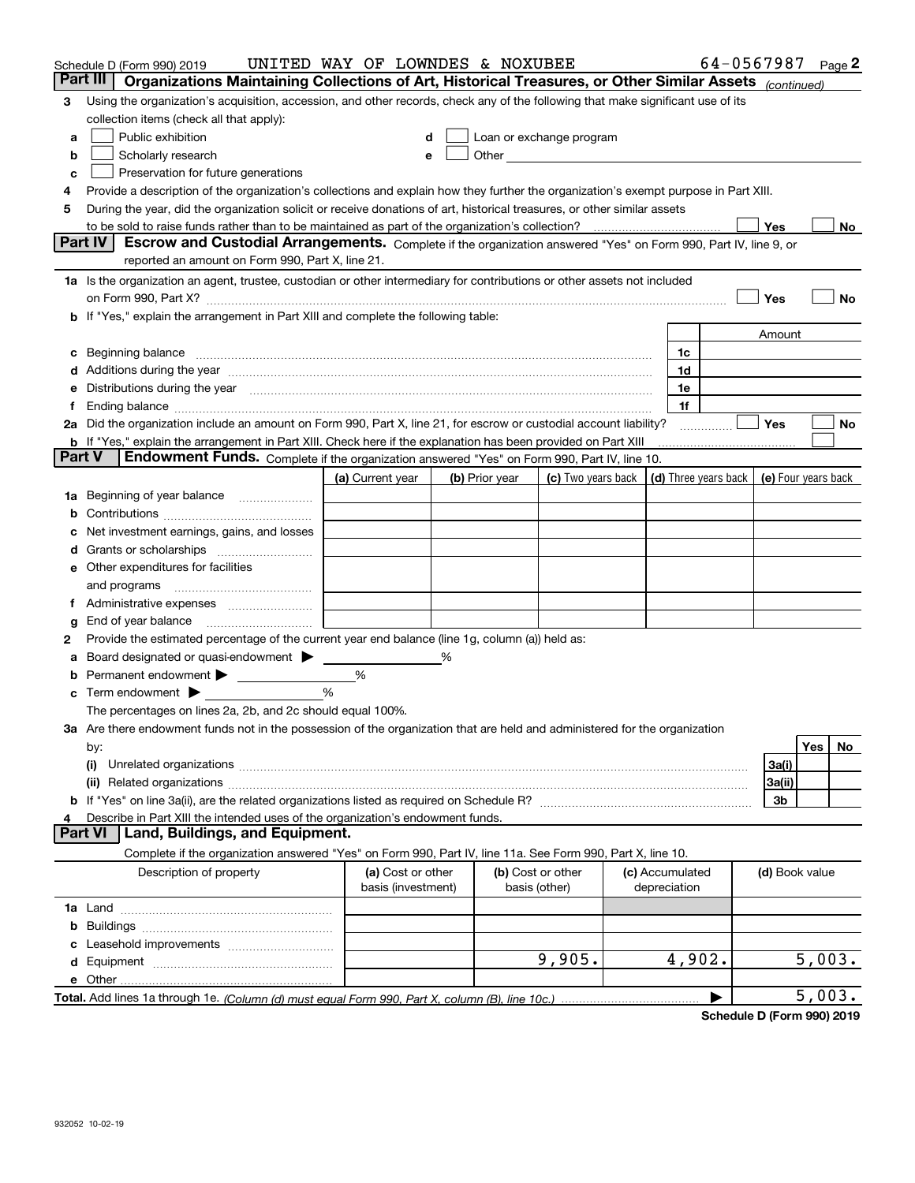Schedule D (Form 990) 2019 UNITED WAY OF LOWNDES & NOXUBEE 64-0567987 Page 2

## Part III Organizations Maintaining Collections of Art, Historical Treasures, or Other Similar Assets *(continued)*

**3** Using the organization's acquisition, accession, and other records, check any of the following that make significant use of its collection items (check all that apply):

- **a** ☐ Public exhibition
- **b** ☐ Scholarly research
- **c** ☐ Preservation for future generations
- **d** ☐ Loan or exchange program
- **e** ☐ Other

**4** Provide a description of the organization's collections and explain how they further the organization's exempt purpose in Part XIII.

**5** During the year, did the organization solicit or receive donations of art, historical treasures, or other similar assets to be sold to raise funds rather than to be maintained as part of the organization's collection? ☐ Yes ☐ No

## Part IV Escrow and Custodial Arrangements.

Complete if the organization answered "Yes" on Form 990, Part IV, line 9, or reported an amount on Form 990, Part X, line 21.

**1a** Is the organization an agent, trustee, custodian or other intermediary for contributions or other assets not included on Form 990, Part X? ☐ Yes ☐ No

**b** If "Yes," explain the arrangement in Part XIII and complete the following table:

| | | Amount |
|---|---|---|
| **c** Beginning balance | 1c | |
| **d** Additions during the year | 1d | |
| **e** Distributions during the year | 1e | |
| **f** Ending balance | 1f | |

**2a** Did the organization include an amount on Form 990, Part X, line 21, for escrow or custodial account liability? ☐ Yes ☐ No

**b** If "Yes," explain the arrangement in Part XIII. Check here if the explanation has been provided on Part XIII ☐

## Part V Endowment Funds.

Complete if the organization answered "Yes" on Form 990, Part IV, line 10.

| | (a) Current year | (b) Prior year | (c) Two years back | (d) Three years back | (e) Four years back |
|---|---|---|---|---|---|
| **1a** Beginning of year balance | | | | | |
| **b** Contributions | | | | | |
| **c** Net investment earnings, gains, and losses | | | | | |
| **d** Grants or scholarships | | | | | |
| **e** Other expenditures for facilities and programs | | | | | |
| **f** Administrative expenses | | | | | |
| **g** End of year balance | | | | | |

**2** Provide the estimated percentage of the current year end balance (line 1g, column (a)) held as:

- **a** Board designated or quasi-endowment ▶ ______ %
- **b** Permanent endowment ▶ ______ %
- **c** Term endowment ▶ ______ %

The percentages on lines 2a, 2b, and 2c should equal 100%.

**3a** Are there endowment funds not in the possession of the organization that are held and administered for the organization by:

| | | Yes | No |
|---|---|---|---|
| **(i)** Unrelated organizations | 3a(i) | | |
| **(ii)** Related organizations | 3a(ii) | | |
| **b** If "Yes" on line 3a(ii), are the related organizations listed as required on Schedule R? | 3b | | |

**4** Describe in Part XIII the intended uses of the organization's endowment funds.

## Part VI Land, Buildings, and Equipment.

Complete if the organization answered "Yes" on Form 990, Part IV, line 11a. See Form 990, Part X, line 10.

| Description of property | (a) Cost or other basis (investment) | (b) Cost or other basis (other) | (c) Accumulated depreciation | (d) Book value |
|---|---|---|---|---|
| **1a** Land | | | | |
| **b** Buildings | | | | |
| **c** Leasehold improvements | | | | |
| **d** Equipment | | 9,905. | 4,902. | 5,003. |
| **e** Other | | | | |
| **Total.** Add lines 1a through 1e. *(Column (d) must equal Form 990, Part X, column (B), line 10c.)* | | | ▶ | 5,003. |

Schedule D (Form 990) 2019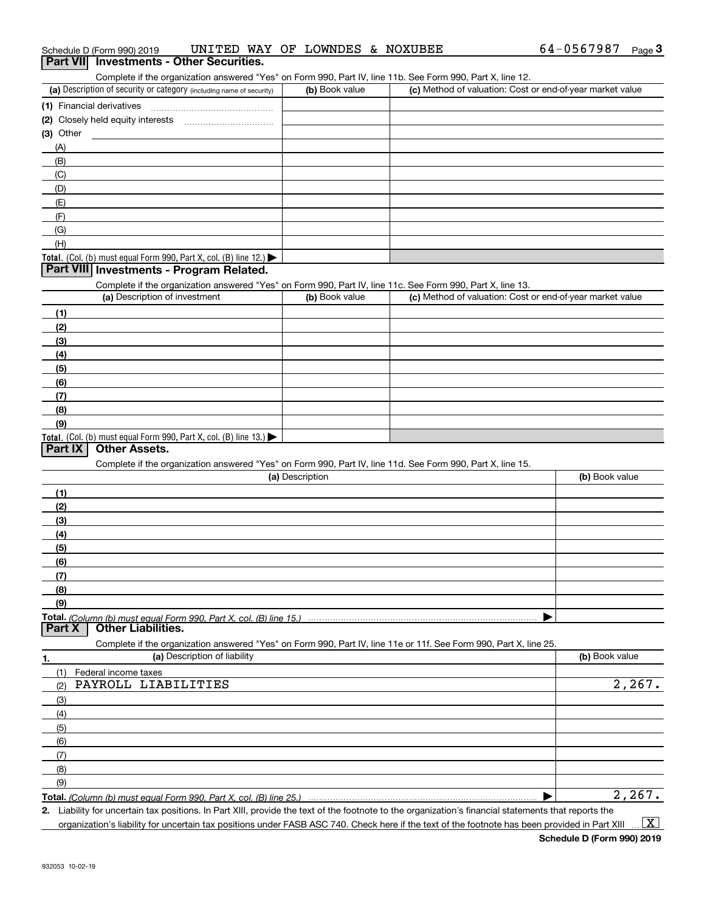Schedule D (Form 990) 2019 UNITED WAY OF LOWNDES & NOXUBEE 64-0567987 Page 3

## Part VII Investments - Other Securities.

Complete if the organization answered "Yes" on Form 990, Part IV, line 11b. See Form 990, Part X, line 12.

| (a) Description of security or category (including name of security) | (b) Book value | (c) Method of valuation: Cost or end-of-year market value |
|---|---|---|
| (1) Financial derivatives | | |
| (2) Closely held equity interests | | |
| (3) Other | | |
| (A) | | |
| (B) | | |
| (C) | | |
| (D) | | |
| (E) | | |
| (F) | | |
| (G) | | |
| (H) | | |
| **Total.** (Col. (b) must equal Form 990, Part X, col. (B) line 12.) ▶ | | |

## Part VIII Investments - Program Related.

Complete if the organization answered "Yes" on Form 990, Part IV, line 11c. See Form 990, Part X, line 13.

| (a) Description of investment | (b) Book value | (c) Method of valuation: Cost or end-of-year market value |
|---|---|---|
| (1) | | |
| (2) | | |
| (3) | | |
| (4) | | |
| (5) | | |
| (6) | | |
| (7) | | |
| (8) | | |
| (9) | | |
| **Total.** (Col. (b) must equal Form 990, Part X, col. (B) line 13.) ▶ | | |

## Part IX Other Assets.

Complete if the organization answered "Yes" on Form 990, Part IV, line 11d. See Form 990, Part X, line 15.

| (a) Description | (b) Book value |
|---|---|
| (1) | |
| (2) | |
| (3) | |
| (4) | |
| (5) | |
| (6) | |
| (7) | |
| (8) | |
| (9) | |
| **Total.** *(Column (b) must equal Form 990, Part X, col. (B) line 15.)* ▶ | |

## Part X Other Liabilities.

Complete if the organization answered "Yes" on Form 990, Part IV, line 11e or 11f. See Form 990, Part X, line 25.

| 1. (a) Description of liability | (b) Book value |
|---|---|
| (1) Federal income taxes | |
| (2) PAYROLL LIABILITIES | 2,267. |
| (3) | |
| (4) | |
| (5) | |
| (6) | |
| (7) | |
| (8) | |
| (9) | |
| **Total.** *(Column (b) must equal Form 990, Part X, col. (B) line 25.)* ▶ | 2,267. |

2. Liability for uncertain tax positions. In Part XIII, provide the text of the footnote to the organization's financial statements that reports the organization's liability for uncertain tax positions under FASB ASC 740. Check here if the text of the footnote has been provided in Part XIII ... [X]

Schedule D (Form 990) 2019

932053 10-02-19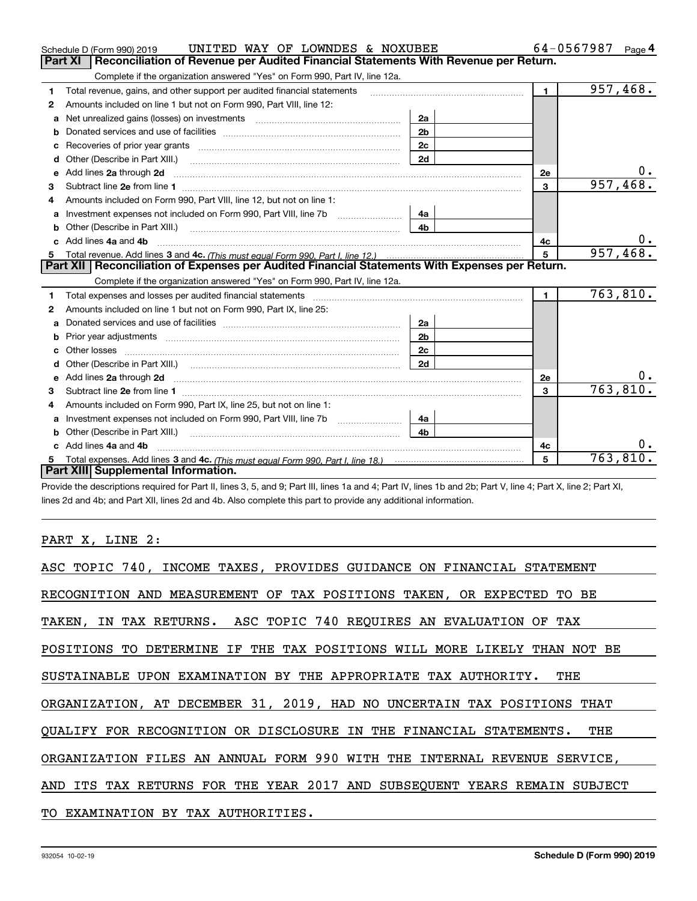Schedule D (Form 990) 2019 UNITED WAY OF LOWNDES & NOXUBEE 64-0567987 Page 4

## Part XI Reconciliation of Revenue per Audited Financial Statements With Revenue per Return.

Complete if the organization answered "Yes" on Form 990, Part IV, line 12a.

| | | | | | |
|---|---|---|---|---|---|
| 1 | Total revenue, gains, and other support per audited financial statements | | | 1 | 957,468. |
| 2 | Amounts included on line 1 but not on Form 990, Part VIII, line 12: | | | | |
| a | Net unrealized gains (losses) on investments | 2a | | | |
| b | Donated services and use of facilities | 2b | | | |
| c | Recoveries of prior year grants | 2c | | | |
| d | Other (Describe in Part XIII.) | 2d | | | |
| e | Add lines 2a through 2d | | | 2e | 0. |
| 3 | Subtract line 2e from line 1 | | | 3 | 957,468. |
| 4 | Amounts included on Form 990, Part VIII, line 12, but not on line 1: | | | | |
| a | Investment expenses not included on Form 990, Part VIII, line 7b | 4a | | | |
| b | Other (Describe in Part XIII.) | 4b | | | |
| c | Add lines 4a and 4b | | | 4c | 0. |
| 5 | Total revenue. Add lines 3 and 4c. *(This must equal Form 990, Part I, line 12.)* | | | 5 | 957,468. |

## Part XII Reconciliation of Expenses per Audited Financial Statements With Expenses per Return.

Complete if the organization answered "Yes" on Form 990, Part IV, line 12a.

| | | | | | |
|---|---|---|---|---|---|
| 1 | Total expenses and losses per audited financial statements | | | 1 | 763,810. |
| 2 | Amounts included on line 1 but not on Form 990, Part IX, line 25: | | | | |
| a | Donated services and use of facilities | 2a | | | |
| b | Prior year adjustments | 2b | | | |
| c | Other losses | 2c | | | |
| d | Other (Describe in Part XIII.) | 2d | | | |
| e | Add lines 2a through 2d | | | 2e | 0. |
| 3 | Subtract line 2e from line 1 | | | 3 | 763,810. |
| 4 | Amounts included on Form 990, Part IX, line 25, but not on line 1: | | | | |
| a | Investment expenses not included on Form 990, Part VIII, line 7b | 4a | | | |
| b | Other (Describe in Part XIII.) | 4b | | | |
| c | Add lines 4a and 4b | | | 4c | 0. |
| 5 | Total expenses. Add lines 3 and 4c. *(This must equal Form 990, Part I, line 18.)* | | | 5 | 763,810. |

## Part XIII Supplemental Information.

Provide the descriptions required for Part II, lines 3, 5, and 9; Part III, lines 1a and 4; Part IV, lines 1b and 2b; Part V, line 4; Part X, line 2; Part XI, lines 2d and 4b; and Part XII, lines 2d and 4b. Also complete this part to provide any additional information.

PART X, LINE 2:

ASC TOPIC 740, INCOME TAXES, PROVIDES GUIDANCE ON FINANCIAL STATEMENT RECOGNITION AND MEASUREMENT OF TAX POSITIONS TAKEN, OR EXPECTED TO BE TAKEN, IN TAX RETURNS. ASC TOPIC 740 REQUIRES AN EVALUATION OF TAX POSITIONS TO DETERMINE IF THE TAX POSITIONS WILL MORE LIKELY THAN NOT BE SUSTAINABLE UPON EXAMINATION BY THE APPROPRIATE TAX AUTHORITY. THE ORGANIZATION, AT DECEMBER 31, 2019, HAD NO UNCERTAIN TAX POSITIONS THAT QUALIFY FOR RECOGNITION OR DISCLOSURE IN THE FINANCIAL STATEMENTS. THE ORGANIZATION FILES AN ANNUAL FORM 990 WITH THE INTERNAL REVENUE SERVICE, AND ITS TAX RETURNS FOR THE YEAR 2017 AND SUBSEQUENT YEARS REMAIN SUBJECT TO EXAMINATION BY TAX AUTHORITIES.

932054 10-02-19 Schedule D (Form 990) 2019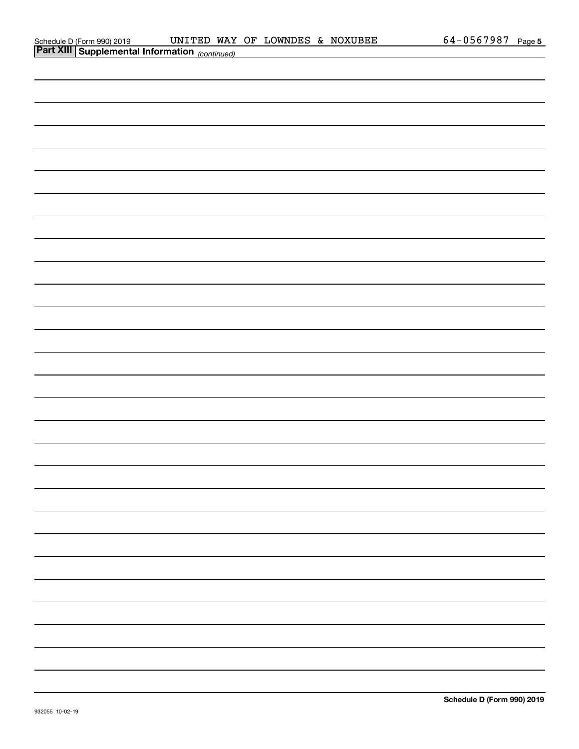Schedule D (Form 990) 2019 UNITED WAY OF LOWNDES & NOXUBEE 64-0567987 Page 5

## Part XIII Supplemental Information *(continued)*

Schedule D (Form 990) 2019

932055 10-02-19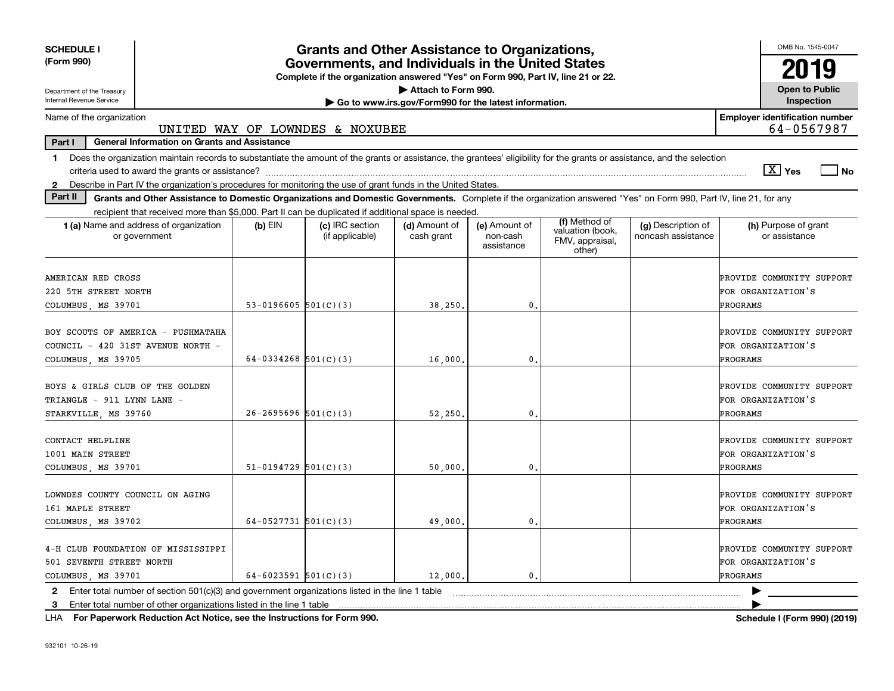SCHEDULE I
(Form 990)

Department of the Treasury
Internal Revenue Service

# Grants and Other Assistance to Organizations, Governments, and Individuals in the United States

**Complete if the organization answered "Yes" on Form 990, Part IV, line 21 or 22.**

**▶ Attach to Form 990.**

**▶ Go to www.irs.gov/Form990 for the latest information.**

OMB No. 1545-0047

**2019**

**Open to Public Inspection**

Name of the organization: UNITED WAY OF LOWNDES & NOXUBEE

**Employer identification number** 64-0567987

**Part I — General Information on Grants and Assistance**

1 Does the organization maintain records to substantiate the amount of the grants or assistance, the grantees' eligibility for the grants or assistance, and the selection criteria used to award the grants or assistance? [X] Yes [ ] No

2 Describe in Part IV the organization's procedures for monitoring the use of grant funds in the United States.

**Part II — Grants and Other Assistance to Domestic Organizations and Domestic Governments.** Complete if the organization answered "Yes" on Form 990, Part IV, line 21, for any recipient that received more than $5,000. Part II can be duplicated if additional space is needed.

| 1 (a) Name and address of organization or government | (b) EIN | (c) IRC section (if applicable) | (d) Amount of cash grant | (e) Amount of non-cash assistance | (f) Method of valuation (book, FMV, appraisal, other) | (g) Description of noncash assistance | (h) Purpose of grant or assistance |
|---|---|---|---|---|---|---|---|
| AMERICAN RED CROSS 220 5TH STREET NORTH COLUMBUS, MS 39701 | 53-0196605 | 501(C)(3) | 38,250. | 0. | | | PROVIDE COMMUNITY SUPPORT FOR ORGANIZATION'S PROGRAMS |
| BOY SCOUTS OF AMERICA - PUSHMATAHA COUNCIL - 420 31ST AVENUE NORTH - COLUMBUS, MS 39705 | 64-0334268 | 501(C)(3) | 16,000. | 0. | | | PROVIDE COMMUNITY SUPPORT FOR ORGANIZATION'S PROGRAMS |
| BOYS & GIRLS CLUB OF THE GOLDEN TRIANGLE - 911 LYNN LANE - STARKVILLE, MS 39760 | 26-2695696 | 501(C)(3) | 52,250. | 0. | | | PROVIDE COMMUNITY SUPPORT FOR ORGANIZATION'S PROGRAMS |
| CONTACT HELPLINE 1001 MAIN STREET COLUMBUS, MS 39701 | 51-0194729 | 501(C)(3) | 50,000. | 0. | | | PROVIDE COMMUNITY SUPPORT FOR ORGANIZATION'S PROGRAMS |
| LOWNDES COUNTY COUNCIL ON AGING 161 MAPLE STREET COLUMBUS, MS 39702 | 64-0527731 | 501(C)(3) | 49,000. | 0. | | | PROVIDE COMMUNITY SUPPORT FOR ORGANIZATION'S PROGRAMS |
| 4-H CLUB FOUNDATION OF MISSISSIPPI 501 SEVENTH STREET NORTH COLUMBUS, MS 39701 | 64-6023591 | 501(C)(3) | 12,000. | 0. | | | PROVIDE COMMUNITY SUPPORT FOR ORGANIZATION'S PROGRAMS |

2 Enter total number of section 501(c)(3) and government organizations listed in the line 1 table ▶

3 Enter total number of other organizations listed in the line 1 table ▶

LHA **For Paperwork Reduction Act Notice, see the Instructions for Form 990.** **Schedule I (Form 990) (2019)**

932101 10-26-19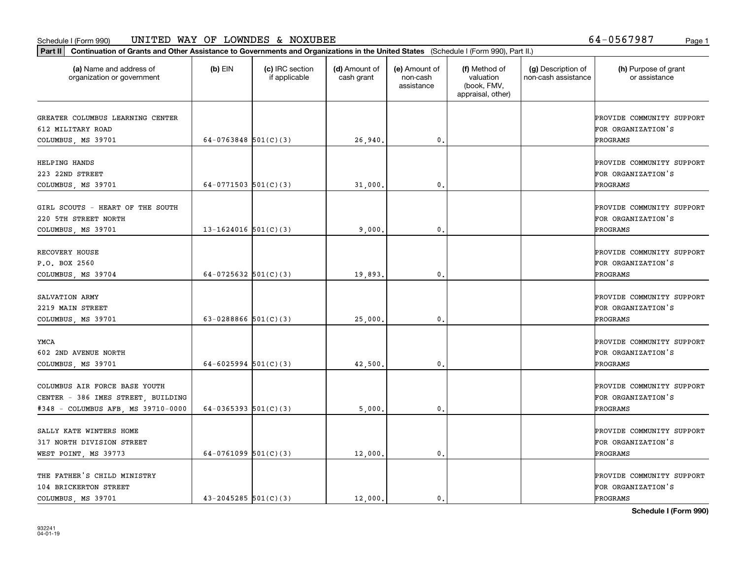Schedule I (Form 990) UNITED WAY OF LOWNDES & NOXUBEE 64-0567987

**Part II** **Continuation of Grants and Other Assistance to Governments and Organizations in the United States** (Schedule I (Form 990), Part II.)

| (a) Name and address of organization or government | (b) EIN | (c) IRC section if applicable | (d) Amount of cash grant | (e) Amount of non-cash assistance | (f) Method of valuation (book, FMV, appraisal, other) | (g) Description of non-cash assistance | (h) Purpose of grant or assistance |
|---|---|---|---|---|---|---|---|
| GREATER COLUMBUS LEARNING CENTER 612 MILITARY ROAD COLUMBUS, MS 39701 | 64-0763848 | 501(C)(3) | 26,940. | 0. | | | PROVIDE COMMUNITY SUPPORT FOR ORGANIZATION'S PROGRAMS |
| HELPING HANDS 223 22ND STREET COLUMBUS, MS 39701 | 64-0771503 | 501(C)(3) | 31,000. | 0. | | | PROVIDE COMMUNITY SUPPORT FOR ORGANIZATION'S PROGRAMS |
| GIRL SCOUTS - HEART OF THE SOUTH 220 5TH STREET NORTH COLUMBUS, MS 39701 | 13-1624016 | 501(C)(3) | 9,000. | 0. | | | PROVIDE COMMUNITY SUPPORT FOR ORGANIZATION'S PROGRAMS |
| RECOVERY HOUSE P.O. BOX 2560 COLUMBUS, MS 39704 | 64-0725632 | 501(C)(3) | 19,893. | 0. | | | PROVIDE COMMUNITY SUPPORT FOR ORGANIZATION'S PROGRAMS |
| SALVATION ARMY 2219 MAIN STREET COLUMBUS, MS 39701 | 63-0288866 | 501(C)(3) | 25,000. | 0. | | | PROVIDE COMMUNITY SUPPORT FOR ORGANIZATION'S PROGRAMS |
| YMCA 602 2ND AVENUE NORTH COLUMBUS, MS 39701 | 64-6025994 | 501(C)(3) | 42,500. | 0. | | | PROVIDE COMMUNITY SUPPORT FOR ORGANIZATION'S PROGRAMS |
| COLUMBUS AIR FORCE BASE YOUTH CENTER - 386 IMES STREET, BUILDING #348 - COLUMBUS AFB, MS 39710-0000 | 64-0365393 | 501(C)(3) | 5,000. | 0. | | | PROVIDE COMMUNITY SUPPORT FOR ORGANIZATION'S PROGRAMS |
| SALLY KATE WINTERS HOME 317 NORTH DIVISION STREET WEST POINT, MS 39773 | 64-0761099 | 501(C)(3) | 12,000. | 0. | | | PROVIDE COMMUNITY SUPPORT FOR ORGANIZATION'S PROGRAMS |
| THE FATHER'S CHILD MINISTRY 104 BRICKERTON STREET COLUMBUS, MS 39701 | 43-2045285 | 501(C)(3) | 12,000. | 0. | | | PROVIDE COMMUNITY SUPPORT FOR ORGANIZATION'S PROGRAMS |

932241 04-01-19

**Schedule I (Form 990)**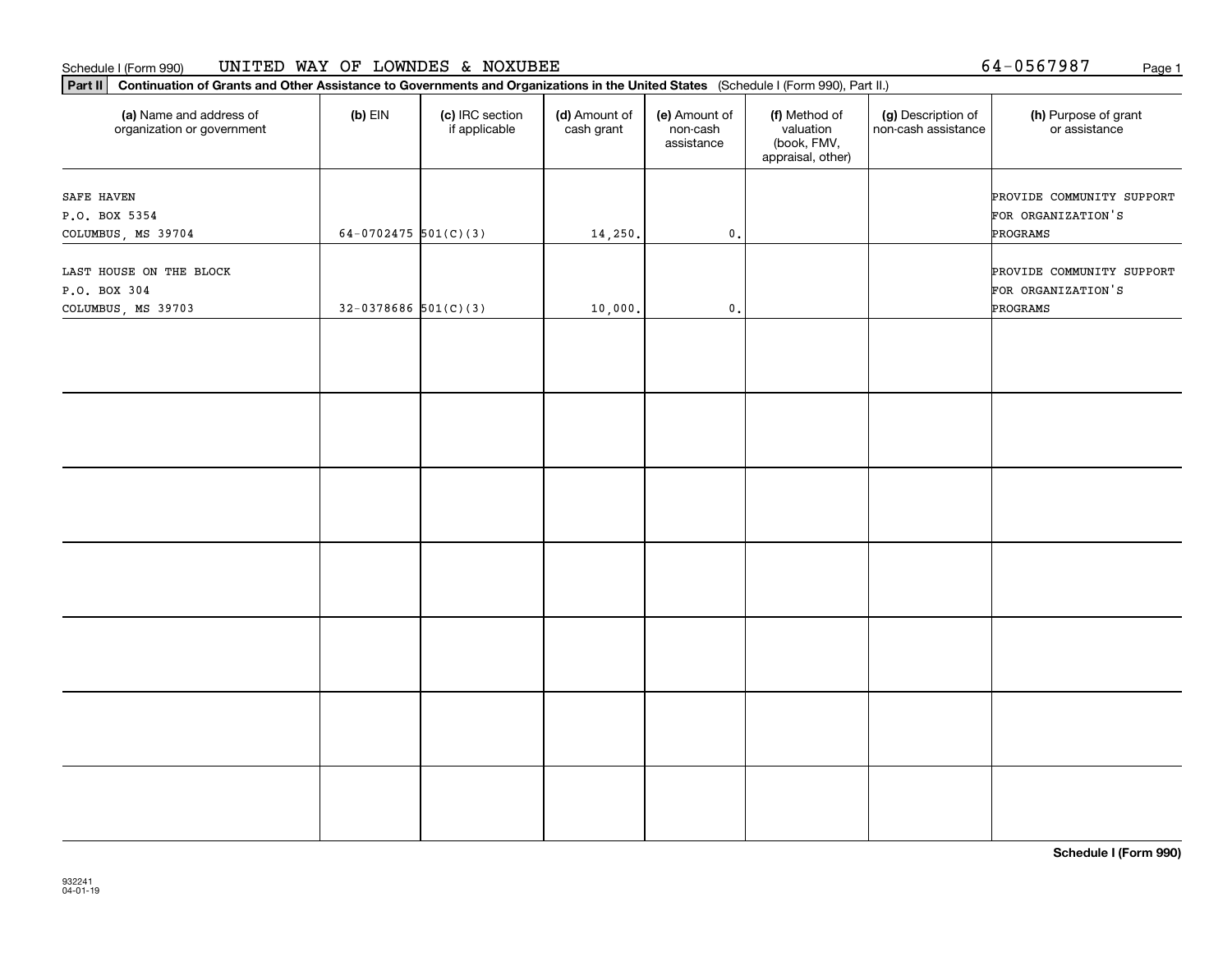Schedule I (Form 990) UNITED WAY OF LOWNDES & NOXUBEE 64-0567987

**Part II** **Continuation of Grants and Other Assistance to Governments and Organizations in the United States** (Schedule I (Form 990), Part II.)

| (a) Name and address of organization or government | (b) EIN | (c) IRC section if applicable | (d) Amount of cash grant | (e) Amount of non-cash assistance | (f) Method of valuation (book, FMV, appraisal, other) | (g) Description of non-cash assistance | (h) Purpose of grant or assistance |
|---|---|---|---|---|---|---|---|
| SAFE HAVEN<br>P.O. BOX 5354<br>COLUMBUS, MS 39704 | 64-0702475 | 501(C)(3) | 14,250. | 0. | | | PROVIDE COMMUNITY SUPPORT FOR ORGANIZATION'S PROGRAMS |
| LAST HOUSE ON THE BLOCK<br>P.O. BOX 304<br>COLUMBUS, MS 39703 | 32-0378686 | 501(C)(3) | 10,000. | 0. | | | PROVIDE COMMUNITY SUPPORT FOR ORGANIZATION'S PROGRAMS |
| | | | | | | | |
| | | | | | | | |
| | | | | | | | |
| | | | | | | | |
| | | | | | | | |
| | | | | | | | |
| | | | | | | | |

**Schedule I (Form 990)**

932241
04-01-19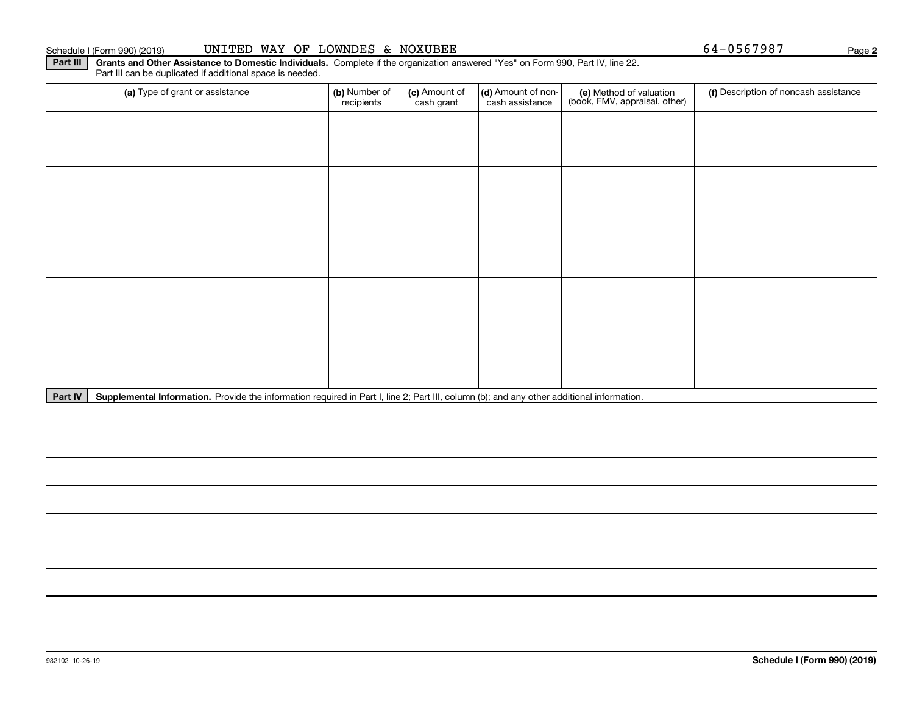Schedule I (Form 990) (2019) UNITED WAY OF LOWNDES & NOXUBEE 64-0567987 Page **2**

**Part III** **Grants and Other Assistance to Domestic Individuals.** Complete if the organization answered "Yes" on Form 990, Part IV, line 22. Part III can be duplicated if additional space is needed.

| (a) Type of grant or assistance | (b) Number of recipients | (c) Amount of cash grant | (d) Amount of non-cash assistance | (e) Method of valuation (book, FMV, appraisal, other) | (f) Description of noncash assistance |
|---|---|---|---|---|---|
| | | | | | |
| | | | | | |
| | | | | | |
| | | | | | |
| | | | | | |

**Part IV** **Supplemental Information.** Provide the information required in Part I, line 2; Part III, column (b); and any other additional information.

932102 10-26-19 **Schedule I (Form 990) (2019)**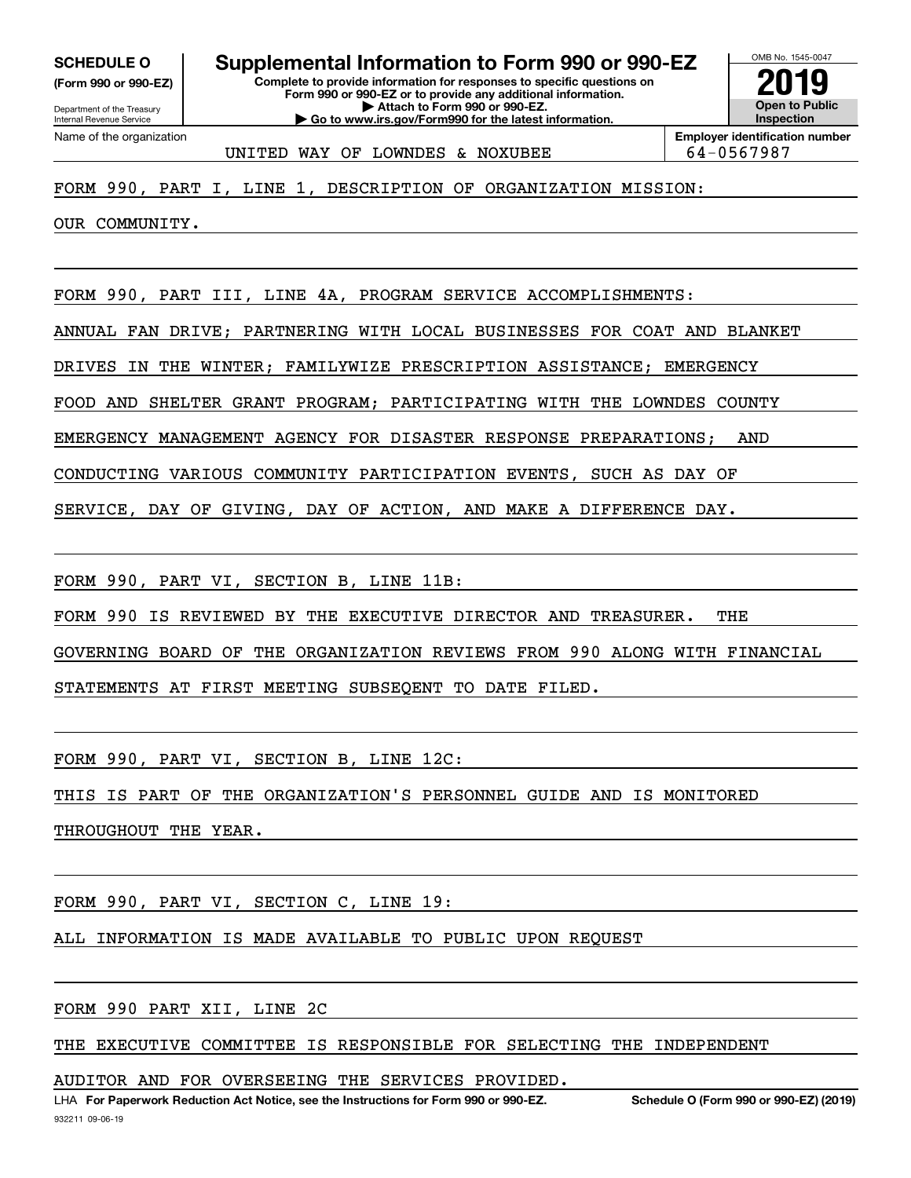**SCHEDULE O** (Form 990 or 990-EZ)

Department of the Treasury
Internal Revenue Service

# Supplemental Information to Form 990 or 990-EZ

**Complete to provide information for responses to specific questions on Form 990 or 990-EZ or to provide any additional information.**
**▶ Attach to Form 990 or 990-EZ.**
**▶ Go to www.irs.gov/Form990 for the latest information.**

OMB No. 1545-0047

**2019**

**Open to Public Inspection**

| Name of the organization | Employer identification number |
|---|---|
| UNITED WAY OF LOWNDES & NOXUBEE | 64-0567987 |

FORM 990, PART I, LINE 1, DESCRIPTION OF ORGANIZATION MISSION:

OUR COMMUNITY.

FORM 990, PART III, LINE 4A, PROGRAM SERVICE ACCOMPLISHMENTS:

ANNUAL FAN DRIVE; PARTNERING WITH LOCAL BUSINESSES FOR COAT AND BLANKET DRIVES IN THE WINTER; FAMILYWIZE PRESCRIPTION ASSISTANCE; EMERGENCY FOOD AND SHELTER GRANT PROGRAM; PARTICIPATING WITH THE LOWNDES COUNTY EMERGENCY MANAGEMENT AGENCY FOR DISASTER RESPONSE PREPARATIONS; AND CONDUCTING VARIOUS COMMUNITY PARTICIPATION EVENTS, SUCH AS DAY OF SERVICE, DAY OF GIVING, DAY OF ACTION, AND MAKE A DIFFERENCE DAY.

FORM 990, PART VI, SECTION B, LINE 11B:

FORM 990 IS REVIEWED BY THE EXECUTIVE DIRECTOR AND TREASURER. THE GOVERNING BOARD OF THE ORGANIZATION REVIEWS FROM 990 ALONG WITH FINANCIAL STATEMENTS AT FIRST MEETING SUBSEQENT TO DATE FILED.

FORM 990, PART VI, SECTION B, LINE 12C:

THIS IS PART OF THE ORGANIZATION'S PERSONNEL GUIDE AND IS MONITORED THROUGHOUT THE YEAR.

FORM 990, PART VI, SECTION C, LINE 19:

ALL INFORMATION IS MADE AVAILABLE TO PUBLIC UPON REQUEST

FORM 990 PART XII, LINE 2C

THE EXECUTIVE COMMITTEE IS RESPONSIBLE FOR SELECTING THE INDEPENDENT AUDITOR AND FOR OVERSEEING THE SERVICES PROVIDED.

LHA **For Paperwork Reduction Act Notice, see the Instructions for Form 990 or 990-EZ.** **Schedule O (Form 990 or 990-EZ) (2019)**

932211 09-06-19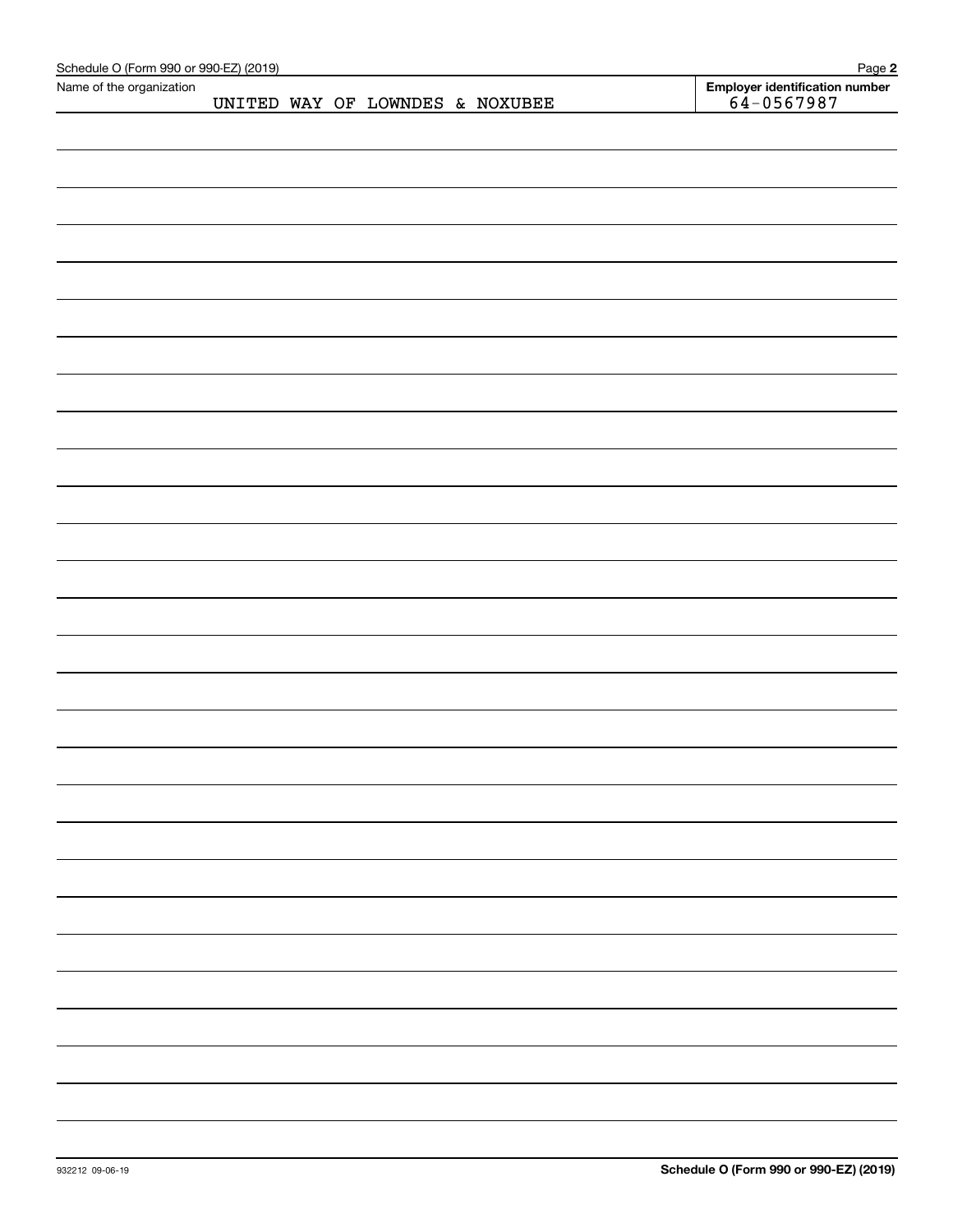Schedule O (Form 990 or 990-EZ) (2019)

Name of the organization
UNITED WAY OF LOWNDES & NOXUBEE

**Employer identification number**
64-0567987

932212 09-06-19

**Schedule O (Form 990 or 990-EZ) (2019)**